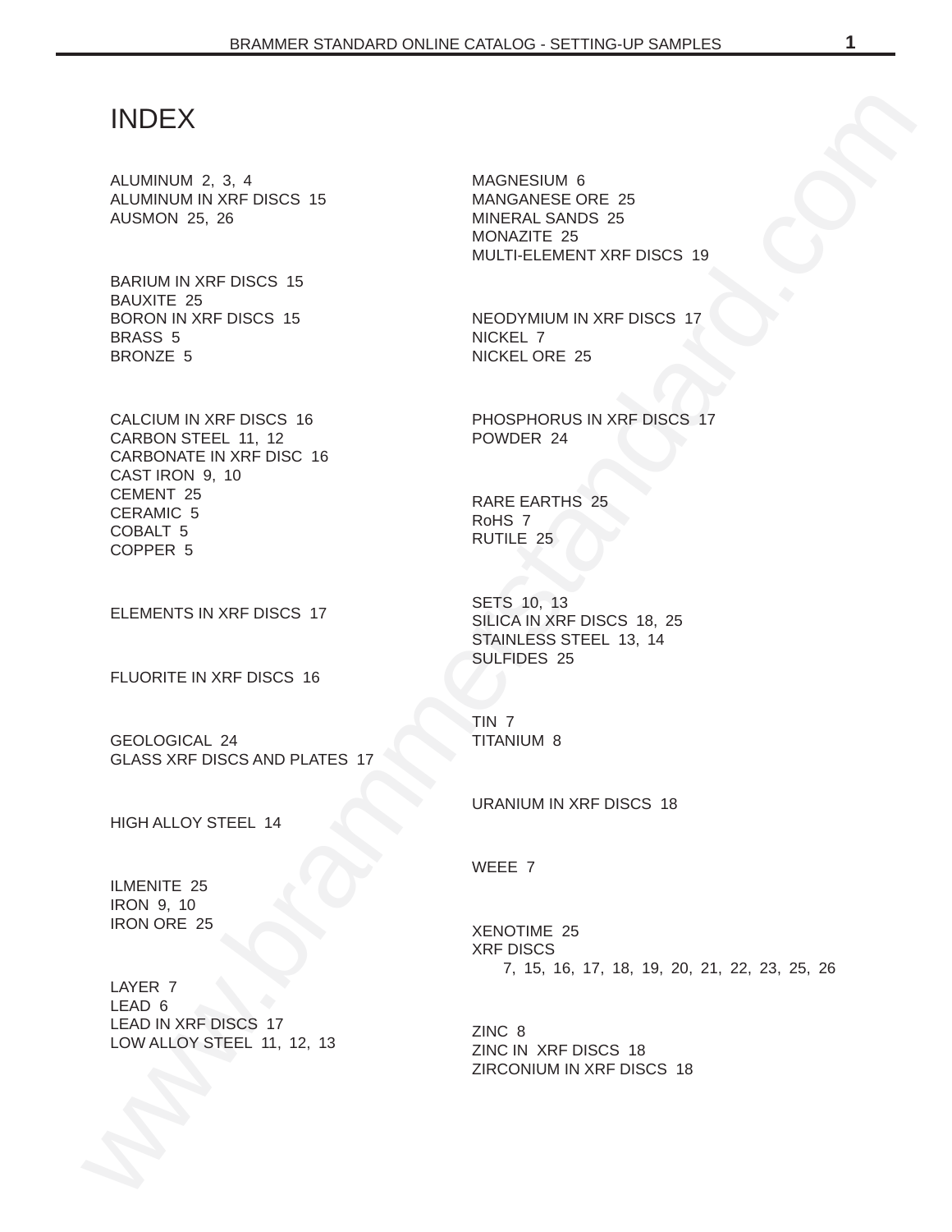# INDEX

ALUMINUM 2, 3, 4
ALUMINUM IN XRF DISCS 15
AUSMON 25, 26

BARIUM IN XRF DISCS 15
BAUXITE 25
BORON IN XRF DISCS 15
BRASS 5
BRONZE 5

CALCIUM IN XRF DISCS 16
CARBON STEEL 11, 12
CARBONATE IN XRF DISC 16
CAST IRON 9, 10
CEMENT 25
CERAMIC 5
COBALT 5
COPPER 5

ELEMENTS IN XRF DISCS 17

FLUORITE IN XRF DISCS 16

GEOLOGICAL 24
GLASS XRF DISCS AND PLATES 17

HIGH ALLOY STEEL 14

ILMENITE 25
IRON 9, 10
IRON ORE 25

LAYER 7
LEAD 6
LEAD IN XRF DISCS 17
LOW ALLOY STEEL 11, 12, 13

MAGNESIUM 6
MANGANESE ORE 25
MINERAL SANDS 25
MONAZITE 25
MULTI-ELEMENT XRF DISCS 19

NEODYMIUM IN XRF DISCS 17
NICKEL 7
NICKEL ORE 25

PHOSPHORUS IN XRF DISCS 17
POWDER 24

RARE EARTHS 25
RoHS 7
RUTILE 25

SETS 10, 13
SILICA IN XRF DISCS 18, 25
STAINLESS STEEL 13, 14
SULFIDES 25

TIN 7
TITANIUM 8

URANIUM IN XRF DISCS 18

WEEE 7

XENOTIME 25
XRF DISCS
7, 15, 16, 17, 18, 19, 20, 21, 22, 23, 25, 26

ZINC 8
ZINC IN XRF DISCS 18
ZIRCONIUM IN XRF DISCS 18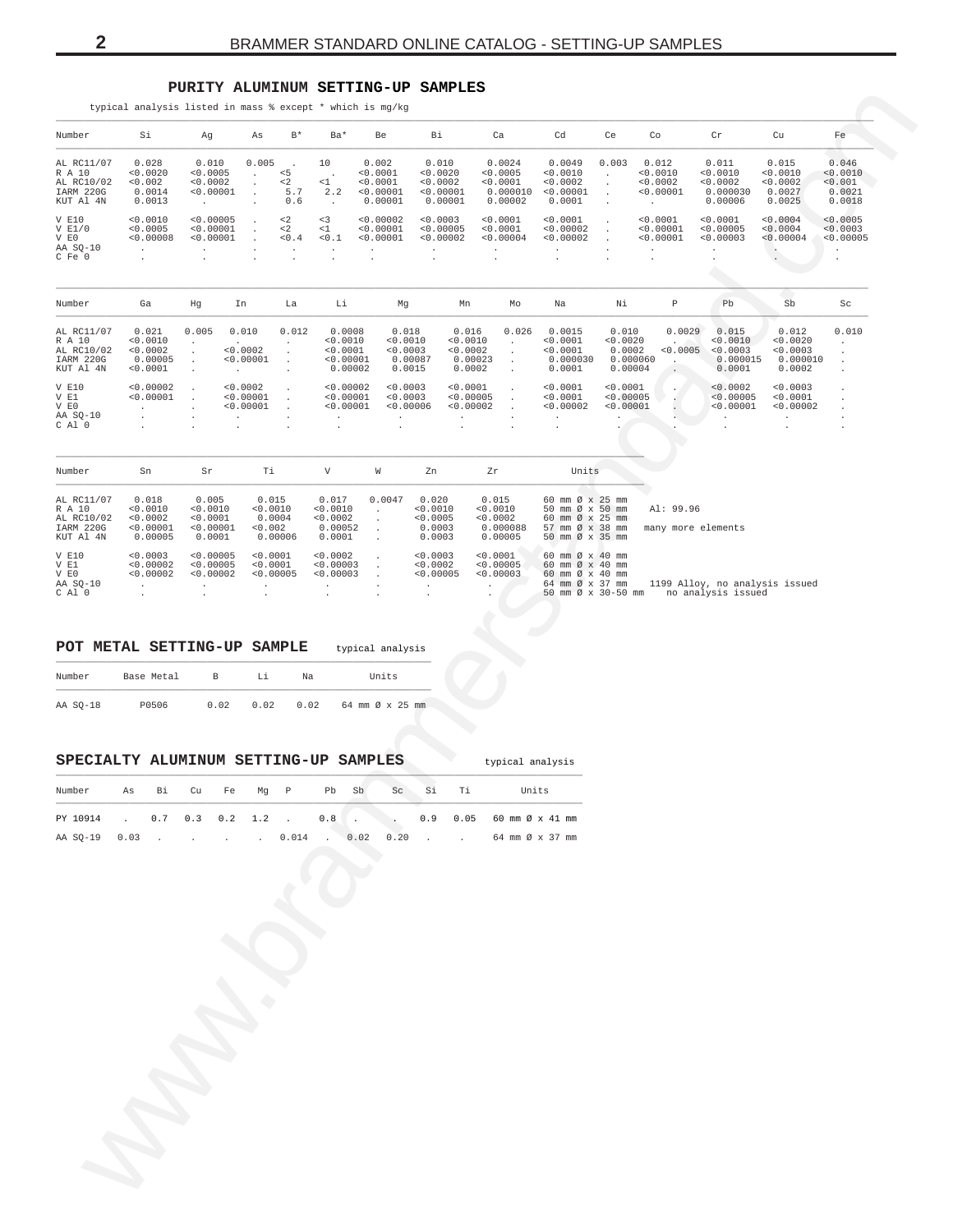## PURITY ALUMINUM SETTING-UP SAMPLES

typical analysis listed in mass % except * which is mg/kg

| Number | Si | Ag | As | B* | Ba* | Be | Bi | Ca | Cd | Ce | Co | Cr | Cu | Fe |
|---|---|---|---|---|---|---|---|---|---|---|---|---|---|---|
| AL RC11/07 | 0.028 | 0.010 | 0.005 | . | 10 | 0.002 | 0.010 | 0.0024 | 0.0049 | 0.003 | 0.012 | 0.011 | 0.015 | 0.046 |
| R A 10 | <0.0020 | <0.0005 | . | <5 | . | <0.0001 | <0.0020 | <0.0005 | <0.0010 | . | <0.0010 | <0.0010 | <0.0010 | <0.0010 |
| AL RC10/02 | <0.002 | <0.0002 | . | <2 | <1 | <0.0001 | <0.0002 | <0.0001 | <0.0002 | . | <0.0002 | <0.0002 | <0.0002 | <0.001 |
| IARM 220G | 0.0014 | <0.00001 | . | 5.7 | 2.2 | <0.00001 | <0.00001 | 0.000010 | <0.00001 | . | <0.00001 | 0.000030 | 0.0027 | 0.0021 |
| KUT Al 4N | 0.0013 | . | . | 0.6 | . | 0.00001 | 0.00001 | 0.00002 | 0.0001 | . | . | 0.00006 | 0.0025 | 0.0018 |
| V E10 | <0.0010 | <0.00005 | . | <2 | <3 | <0.00002 | <0.0003 | <0.0001 | <0.0001 | . | <0.0001 | <0.0001 | <0.0004 | <0.0005 |
| V E1/0 | <0.0005 | <0.00001 | . | <2 | <1 | <0.00001 | <0.00005 | <0.0001 | <0.00002 | . | <0.00001 | <0.00005 | <0.0004 | <0.0003 |
| V E0 | <0.00008 | <0.00001 | . | <0.4 | <0.1 | <0.00001 | <0.00002 | <0.00004 | <0.00002 | . | <0.00001 | <0.00003 | <0.00004 | <0.00005 |
| AA SQ-10 | . | . | . | . | . | . | . | . | . | . | . | . | . | . |
| C Fe 0 | . | . | . | . | . | . | . | . | . | . | . | . | . | . |

| Number | Ga | Hg | In | La | Li | Mg | Mn | Mo | Na | Ni | P | Pb | Sb | Sc |
|---|---|---|---|---|---|---|---|---|---|---|---|---|---|---|
| AL RC11/07 | 0.021 | 0.005 | 0.010 | 0.012 | 0.0008 | 0.018 | 0.016 | 0.026 | 0.0015 | 0.010 | 0.0029 | 0.015 | 0.012 | 0.010 |
| R A 10 | <0.0010 | . | . | . | <0.0010 | <0.0010 | <0.0010 | . | <0.0001 | <0.0020 | . | <0.0010 | <0.0020 | . |
| AL RC10/02 | <0.0002 | . | <0.0002 | . | <0.0001 | <0.0003 | <0.0002 | . | <0.0001 | 0.0002 | <0.0005 | <0.0003 | <0.0003 | . |
| IARM 220G | 0.00005 | . | <0.00001 | . | <0.00001 | 0.00087 | 0.00023 | . | 0.000030 | 0.000060 | . | 0.000015 | 0.000010 | . |
| KUT Al 4N | <0.0001 | . | . | . | 0.00002 | 0.0015 | 0.0002 | . | 0.0001 | 0.00004 | . | 0.0001 | 0.0002 | . |
| V E10 | <0.00002 | . | <0.0002 | . | <0.00002 | <0.0003 | <0.0001 | . | <0.0001 | <0.0001 | . | <0.0002 | <0.0003 | . |
| V E1 | <0.00001 | . | <0.00001 | . | <0.00001 | <0.0003 | <0.00005 | . | <0.0001 | <0.00005 | . | <0.00005 | <0.0001 | . |
| V E0 | . | . | <0.00001 | . | <0.00001 | <0.00006 | <0.00002 | . | <0.00002 | <0.00001 | . | <0.00001 | <0.00002 | . |
| AA SQ-10 | . | . | . | . | . | . | . | . | . | . | . | . | . | . |
| C Al 0 | . | . | . | . | . | . | . | . | . | . | . | . | . | . |

| Number | Sn | Sr | Ti | V | W | Zn | Zr | Units | |
|---|---|---|---|---|---|---|---|---|---|
| AL RC11/07 | 0.018 | 0.005 | 0.015 | 0.017 | 0.0047 | 0.020 | 0.015 | 60 mm Ø x 25 mm | |
| R A 10 | <0.0010 | <0.0010 | <0.0010 | <0.0010 | . | <0.0010 | <0.0010 | 50 mm Ø x 50 mm | Al: 99.96 |
| AL RC10/02 | <0.0002 | <0.0001 | 0.0004 | <0.0002 | . | <0.0005 | <0.0002 | 60 mm Ø x 25 mm | |
| IARM 220G | <0.00001 | <0.00001 | <0.002 | 0.00052 | . | 0.0003 | 0.000088 | 57 mm Ø x 38 mm | many more elements |
| KUT Al 4N | 0.00005 | 0.0001 | 0.00006 | 0.0001 | . | 0.0003 | 0.00005 | 50 mm Ø x 35 mm | |
| V E10 | <0.0003 | <0.00005 | <0.0001 | <0.0002 | . | <0.0003 | <0.0001 | 60 mm Ø x 40 mm | |
| V E1 | <0.00002 | <0.00005 | <0.0001 | <0.00003 | . | <0.0002 | <0.00005 | 60 mm Ø x 40 mm | |
| V E0 | <0.00002 | <0.00002 | <0.00005 | <0.00003 | . | <0.00005 | <0.00003 | 60 mm Ø x 40 mm | |
| AA SQ-10 | . | . | . | . | . | . | . | 64 mm Ø x 37 mm | 1199 Alloy, no analysis issued |
| C Al 0 | . | . | . | . | . | . | . | 50 mm Ø x 30-50 mm | no analysis issued |

## POT METAL SETTING-UP SAMPLE

typical analysis

| Number | Base Metal | B | Li | Na | Units |
|---|---|---|---|---|---|
| AA SQ-18 | P0506 | 0.02 | 0.02 | 0.02 | 64 mm Ø x 25 mm |

## SPECIALTY ALUMINUM SETTING-UP SAMPLES

typical analysis

| Number | As | Bi | Cu | Fe | Mg | P | Pb | Sb | Sc | Si | Ti | Units |
|---|---|---|---|---|---|---|---|---|---|---|---|---|
| PY 10914 | . | 0.7 | 0.3 | 0.2 | 1.2 | . | 0.8 | . | . | 0.9 | 0.05 | 60 mm Ø x 41 mm |
| AA SQ-19 | 0.03 | . | . | . | . | 0.014 | . | 0.02 | 0.20 | . | . | 64 mm Ø x 37 mm |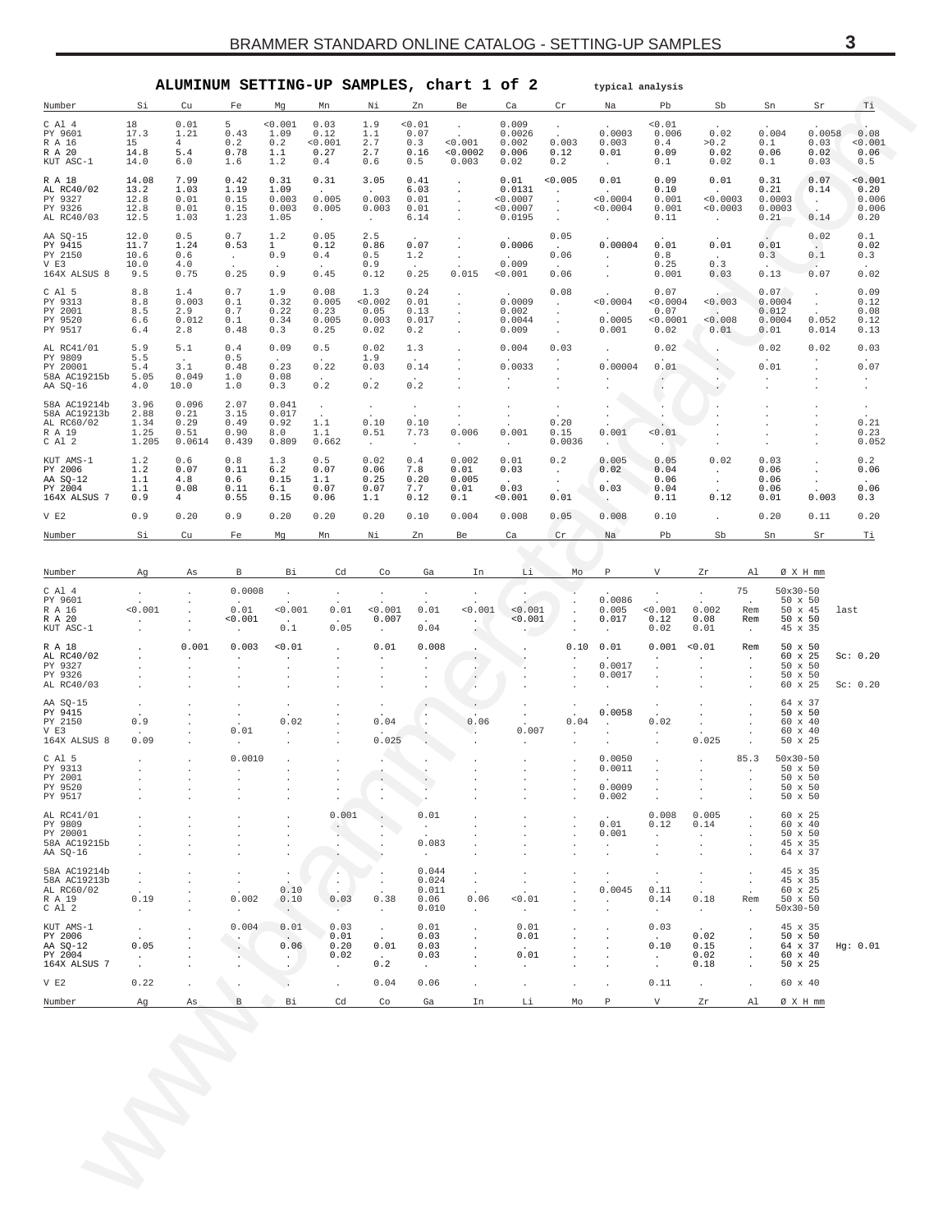## ALUMINUM SETTING-UP SAMPLES, chart 1 of 2

typical analysis

| Number | Si | Cu | Fe | Mg | Mn | Ni | Zn | Be | Ca | Cr | Na | Pb | Sb | Sn | Sr | Ti |
|---|---|---|---|---|---|---|---|---|---|---|---|---|---|---|---|---|
| C Al 4 | 18 | 0.01 | 5 | <0.001 | 0.03 | 1.9 | <0.01 | . | 0.009 | . | . | <0.01 | . | . | . | . |
| PY 9601 | 17.3 | 1.21 | 0.43 | 1.09 | 0.12 | 1.1 | 0.07 | . | 0.0026 | . | 0.0003 | 0.006 | 0.02 | 0.004 | 0.0058 | 0.08 |
| R A 16 | 15 | 4 | 0.2 | 0.2 | <0.001 | 2.7 | 0.3 | <0.001 | 0.002 | 0.003 | 0.003 | 0.4 | >0.2 | 0.1 | 0.03 | <0.001 |
| R A 20 | 14.8 | 5.4 | 0.78 | 1.1 | 0.27 | 2.7 | 0.16 | <0.0002 | 0.006 | 0.12 | 0.01 | 0.09 | 0.02 | 0.06 | 0.02 | 0.06 |
| KUT ASC-1 | 14.0 | 6.0 | 1.6 | 1.2 | 0.4 | 0.6 | 0.5 | 0.003 | 0.02 | 0.2 | . | 0.1 | 0.02 | 0.1 | 0.03 | 0.5 |
| R A 18 | 14.08 | 7.99 | 0.42 | 0.31 | 0.31 | 3.05 | 0.41 | . | 0.01 | <0.005 | 0.01 | 0.09 | 0.01 | 0.31 | 0.07 | <0.001 |
| AL RC40/02 | 13.2 | 1.03 | 1.19 | 1.09 | . | . | 6.03 | . | 0.0131 | . | . | 0.10 | . | 0.21 | 0.14 | 0.20 |
| PY 9327 | 12.8 | 0.01 | 0.15 | 0.003 | 0.005 | 0.003 | 0.01 | . | <0.0007 | . | <0.0004 | 0.001 | <0.0003 | 0.0003 | . | 0.006 |
| PY 9326 | 12.8 | 0.01 | 0.15 | 0.003 | 0.005 | 0.003 | 0.01 | . | <0.0007 | . | <0.0004 | 0.001 | <0.0003 | 0.0003 | . | 0.006 |
| AL RC40/03 | 12.5 | 1.03 | 1.23 | 1.05 | . | . | 6.14 | . | 0.0195 | . | . | 0.11 | . | 0.21 | 0.14 | 0.20 |
| AA SQ-15 | 12.0 | 0.5 | 0.7 | 1.2 | 0.05 | 2.5 | . | . | . | 0.05 | . | . | . | . | 0.02 | 0.1 |
| PY 9415 | 11.7 | 1.24 | 0.53 | 1 | 0.12 | 0.86 | 0.07 | . | 0.0006 | . | 0.00004 | 0.01 | 0.01 | 0.01 | . | 0.02 |
| PY 2150 | 10.6 | 0.6 | . | 0.9 | 0.4 | 0.5 | 1.2 | . | . | 0.06 | . | 0.8 | . | 0.3 | 0.1 | 0.3 |
| V E3 | 10.0 | 4.0 | . | . | . | 0.9 | . | . | 0.009 | . | . | 0.25 | 0.3 | . | . | . |
| 164X ALSUS 8 | 9.5 | 0.75 | 0.25 | 0.9 | 0.45 | 0.12 | 0.25 | 0.015 | <0.001 | 0.06 | . | 0.001 | 0.03 | 0.13 | 0.07 | 0.02 |
| C Al 5 | 8.8 | 1.4 | 0.7 | 1.9 | 0.08 | 1.3 | 0.24 | . | . | 0.08 | . | 0.07 | . | 0.07 | . | 0.09 |
| PY 9313 | 8.8 | 0.003 | 0.1 | 0.32 | 0.005 | <0.002 | 0.01 | . | 0.0009 | . | <0.0004 | <0.0004 | <0.003 | 0.0004 | . | 0.12 |
| PY 2001 | 8.5 | 2.9 | 0.7 | 0.22 | 0.23 | 0.05 | 0.13 | . | 0.002 | . | . | 0.07 | . | 0.012 | . | 0.08 |
| PY 9520 | 6.6 | 0.012 | 0.1 | 0.34 | 0.005 | 0.003 | 0.017 | . | 0.0044 | . | 0.0005 | <0.0001 | <0.008 | 0.0004 | 0.052 | 0.12 |
| PY 9517 | 6.4 | 2.8 | 0.48 | 0.3 | 0.25 | 0.02 | 0.2 | . | 0.009 | . | 0.001 | 0.02 | 0.01 | 0.01 | 0.014 | 0.13 |
| AL RC41/01 | 5.9 | 5.1 | 0.4 | 0.09 | 0.5 | 0.02 | 1.3 | . | 0.004 | 0.03 | . | 0.02 | . | 0.02 | 0.02 | 0.03 |
| PY 9809 | 5.5 | . | 0.5 | . | . | 1.9 | . | . | . | . | . | . | . | . | . | . |
| PY 20001 | 5.4 | 3.1 | 0.48 | 0.23 | 0.22 | 0.03 | 0.14 | . | 0.0033 | . | 0.00004 | 0.01 | . | 0.01 | . | 0.07 |
| 58A AC19215b | 5.05 | 0.049 | 1.0 | 0.08 | . | . | . | . | . | . | . | . | . | . | . | . |
| AA SQ-16 | 4.0 | 10.0 | 1.0 | 0.3 | 0.2 | 0.2 | 0.2 | . | . | . | . | . | . | . | . | . |
| 58A AC19214b | 3.96 | 0.096 | 2.07 | 0.041 | . | . | . | . | . | . | . | . | . | . | . | . |
| 58A AC19213b | 2.88 | 0.21 | 3.15 | 0.017 | . | . | . | . | . | . | . | . | . | . | . | . |
| AL RC60/02 | 1.34 | 0.29 | 0.49 | 0.92 | 1.1 | 0.10 | 0.10 | . | . | 0.20 | . | . | . | . | . | 0.21 |
| R A 19 | 1.25 | 0.51 | 0.90 | 8.0 | 1.1 | 0.51 | 7.73 | 0.006 | 0.001 | 0.15 | 0.001 | <0.01 | . | . | . | 0.23 |
| C Al 2 | 1.205 | 0.0614 | 0.439 | 0.809 | 0.662 | . | . | . | . | 0.0036 | . | . | . | . | . | 0.052 |
| KUT AMS-1 | 1.2 | 0.6 | 0.8 | 1.3 | 0.5 | 0.02 | 0.4 | 0.002 | 0.01 | 0.2 | 0.005 | 0.05 | 0.02 | 0.03 | . | 0.2 |
| PY 2006 | 1.2 | 0.07 | 0.11 | 6.2 | 0.07 | 0.06 | 7.8 | 0.01 | 0.03 | . | 0.02 | 0.04 | . | 0.06 | . | 0.06 |
| AA SQ-12 | 1.1 | 4.8 | 0.6 | 0.15 | 1.1 | 0.25 | 0.20 | 0.005 | . | . | . | 0.06 | . | 0.06 | . | . |
| PY 2004 | 1.1 | 0.08 | 0.11 | 6.1 | 0.07 | 0.07 | 7.7 | 0.01 | 0.03 | . | 0.03 | 0.04 | . | 0.06 | . | 0.06 |
| 164X ALSUS 7 | 0.9 | 4 | 0.55 | 0.15 | 0.06 | 1.1 | 0.12 | 0.1 | <0.001 | 0.01 | . | 0.11 | 0.12 | 0.01 | 0.003 | 0.3 |
| V E2 | 0.9 | 0.20 | 0.9 | 0.20 | 0.20 | 0.20 | 0.10 | 0.004 | 0.008 | 0.05 | 0.008 | 0.10 | . | 0.20 | 0.11 | 0.20 |
| Number | Si | Cu | Fe | Mg | Mn | Ni | Zn | Be | Ca | Cr | Na | Pb | Sb | Sn | Sr | Ti |

| Number | Ag | As | B | Bi | Cd | Co | Ga | In | Li | Mo | P | V | Zr | Al | Ø X H mm | |
|---|---|---|---|---|---|---|---|---|---|---|---|---|---|---|---|---|
| C Al 4 | . | . | 0.0008 | . | . | . | . | . | . | . | . | . | . | 75 | 50x30-50 | |
| PY 9601 | . | . | . | . | . | . | . | . | . | . | 0.0086 | . | . | . | 50 x 50 | |
| R A 16 | <0.001 | . | 0.01 | <0.001 | 0.01 | <0.001 | 0.01 | <0.001 | <0.001 | . | 0.005 | <0.001 | 0.002 | Rem | 50 x 45 | last |
| R A 20 | . | . | <0.001 | . | . | 0.007 | . | . | <0.001 | . | 0.017 | 0.12 | 0.08 | Rem | 50 x 50 | |
| KUT ASC-1 | . | . | . | 0.1 | 0.05 | . | 0.04 | . | . | . | . | 0.02 | 0.01 | . | 45 x 35 | |
| R A 18 | . | 0.001 | 0.003 | <0.01 | . | 0.01 | 0.008 | . | . | 0.10 | 0.01 | 0.001 | <0.01 | Rem | 50 x 50 | |
| AL RC40/02 | . | . | . | . | . | . | . | . | . | . | . | . | . | . | 60 x 25 | Sc: 0.20 |
| PY 9327 | . | . | . | . | . | . | . | . | . | . | 0.0017 | . | . | . | 50 x 50 | |
| PY 9326 | . | . | . | . | . | . | . | . | . | . | 0.0017 | . | . | . | 50 x 50 | |
| AL RC40/03 | . | . | . | . | . | . | . | . | . | . | . | . | . | . | 60 x 25 | Sc: 0.20 |
| AA SQ-15 | . | . | . | . | . | . | . | . | . | . | . | . | . | . | 64 x 37 | |
| PY 9415 | . | . | . | . | . | . | . | . | . | . | 0.0058 | . | . | . | 50 x 50 | |
| PY 2150 | 0.9 | . | . | 0.02 | . | 0.04 | . | 0.06 | . | 0.04 | . | 0.02 | . | . | 60 x 40 | |
| V E3 | . | . | 0.01 | . | . | . | . | . | 0.007 | . | . | . | . | . | 60 x 40 | |
| 164X ALSUS 8 | 0.09 | . | . | . | . | 0.025 | . | . | . | . | . | . | 0.025 | . | 50 x 25 | |
| C Al 5 | . | . | 0.0010 | . | . | . | . | . | . | . | 0.0050 | . | . | 85.3 | 50x30-50 | |
| PY 9313 | . | . | . | . | . | . | . | . | . | . | 0.0011 | . | . | . | 50 x 50 | |
| PY 2001 | . | . | . | . | . | . | . | . | . | . | . | . | . | . | 50 x 50 | |
| PY 9520 | . | . | . | . | . | . | . | . | . | . | 0.0009 | . | . | . | 50 x 50 | |
| PY 9517 | . | . | . | . | . | . | . | . | . | . | 0.002 | . | . | . | 50 x 50 | |
| AL RC41/01 | . | . | . | . | 0.001 | . | 0.01 | . | . | . | . | 0.008 | 0.005 | . | 60 x 25 | |
| PY 9809 | . | . | . | . | . | . | . | . | . | . | 0.01 | 0.12 | 0.14 | . | 60 x 40 | |
| PY 20001 | . | . | . | . | . | . | . | . | . | . | 0.001 | . | . | . | 50 x 50 | |
| 58A AC19215b | . | . | . | . | . | . | 0.083 | . | . | . | . | . | . | . | 45 x 35 | |
| AA SQ-16 | . | . | . | . | . | . | . | . | . | . | . | . | . | . | 64 x 37 | |
| 58A AC19214b | . | . | . | . | . | . | 0.044 | . | . | . | . | . | . | . | 45 x 35 | |
| 58A AC19213b | . | . | . | . | . | . | 0.024 | . | . | . | . | . | . | . | 45 x 35 | |
| AL RC60/02 | . | . | . | 0.10 | . | . | 0.011 | . | . | . | 0.0045 | 0.11 | . | . | 60 x 25 | |
| R A 19 | 0.19 | . | 0.002 | 0.10 | 0.03 | 0.38 | 0.06 | 0.06 | <0.01 | . | . | 0.14 | 0.18 | Rem | 50 x 50 | |
| C Al 2 | . | . | . | . | . | . | 0.010 | . | . | . | . | . | . | . | 50x30-50 | |
| KUT AMS-1 | . | . | 0.004 | 0.01 | 0.03 | . | 0.01 | . | 0.01 | . | . | 0.03 | . | . | 45 x 35 | |
| PY 2006 | . | . | . | . | 0.01 | . | 0.03 | . | 0.01 | . | . | . | 0.02 | . | 50 x 50 | |
| AA SQ-12 | 0.05 | . | . | 0.06 | 0.20 | 0.01 | 0.03 | . | . | . | . | 0.10 | 0.15 | . | 64 x 37 | Hg: 0.01 |
| PY 2004 | . | . | . | . | 0.02 | . | 0.03 | . | 0.01 | . | . | . | 0.02 | . | 60 x 40 | |
| 164X ALSUS 7 | . | . | . | . | . | 0.2 | . | . | . | . | . | . | 0.18 | . | 50 x 25 | |
| V E2 | 0.22 | . | . | . | . | 0.04 | 0.06 | . | . | . | . | 0.11 | . | . | 60 x 40 | |
| Number | Ag | As | B | Bi | Cd | Co | Ga | In | Li | Mo | P | V | Zr | Al | Ø X H mm | |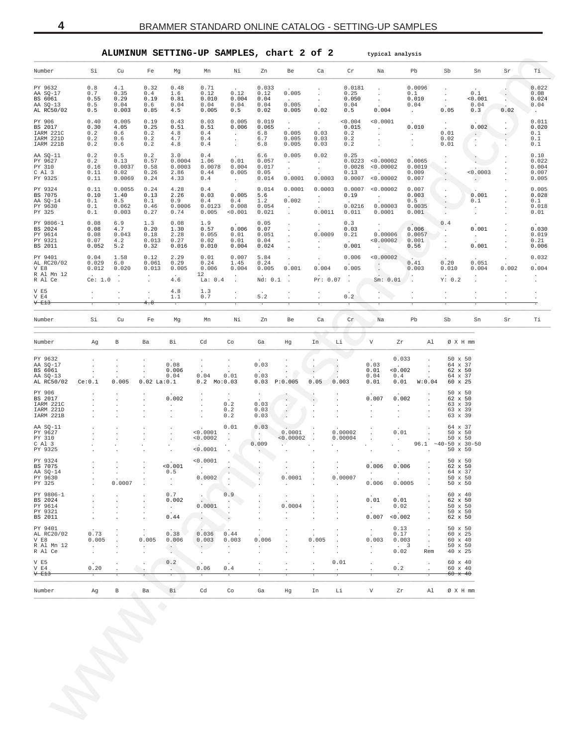## ALUMINUM SETTING-UP SAMPLES, chart 2 of 2

typical analysis

| Number | Si | Cu | Fe | Mg | Mn | Ni | Zn | Be | Ca | Cr | Na | Pb | Sb | Sn | Sr | Ti |
|---|---|---|---|---|---|---|---|---|---|---|---|---|---|---|---|---|
| PY 9632 | 0.8 | 4.1 | 0.32 | 0.48 | 0.71 | . | 0.033 | . | . | 0.0181 | . | 0.0096 | . | . | . | 0.022 |
| AA SQ-17 | 0.7 | 0.35 | 0.4 | 1.6 | 0.12 | 0.12 | 0.12 | 0.005 | . | 0.25 | . | 0.1 | . | 0.1 | . | 0.08 |
| BS 6061 | 0.55 | 0.29 | 0.19 | 0.81 | 0.010 | 0.004 | 0.04 | . | . | 0.050 | . | 0.010 | . | <0.001 | . | 0.024 |
| AA SQ-13 | 0.5 | 0.04 | 0.6 | 0.04 | 0.04 | 0.04 | 0.04 | 0.005 | . | 0.04 | . | 0.04 | . | 0.04 | . | 0.04 |
| AL RC50/02 | 0.5 | 0.003 | 0.85 | 4.5 | 0.005 | 0.5 | 0.02 | 0.005 | 0.02 | 0.5 | 0.004 | . | 0.05 | 0.3 | 0.02 | . |
| PY 906 | 0.40 | 0.005 | 0.19 | 0.43 | 0.03 | 0.005 | 0.019 | . | . | <0.004 | <0.0001 | . | . | . | . | 0.011 |
| BS 2017 | 0.30 | 4.05 | 0.25 | 0.51 | 0.51 | 0.006 | 0.065 | . | . | 0.015 | . | 0.010 | . | 0.002 | . | 0.020 |
| IARM 221C | 0.2 | 0.6 | 0.2 | 4.8 | 0.4 | . | 6.8 | 0.005 | 0.03 | 0.2 | . | . | 0.01 | . | . | 0.1 |
| IARM 221D | 0.2 | 0.6 | 0.2 | 4.7 | 0.4 | . | 6.7 | 0.005 | 0.03 | 0.2 | . | . | 0.02 | . | . | 0.1 |
| IARM 221B | 0.2 | 0.6 | 0.2 | 4.8 | 0.4 | . | 6.8 | 0.005 | 0.03 | 0.2 | . | . | 0.01 | . | . | 0.1 |
| AA SQ-11 | 0.2 | 0.5 | 0.2 | 3.0 | 0.4 | . | 6.6 | 0.005 | 0.02 | 0.25 | . | . | . | . | . | 0.10 |
| PY 9627 | 0.2 | 0.13 | 0.57 | 0.0004 | 1.06 | 0.01 | 0.057 | . | . | 0.0223 | <0.00002 | 0.0065 | . | . | . | 0.022 |
| PY 310 | 0.16 | 0.0037 | 0.58 | 0.0003 | 0.0078 | 0.004 | 0.017 | . | . | 0.0028 | <0.00002 | 0.0019 | . | . | . | 0.004 |
| C Al 3 | 0.11 | 0.02 | 0.26 | 2.86 | 0.44 | 0.005 | 0.05 | . | . | 0.13 | . | 0.009 | . | <0.0003 | . | 0.007 |
| PY 9325 | 0.11 | 0.0069 | 0.24 | 4.33 | 0.4 | . | 0.014 | 0.0001 | 0.0003 | 0.0007 | <0.00002 | 0.007 | . | . | . | 0.005 |
| PY 9324 | 0.11 | 0.0055 | 0.24 | 4.28 | 0.4 | . | 0.014 | 0.0001 | 0.0003 | 0.0007 | <0.00002 | 0.007 | . | . | . | 0.005 |
| BS 7075 | 0.10 | 1.40 | 0.13 | 2.26 | 0.03 | 0.005 | 5.6 | . | . | 0.19 | . | 0.003 | . | 0.001 | . | 0.028 |
| AA SQ-14 | 0.1 | 0.5 | 0.1 | 0.9 | 0.4 | 0.4 | 1.2 | 0.002 | . | . | . | 0.5 | . | 0.1 | . | 0.1 |
| PY 9630 | 0.1 | 0.062 | 0.46 | 0.0006 | 0.0123 | 0.008 | 0.054 | . | . | 0.0216 | 0.00003 | 0.0035 | . | . | . | 0.018 |
| PY 325 | 0.1 | 0.003 | 0.27 | 0.74 | 0.005 | <0.001 | 0.021 | . | 0.0011 | 0.011 | 0.0001 | 0.001 | . | . | . | 0.01 |
| PY 9806-1 | 0.08 | 6.9 | 1.3 | 0.08 | 1.9 | . | 0.05 | . | . | 0.3 | . | . | 0.4 | . | . | . |
| BS 2024 | 0.08 | 4.7 | 0.20 | 1.30 | 0.57 | 0.006 | 0.07 | . | . | 0.03 | . | 0.006 | . | 0.001 | . | 0.030 |
| PY 9614 | 0.08 | 0.043 | 0.18 | 2.28 | 0.055 | 0.01 | 0.051 | . | 0.0009 | 0.21 | 0.00006 | 0.0057 | . | . | . | 0.019 |
| PY 9321 | 0.07 | 4.2 | 0.013 | 0.27 | 0.02 | 0.01 | 0.04 | . | . | . | <0.00002 | 0.001 | . | . | . | 0.21 |
| BS 2011 | 0.052 | 5.2 | 0.32 | 0.016 | 0.010 | 0.004 | 0.024 | . | . | 0.001 | . | 0.56 | . | 0.001 | . | 0.006 |
| PY 9401 | 0.04 | 1.58 | 0.12 | 2.29 | 0.01 | 0.007 | 5.84 | . | . | 0.006 | <0.00002 | . | . | . | . | 0.032 |
| AL RC20/02 | 0.029 | 6.0 | 0.061 | 0.29 | 0.24 | 1.45 | 0.24 | . | . | . | . | 0.41 | 0.20 | 0.051 | . | . |
| V E8 | 0.012 | 0.020 | 0.013 | 0.005 | 0.006 | 0.004 | 0.005 | 0.001 | 0.004 | 0.005 | . | 0.003 | 0.010 | 0.004 | 0.002 | 0.004 |
| R Al Mn 12 | . | . | . | . | 12 | . | . | . | . | . | . | . | . | . | . | . |
| R Al Ce | Ce: 1.0 | . | . | 4.6 | La: 0.4 | . | Nd: 0.1 | . | Pr: 0.07 | . | Sm: 0.01 | . | Y: 0.2 | . | . | . |
| V E5 | . | . | . | 4.8 | 1.3 | . | . | . | . | . | . | . | . | . | . | . |
| V E4 | . | . | . | 1.1 | 0.7 | . | 5.2 | . | . | 0.2 | . | . | . | . | . | . |
| ~~V E13~~ | . | . | ~~4.8~~ | . | . | . | . | . | . | . | . | . | . | . | . | . |

| Number | Ag | B | Ba | Bi | Cd | Co | Ga | Hg | In | Li | V | Zr | Al | Ø X H mm |
|---|---|---|---|---|---|---|---|---|---|---|---|---|---|---|
| PY 9632 | . | . | . | . | . | . | . | . | . | . | . | 0.033 | . | 50 x 50 |
| AA SQ-17 | . | . | . | 0.08 | . | . | 0.03 | . | . | . | 0.03 | . | . | 64 x 37 |
| BS 6061 | . | . | . | 0.006 | . | . | . | . | . | . | 0.01 | <0.002 | . | 62 x 50 |
| AA SQ-13 | . | . | . | 0.04 | 0.04 | 0.01 | 0.03 | . | . | . | 0.04 | 0.4 | . | 64 x 37 |
| AL RC50/02 | Ce:0.1 | 0.005 | 0.02 La:0.1 | | 0.2 Mo:0.03 | | 0.03 | P:0.005 | 0.05 | 0.003 | 0.01 | 0.01 | W:0.04 | 60 x 25 |
| PY 906 | . | . | . | . | . | . | . | . | . | . | . | . | . | 50 x 50 |
| BS 2017 | . | . | . | 0.002 | . | . | . | . | . | . | 0.007 | 0.002 | . | 62 x 50 |
| IARM 221C | . | . | . | . | . | 0.2 | 0.03 | . | . | . | . | . | . | 63 x 39 |
| IARM 221D | . | . | . | . | . | 0.2 | 0.03 | . | . | . | . | . | . | 63 x 39 |
| IARM 221B | . | . | . | . | . | 0.2 | 0.03 | . | . | . | . | . | . | 63 x 39 |
| AA SQ-11 | . | . | . | . | . | 0.01 | 0.03 | . | . | . | . | 0.01 | . | 64 x 37 |
| PY 9627 | . | . | . | . | <0.0001 | . | . | 0.0001 | . | 0.00002 | . | . | . | 50 x 50 |
| PY 310 | . | . | . | . | <0.0002 | . | . | <0.00002 | . | 0.00004 | . | . | . | 50 x 50 |
| C Al 3 | . | . | . | . | . | . | 0.009 | . | . | . | . | . | 96.1 | ~40-50 x 30-50 |
| PY 9325 | . | . | . | . | <0.0001 | . | . | . | . | . | . | . | . | 50 x 50 |
| PY 9324 | . | . | . | . | <0.0001 | . | . | . | . | . | . | . | . | 50 x 50 |
| BS 7075 | . | . | . | <0.001 | . | . | . | . | . | . | 0.006 | 0.006 | . | 62 x 50 |
| AA SQ-14 | . | . | . | 0.5 | . | . | . | . | . | . | . | . | . | 64 x 37 |
| PY 9630 | . | . | . | . | 0.0002 | . | . | 0.0001 | . | 0.00007 | . | . | . | 50 x 50 |
| PY 325 | . | 0.0007 | . | . | . | . | . | . | . | . | 0.006 | 0.0005 | . | 50 x 50 |
| PY 9806-1 | . | . | . | 0.7 | . | 0.9 | . | . | . | . | . | . | . | 60 x 40 |
| BS 2024 | . | . | . | 0.002 | . | . | . | . | . | . | 0.01 | 0.01 | . | 62 x 50 |
| PY 9614 | . | . | . | . | 0.0001 | . | . | 0.0004 | . | . | . | 0.02 | . | 50 x 50 |
| PY 9321 | . | . | . | . | . | . | . | . | . | . | . | . | . | 50 x 50 |
| BS 2011 | . | . | . | 0.44 | . | . | . | . | . | . | 0.007 | <0.002 | . | 62 x 50 |
| PY 9401 | . | . | . | . | . | . | . | . | . | . | . | 0.13 | . | 50 x 50 |
| AL RC20/02 | 0.73 | . | . | 0.38 | 0.036 | 0.44 | . | . | . | . | . | 0.17 | . | 60 x 25 |
| V E8 | 0.005 | . | 0.005 | 0.006 | 0.003 | 0.003 | 0.006 | . | 0.005 | . | 0.003 | 0.003 | . | 60 x 40 |
| R Al Mn 12 | . | . | . | . | . | . | . | . | . | . | . | 3 | . | 50 x 50 |
| R Al Ce | . | . | . | . | . | . | . | . | . | . | . | 0.02 | Rem | 40 x 25 |
| V E5 | . | . | . | 0.2 | . | . | . | . | . | 0.01 | . | . | . | 60 x 40 |
| V E4 | 0.20 | . | . | . | 0.06 | 0.4 | . | . | . | . | . | 0.2 | . | 60 x 40 |
| ~~V E13~~ | . | . | . | . | . | . | . | . | . | . | . | . | . | ~~60 x 40~~ |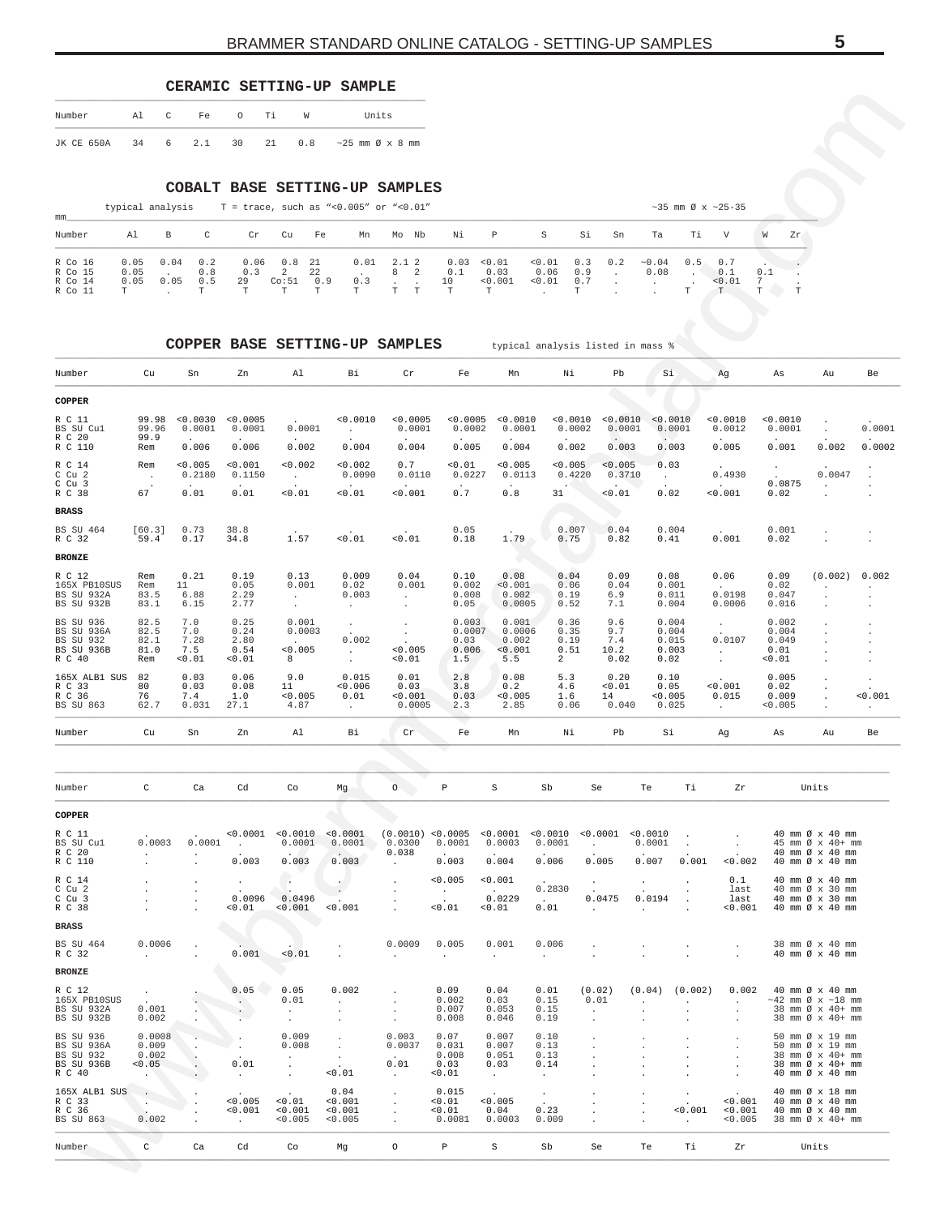## CERAMIC SETTING-UP SAMPLE

| Number | Al | C | Fe | O | Ti | W | Units |
|---|---|---|---|---|---|---|---|
| JK CE 650A | 34 | 6 | 2.1 | 30 | 21 | 0.8 | ~25 mm Ø x 8 mm |

## COBALT BASE SETTING-UP SAMPLES

typical analysis T = trace, such as "<0.005" or "<0.01" ~35 mm Ø x ~25-35 mm

| Number | Al | B | C | Cr | Cu | Fe | Mn | Mo | Nb | Ni | P | S | Si | Sn | Ta | Ti | V | W | Zr |
|---|---|---|---|---|---|---|---|---|---|---|---|---|---|---|---|---|---|---|---|
| R Co 16 | 0.05 | 0.04 | 0.2 | 0.06 | 0.8 | 21 | 0.01 | 2.1 | 2 | 0.03 | <0.01 | <0.01 | 0.3 | 0.2 | ~0.04 | 0.5 | 0.7 | . | . |
| R Co 15 | 0.05 | . | 0.8 | 0.3 | 2 | 22 | . | 8 | 2 | 0.1 | 0.03 | 0.06 | 0.9 | . | 0.08 | . | 0.1 | 0.1 | . |
| R Co 14 | 0.05 | 0.05 | 0.5 | 29 | Co:51 | 0.9 | 0.3 | . | . | 10 | <0.001 | <0.01 | 0.7 | . | . | . | <0.01 | 7 | . |
| R Co 11 | T | . | T | T | T | T | T | T | T | T | T | . | T | . | . | T | T | T | T |

## COPPER BASE SETTING-UP SAMPLES

typical analysis listed in mass %

| Number | Cu | Sn | Zn | Al | Bi | Cr | Fe | Mn | Ni | Pb | Si | Ag | As | Au | Be |
|---|---|---|---|---|---|---|---|---|---|---|---|---|---|---|---|
| **COPPER** | | | | | | | | | | | | | | | |
| R C 11 | 99.98 | <0.0030 | <0.0005 | . | <0.0010 | <0.0005 | <0.0005 | <0.0010 | <0.0010 | <0.0010 | <0.0010 | <0.0010 | <0.0010 | . | . |
| BS SU Cu1 | 99.96 | 0.0001 | 0.0001 | 0.0001 | . | 0.0001 | 0.0002 | 0.0001 | 0.0002 | 0.0001 | 0.0001 | 0.0012 | 0.0001 | . | 0.0001 |
| R C 20 | 99.9 | . | . | . | . | . | . | . | . | . | . | . | . | . | . |
| R C 110 | Rem | 0.006 | 0.006 | 0.002 | 0.004 | 0.004 | 0.005 | 0.004 | 0.002 | 0.003 | 0.003 | 0.005 | 0.001 | 0.002 | 0.0002 |
| R C 14 | Rem | <0.005 | <0.001 | <0.002 | <0.002 | 0.7 | <0.01 | <0.005 | <0.005 | <0.005 | 0.03 | . | . | . | . |
| C Cu 2 | . | 0.2180 | 0.1150 | . | 0.0090 | 0.0110 | 0.0227 | 0.0113 | 0.4220 | 0.3710 | . | 0.4930 | . | 0.0047 | . |
| C Cu 3 | . | . | . | . | . | . | . | . | . | . | . | . | 0.0875 | . | . |
| R C 38 | 67 | 0.01 | 0.01 | <0.01 | <0.01 | <0.001 | 0.7 | 0.8 | 31 | <0.01 | 0.02 | <0.001 | 0.02 | . | . |
| **BRASS** | | | | | | | | | | | | | | | |
| BS SU 464 | [60.3] | 0.73 | 38.8 | . | . | . | 0.05 | . | 0.007 | 0.04 | 0.004 | . | 0.001 | . | . |
| R C 32 | 59.4 | 0.17 | 34.8 | 1.57 | <0.01 | <0.01 | 0.18 | 1.79 | 0.75 | 0.82 | 0.41 | 0.001 | 0.02 | . | . |
| **BRONZE** | | | | | | | | | | | | | | | |
| R C 12 | Rem | 0.21 | 0.19 | 0.13 | 0.009 | 0.04 | 0.10 | 0.08 | 0.04 | 0.09 | 0.08 | 0.06 | 0.09 | (0.002) | 0.002 |
| 165X PB10SUS | Rem | 11 | 0.05 | 0.001 | 0.02 | 0.001 | 0.002 | <0.001 | 0.06 | 0.04 | 0.001 | . | 0.02 | . | . |
| BS SU 932A | 83.5 | 6.88 | 2.29 | . | 0.003 | . | 0.008 | 0.002 | 0.19 | 6.9 | 0.011 | 0.0198 | 0.047 | . | . |
| BS SU 932B | 83.1 | 6.15 | 2.77 | . | . | . | 0.05 | 0.0005 | 0.52 | 7.1 | 0.004 | 0.0006 | 0.016 | . | . |
| BS SU 936 | 82.5 | 7.0 | 0.25 | 0.001 | . | . | 0.003 | 0.001 | 0.36 | 9.6 | 0.004 | . | 0.002 | . | . |
| BS SU 936A | 82.5 | 7.0 | 0.24 | 0.0003 | . | . | 0.0007 | 0.0006 | 0.35 | 9.7 | 0.004 | . | 0.004 | . | . |
| BS SU 932 | 82.1 | 7.28 | 2.80 | . | 0.002 | . | 0.03 | 0.002 | 0.19 | 7.4 | 0.015 | 0.0107 | 0.049 | . | . |
| BS SU 936B | 81.0 | 7.5 | 0.54 | <0.005 | . | <0.005 | 0.006 | <0.001 | 0.51 | 10.2 | 0.003 | . | 0.01 | . | . |
| R C 40 | Rem | <0.01 | <0.01 | 8 | . | <0.01 | 1.5 | 5.5 | 2 | 0.02 | 0.02 | . | <0.01 | . | . |
| 165X ALB1 SUS | 82 | 0.03 | 0.06 | 9.0 | 0.015 | 0.01 | 2.8 | 0.08 | 5.3 | 0.20 | 0.10 | . | 0.005 | . | . |
| R C 33 | 80 | 0.03 | 0.08 | 11 | <0.006 | 0.03 | 3.8 | 0.2 | 4.6 | <0.01 | 0.05 | <0.001 | 0.02 | . | . |
| R C 36 | 76 | 7.4 | 1.0 | <0.005 | 0.01 | <0.001 | 0.03 | <0.005 | 1.6 | 14 | <0.005 | 0.015 | 0.009 | . | <0.001 |
| BS SU 863 | 62.7 | 0.031 | 27.1 | 4.87 | . | 0.0005 | 2.3 | 2.85 | 0.06 | 0.040 | 0.025 | . | <0.005 | . | . |

| Number | C | Ca | Cd | Co | Mg | O | P | S | Sb | Se | Te | Ti | Zr | Units |
|---|---|---|---|---|---|---|---|---|---|---|---|---|---|---|
| **COPPER** | | | | | | | | | | | | | | |
| R C 11 | . | . | <0.0001 | <0.0010 | <0.0001 | (0.0010) | <0.0005 | <0.0001 | <0.0010 | <0.0001 | <0.0010 | . | . | 40 mm Ø x 40 mm |
| BS SU Cu1 | 0.0003 | 0.0001 | . | 0.0001 | 0.0001 | 0.0300 | 0.0001 | 0.0003 | 0.0001 | . | 0.0001 | . | . | 45 mm Ø x 40+ mm |
| R C 20 | . | . | . | . | . | 0.038 | . | . | . | . | . | . | . | 40 mm Ø x 40 mm |
| R C 110 | . | . | 0.003 | 0.003 | 0.003 | . | 0.003 | 0.004 | 0.006 | 0.005 | 0.007 | 0.001 | <0.002 | 40 mm Ø x 40 mm |
| R C 14 | . | . | . | . | . | . | <0.005 | <0.001 | . | . | . | . | 0.1 | 40 mm Ø x 40 mm |
| C Cu 2 | . | . | . | . | . | . | . | . | 0.2830 | . | . | . | last | 40 mm Ø x 30 mm |
| C Cu 3 | . | . | 0.0096 | 0.0496 | . | . | . | 0.0229 | . | 0.0475 | 0.0194 | . | last | 40 mm Ø x 30 mm |
| R C 38 | . | . | <0.01 | <0.001 | <0.001 | . | <0.01 | <0.01 | 0.01 | . | . | . | <0.001 | 40 mm Ø x 40 mm |
| **BRASS** | | | | | | | | | | | | | | |
| BS SU 464 | 0.0006 | . | . | . | . | 0.0009 | 0.005 | 0.001 | 0.006 | . | . | . | . | 38 mm Ø x 40 mm |
| R C 32 | . | . | 0.001 | <0.01 | . | . | . | . | . | . | . | . | . | 40 mm Ø x 40 mm |
| **BRONZE** | | | | | | | | | | | | | | |
| R C 12 | . | . | 0.05 | 0.05 | 0.002 | . | 0.09 | 0.04 | 0.01 | (0.02) | (0.04) | (0.002) | 0.002 | 40 mm Ø x 40 mm |
| 165X PB10SUS | . | . | . | 0.01 | . | . | 0.002 | 0.03 | 0.15 | 0.01 | . | . | . | ~42 mm Ø x ~18 mm |
| BS SU 932A | 0.001 | . | . | . | . | . | 0.007 | 0.053 | 0.15 | . | . | . | . | 38 mm Ø x 40+ mm |
| BS SU 932B | 0.002 | . | . | . | . | . | 0.008 | 0.046 | 0.19 | . | . | . | . | 38 mm Ø x 40+ mm |
| BS SU 936 | 0.0008 | . | . | 0.009 | . | 0.003 | 0.07 | 0.007 | 0.10 | . | . | . | . | 50 mm Ø x 19 mm |
| BS SU 936A | 0.009 | . | . | 0.008 | . | 0.0037 | 0.031 | 0.007 | 0.13 | . | . | . | . | 50 mm Ø x 19 mm |
| BS SU 932 | 0.002 | . | . | . | . | . | 0.008 | 0.051 | 0.13 | . | . | . | . | 38 mm Ø x 40+ mm |
| BS SU 936B | <0.05 | . | 0.01 | . | . | 0.01 | 0.03 | 0.03 | 0.14 | . | . | . | . | 38 mm Ø x 40+ mm |
| R C 40 | . | . | . | . | <0.01 | . | <0.01 | . | . | . | . | . | . | 40 mm Ø x 40 mm |
| 165X ALB1 SUS | . | . | . | . | 0.04 | . | 0.015 | . | . | . | . | . | <0.001 | 40 mm Ø x 18 mm |
| R C 33 | . | . | <0.005 | <0.01 | <0.001 | . | <0.01 | <0.005 | . | . | . | . | <0.001 | 40 mm Ø x 40 mm |
| R C 36 | . | . | <0.001 | <0.001 | <0.001 | . | <0.01 | 0.04 | 0.23 | . | . | <0.001 | <0.001 | 40 mm Ø x 40 mm |
| BS SU 863 | 0.002 | . | . | <0.005 | <0.005 | . | 0.0081 | 0.0003 | 0.009 | . | . | . | <0.005 | 38 mm Ø x 40+ mm |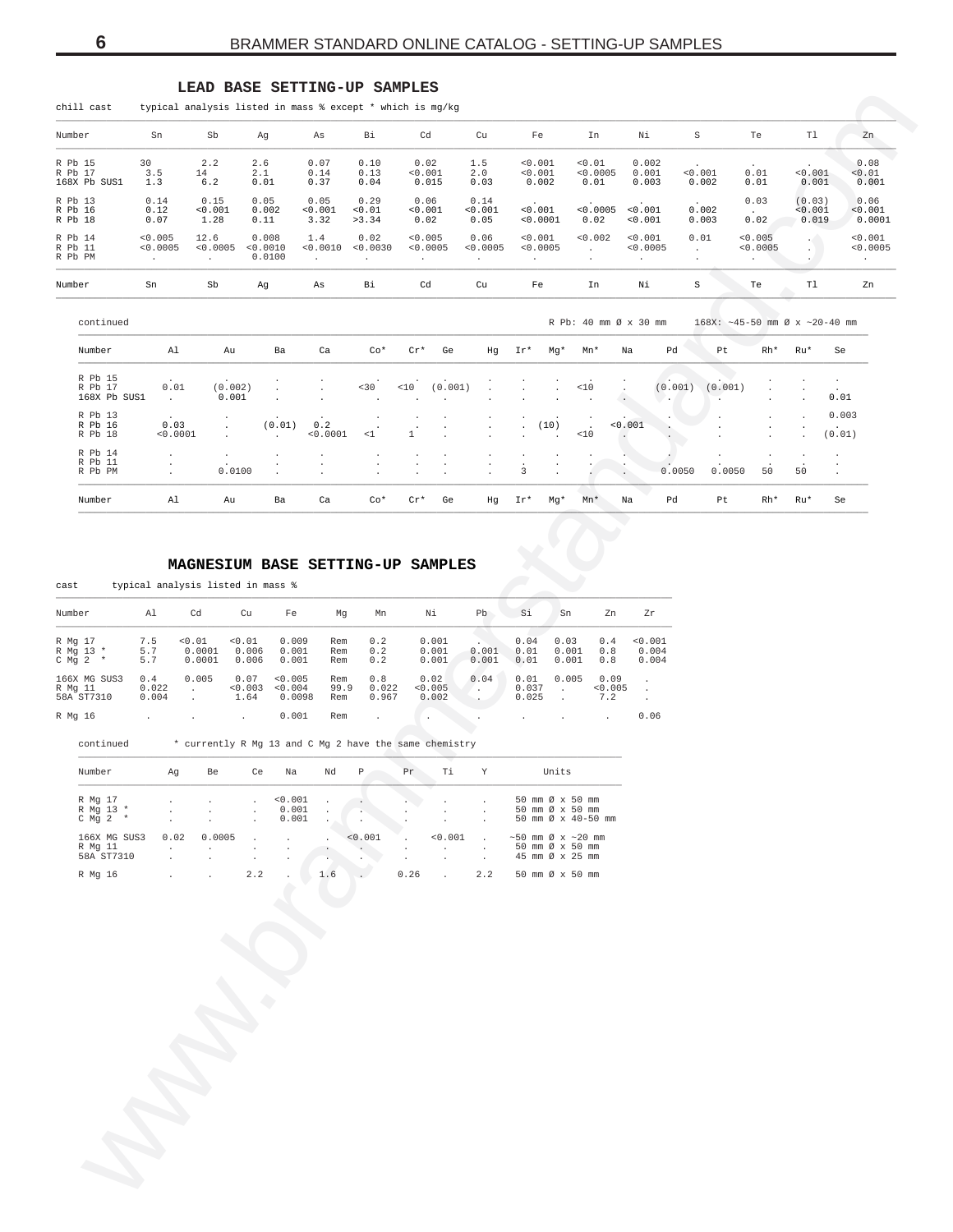## LEAD BASE SETTING-UP SAMPLES

chill cast typical analysis listed in mass % except * which is mg/kg

| Number | Sn | Sb | Ag | As | Bi | Cd | Cu | Fe | In | Ni | S | Te | Tl | Zn |
|---|---|---|---|---|---|---|---|---|---|---|---|---|---|---|
| R Pb 15 | 30 | 2.2 | 2.6 | 0.07 | 0.10 | 0.02 | 1.5 | <0.001 | <0.01 | 0.002 | . | . | . | 0.08 |
| R Pb 17 | 3.5 | 14 | 2.1 | 0.14 | 0.13 | <0.001 | 2.0 | <0.001 | <0.0005 | 0.001 | <0.001 | 0.01 | <0.001 | <0.01 |
| 168X Pb SUS1 | 1.3 | 6.2 | 0.01 | 0.37 | 0.04 | 0.015 | 0.03 | 0.002 | 0.01 | 0.003 | 0.002 | 0.01 | 0.001 | 0.001 |
| R Pb 13 | 0.14 | 0.15 | 0.05 | 0.05 | 0.29 | 0.06 | 0.14 | . | . | . | . | 0.03 | (0.03) | 0.06 |
| R Pb 16 | 0.12 | <0.001 | 0.002 | <0.001 | <0.01 | <0.001 | <0.001 | <0.001 | <0.0005 | <0.001 | 0.002 | . | <0.001 | <0.001 |
| R Pb 18 | 0.07 | 1.28 | 0.11 | 3.32 | >3.34 | 0.02 | 0.05 | <0.0001 | 0.02 | <0.001 | 0.003 | 0.02 | 0.019 | 0.0001 |
| R Pb 14 | <0.005 | 12.6 | 0.008 | 1.4 | 0.02 | <0.005 | 0.06 | <0.001 | <0.002 | <0.001 | 0.01 | <0.005 | . | <0.001 |
| R Pb 11 | <0.0005 | <0.0005 | <0.0010 | <0.0010 | <0.0030 | <0.0005 | <0.0005 | <0.0005 | . | <0.0005 | . | <0.0005 | . | <0.0005 |
| R Pb PM | . | . | 0.0100 | . | . | . | . | . | . | . | . | . | . | . |
| Number | Sn | Sb | Ag | As | Bi | Cd | Cu | Fe | In | Ni | S | Te | Tl | Zn |

continued R Pb: 40 mm Ø x 30 mm 168X: ~45-50 mm Ø x ~20-40 mm

| Number | Al | Au | Ba | Ca | Co* | Cr* | Ge | Hg | Ir* | Mg* | Mn* | Na | Pd | Pt | Rh* | Ru* | Se |
|---|---|---|---|---|---|---|---|---|---|---|---|---|---|---|---|---|---|
| R Pb 15 | . | . | . | . | . | . | . | . | . | . | . | . | . | . | . | . | . |
| R Pb 17 | 0.01 | (0.002) | . | . | <30 | <10 | (0.001) | . | . | . | <10 | . | (0.001) | (0.001) | . | . | . |
| 168X Pb SUS1 | . | 0.001 | . | . | . | . | . | . | . | . | . | . | . | . | . | . | 0.01 |
| R Pb 13 | . | . | . | . | . | . | . | . | . | . | . | . | . | . | . | . | 0.003 |
| R Pb 16 | 0.03 | . | (0.01) | 0.2 | . | . | . | . | . | (10) | . | <0.001 | . | . | . | . | . |
| R Pb 18 | <0.0001 | . | . | <0.0001 | <1 | 1 | . | . | . | . | <10 | . | . | . | . | . | (0.01) |
| R Pb 14 | . | . | . | . | . | . | . | . | . | . | . | . | . | . | . | . | . |
| R Pb 11 | . | . | . | . | . | . | . | . | . | . | . | . | . | . | . | . | . |
| R Pb PM | . | 0.0100 | . | . | . | . | . | . | 3 | . | . | . | 0.0050 | 0.0050 | 50 | 50 | . |
| Number | Al | Au | Ba | Ca | Co* | Cr* | Ge | Hg | Ir* | Mg* | Mn* | Na | Pd | Pt | Rh* | Ru* | Se |

## MAGNESIUM BASE SETTING-UP SAMPLES

cast typical analysis listed in mass %

| Number | Al | Cd | Cu | Fe | Mg | Mn | Ni | Pb | Si | Sn | Zn | Zr |
|---|---|---|---|---|---|---|---|---|---|---|---|---|
| R Mg 17 | 7.5 | <0.01 | <0.01 | 0.009 | Rem | 0.2 | 0.001 | . | 0.04 | 0.03 | 0.4 | <0.001 |
| R Mg 13 * | 5.7 | 0.0001 | 0.006 | 0.001 | Rem | 0.2 | 0.001 | 0.001 | 0.01 | 0.001 | 0.8 | 0.004 |
| C Mg 2 * | 5.7 | 0.0001 | 0.006 | 0.001 | Rem | 0.2 | 0.001 | 0.001 | 0.01 | 0.001 | 0.8 | 0.004 |
| 166X MG SUS3 | 0.4 | 0.005 | 0.07 | <0.005 | Rem | 0.8 | 0.02 | 0.04 | 0.01 | 0.005 | 0.09 | . |
| R Mg 11 | 0.022 | . | <0.003 | <0.004 | 99.9 | 0.022 | <0.005 | . | 0.037 | . | <0.005 | . |
| 58A ST7310 | 0.004 | . | 1.64 | 0.0098 | Rem | 0.967 | 0.002 | . | 0.025 | . | 7.2 | . |
| R Mg 16 | . | . | . | 0.001 | Rem | . | . | . | . | . | . | 0.06 |

continued * currently R Mg 13 and C Mg 2 have the same chemistry

| Number | Ag | Be | Ce | Na | Nd | P | Pr | Ti | Y | Units |
|---|---|---|---|---|---|---|---|---|---|---|
| R Mg 17 | . | . | . | <0.001 | . | . | . | . | . | 50 mm Ø x 50 mm |
| R Mg 13 * | . | . | . | 0.001 | . | . | . | . | . | 50 mm Ø x 50 mm |
| C Mg 2 * | . | . | . | 0.001 | . | . | . | . | . | 50 mm Ø x 40-50 mm |
| 166X MG SUS3 | 0.02 | 0.0005 | . | . | . | <0.001 | . | <0.001 | . | ~50 mm Ø x ~20 mm |
| R Mg 11 | . | . | . | . | . | . | . | . | . | 50 mm Ø x 50 mm |
| 58A ST7310 | . | . | . | . | . | . | . | . | . | 45 mm Ø x 25 mm |
| R Mg 16 | . | . | 2.2 | . | 1.6 | . | 0.26 | . | 2.2 | 50 mm Ø x 50 mm |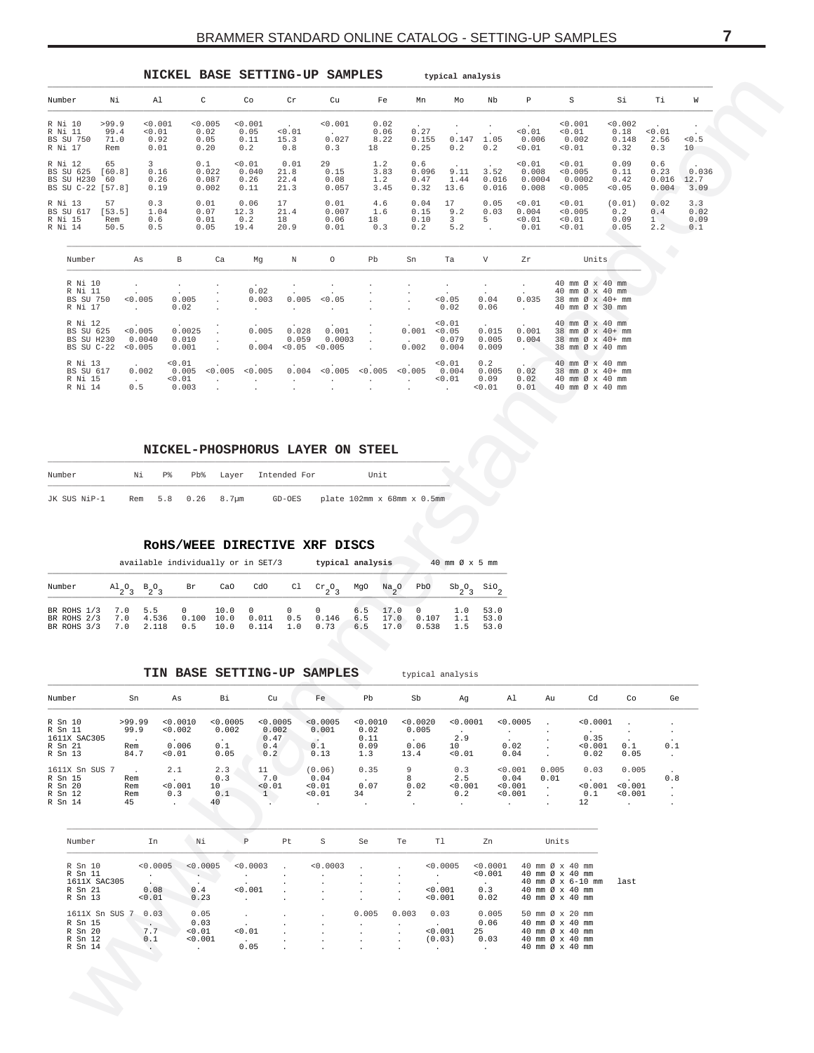## NICKEL BASE SETTING-UP SAMPLES

typical analysis

| Number | Ni | Al | C | Co | Cr | Cu | Fe | Mn | Mo | Nb | P | S | Si | Ti | W |
|---|---|---|---|---|---|---|---|---|---|---|---|---|---|---|---|
| R Ni 10 | >99.9 | <0.001 | <0.005 | <0.001 | . | <0.001 | 0.02 | . | . | . | . | <0.001 | <0.002 | . | . |
| R Ni 11 | 99.4 | <0.01 | 0.02 | 0.05 | <0.01 | . | 0.06 | 0.27 | . | . | <0.01 | <0.01 | 0.18 | <0.01 | . |
| BS SU 750 | 71.0 | 0.92 | 0.05 | 0.11 | 15.3 | 0.027 | 8.22 | 0.155 | 0.147 | 1.05 | 0.006 | 0.002 | 0.148 | 2.56 | <0.5 |
| R Ni 17 | Rem | 0.01 | 0.20 | 0.2 | 0.8 | 0.3 | 18 | 0.25 | 0.2 | 0.2 | <0.01 | <0.01 | 0.32 | 0.3 | 10 |
| R Ni 12 | 65 | 3 | 0.1 | <0.01 | 0.01 | 29 | 1.2 | 0.6 | . | . | <0.01 | <0.01 | 0.09 | 0.6 | . |
| BS SU 625 | [60.8] | 0.16 | 0.022 | 0.040 | 21.8 | 0.15 | 3.83 | 0.096 | 9.11 | 3.52 | 0.008 | <0.005 | 0.11 | 0.23 | 0.036 |
| BS SU H230 | 60 | 0.26 | 0.087 | 0.26 | 22.4 | 0.08 | 1.2 | 0.47 | 1.44 | 0.016 | 0.0004 | 0.0002 | 0.42 | 0.016 | 12.7 |
| BS SU C-22 | [57.8] | 0.19 | 0.002 | 0.11 | 21.3 | 0.057 | 3.45 | 0.32 | 13.6 | 0.016 | 0.008 | <0.005 | <0.05 | 0.004 | 3.09 |
| R Ni 13 | 57 | 0.3 | 0.01 | 0.06 | 17 | 0.01 | 4.6 | 0.04 | 17 | 0.05 | <0.01 | <0.01 | (0.01) | 0.02 | 3.3 |
| BS SU 617 | [53.5] | 1.04 | 0.07 | 12.3 | 21.4 | 0.007 | 1.6 | 0.15 | 9.2 | 0.03 | 0.004 | <0.005 | 0.2 | 0.4 | 0.02 |
| R Ni 15 | Rem | 0.6 | 0.01 | 0.2 | 18 | 0.06 | 18 | 0.10 | 3 | 5 | <0.01 | <0.01 | 0.09 | 1 | 0.09 |
| R Ni 14 | 50.5 | 0.5 | 0.05 | 19.4 | 20.9 | 0.01 | 0.3 | 0.2 | 5.2 | . | 0.01 | <0.01 | 0.05 | 2.2 | 0.1 |

| Number | As | B | Ca | Mg | N | O | Pb | Sn | Ta | V | Zr | Units |
|---|---|---|---|---|---|---|---|---|---|---|---|---|
| R Ni 10 | . | . | . | . | . | . | . | . | . | . | . | 40 mm Ø x 40 mm |
| R Ni 11 | . | . | . | 0.02 | . | . | . | . | . | . | . | 40 mm Ø x 40 mm |
| BS SU 750 | <0.005 | 0.005 | . | 0.003 | 0.005 | <0.05 | . | . | <0.05 | 0.04 | 0.035 | 38 mm Ø x 40+ mm |
| R Ni 17 | . | 0.02 | . | . | . | . | . | . | 0.02 | 0.06 | . | 40 mm Ø x 30 mm |
| R Ni 12 | . | . | . | . | . | . | . | . | <0.01 | . | . | 40 mm Ø x 40 mm |
| BS SU 625 | <0.005 | 0.0025 | . | 0.005 | 0.028 | 0.001 | . | 0.001 | <0.05 | 0.015 | 0.001 | 38 mm Ø x 40+ mm |
| BS SU H230 | 0.0040 | 0.010 | . | . | 0.059 | 0.0003 | . | . | 0.079 | 0.005 | 0.004 | 38 mm Ø x 40+ mm |
| BS SU C-22 | <0.005 | 0.001 | . | 0.004 | <0.05 | <0.005 | . | 0.002 | 0.004 | 0.009 | . | 38 mm Ø x 40 mm |
| R Ni 13 | . | <0.01 | . | . | . | . | . | . | <0.01 | 0.2 | . | 40 mm Ø x 40 mm |
| BS SU 617 | 0.002 | 0.005 | <0.005 | <0.005 | 0.004 | <0.005 | <0.005 | <0.005 | 0.004 | 0.005 | 0.02 | 38 mm Ø x 40+ mm |
| R Ni 15 | . | <0.01 | . | . | . | . | . | . | <0.01 | 0.09 | 0.02 | 40 mm Ø x 40 mm |
| R Ni 14 | 0.5 | 0.003 | . | . | . | . | . | . | . | <0.01 | 0.01 | 40 mm Ø x 40 mm |

## NICKEL-PHOSPHORUS LAYER ON STEEL

| Number | Ni | P% | Pb% | Layer | Intended For | Unit |
|---|---|---|---|---|---|---|
| JK SUS NiP-1 | Rem | 5.8 | 0.26 | 8.7μm | GD-OES | plate 102mm x 68mm x 0.5mm |

## RoHS/WEEE DIRECTIVE XRF DISCS

available individually or in SET/3 — typical analysis — 40 mm Ø x 5 mm

| Number | $Al_2O_3$ | $B_2O_3$ | Br | CaO | CdO | Cl | $Cr_2O_3$ | MgO | $Na_2O$ | PbO | $Sb_2O_3$ | $SiO_2$ |
|---|---|---|---|---|---|---|---|---|---|---|---|---|
| BR ROHS 1/3 | 7.0 | 5.5 | 0 | 10.0 | 0 | 0 | 0 | 6.5 | 17.0 | 0 | 1.0 | 53.0 |
| BR ROHS 2/3 | 7.0 | 4.536 | 0.100 | 10.0 | 0.011 | 0.5 | 0.146 | 6.5 | 17.0 | 0.107 | 1.1 | 53.0 |
| BR ROHS 3/3 | 7.0 | 2.118 | 0.5 | 10.0 | 0.114 | 1.0 | 0.73 | 6.5 | 17.0 | 0.538 | 1.5 | 53.0 |

## TIN BASE SETTING-UP SAMPLES

typical analysis

| Number | Sn | As | Bi | Cu | Fe | Pb | Sb | Ag | Al | Au | Cd | Co | Ge |
|---|---|---|---|---|---|---|---|---|---|---|---|---|---|
| R Sn 10 | >99.99 | <0.0010 | <0.0005 | <0.0005 | <0.0005 | <0.0010 | <0.0020 | <0.0001 | <0.0005 | . | <0.0001 | . | . |
| R Sn 11 | 99.9 | <0.002 | 0.002 | 0.002 | 0.001 | 0.02 | 0.005 | . | . | . | . | . | . |
| 1611X SAC305 | . | . | . | 0.47 | . | 0.11 | . | 2.9 | . | . | 0.35 | . | . |
| R Sn 21 | Rem | 0.006 | 0.1 | 0.4 | 0.1 | 0.09 | 0.06 | 10 | 0.02 | . | <0.001 | 0.1 | 0.1 |
| R Sn 13 | 84.7 | <0.01 | 0.05 | 0.2 | 0.13 | 1.3 | 13.4 | <0.01 | 0.04 | . | 0.02 | 0.05 | . |
| 1611X Sn SUS 7 | . | 2.1 | 2.3 | 11 | (0.06) | 0.35 | 9 | 0.3 | <0.001 | 0.005 | 0.03 | 0.005 | . |
| R Sn 15 | Rem | . | 0.3 | 7.0 | 0.04 | . | 8 | 2.5 | 0.04 | 0.01 | . | . | 0.8 |
| R Sn 20 | Rem | <0.001 | 10 | <0.01 | <0.01 | 0.07 | 0.02 | <0.001 | <0.001 | . | <0.001 | <0.001 | . |
| R Sn 12 | Rem | 0.3 | 0.1 | 1 | <0.01 | 34 | 2 | 0.2 | <0.001 | . | 0.1 | <0.001 | . |
| R Sn 14 | 45 | . | 40 | . | . | . | . | . | . | . | 12 | . | . |

| Number | In | Ni | P | Pt | S | Se | Te | Tl | Zn | Units | |
|---|---|---|---|---|---|---|---|---|---|---|---|
| R Sn 10 | <0.0005 | <0.0005 | <0.0003 | . | <0.0003 | . | . | <0.0005 | <0.0001 | 40 mm Ø x 40 mm | |
| R Sn 11 | . | . | . | . | . | . | . | . | <0.001 | 40 mm Ø x 40 mm | |
| 1611X SAC305 | . | . | . | . | . | . | . | . | . | 40 mm Ø x 6-10 mm | last |
| R Sn 21 | 0.08 | 0.4 | <0.001 | . | . | . | . | <0.001 | 0.3 | 40 mm Ø x 40 mm | |
| R Sn 13 | <0.01 | 0.23 | . | . | . | . | . | <0.001 | 0.02 | 40 mm Ø x 40 mm | |
| 1611X Sn SUS 7 | 0.03 | 0.05 | . | . | . | 0.005 | 0.003 | 0.03 | 0.005 | 50 mm Ø x 20 mm | |
| R Sn 15 | . | 0.03 | . | . | . | . | . | . | 0.06 | 40 mm Ø x 40 mm | |
| R Sn 20 | 7.7 | <0.01 | <0.01 | . | . | . | . | <0.001 | 25 | 40 mm Ø x 40 mm | |
| R Sn 12 | 0.1 | <0.001 | . | . | . | . | . | (0.03) | 0.03 | 40 mm Ø x 40 mm | |
| R Sn 14 | . | . | 0.05 | . | . | . | . | . | . | 40 mm Ø x 40 mm | |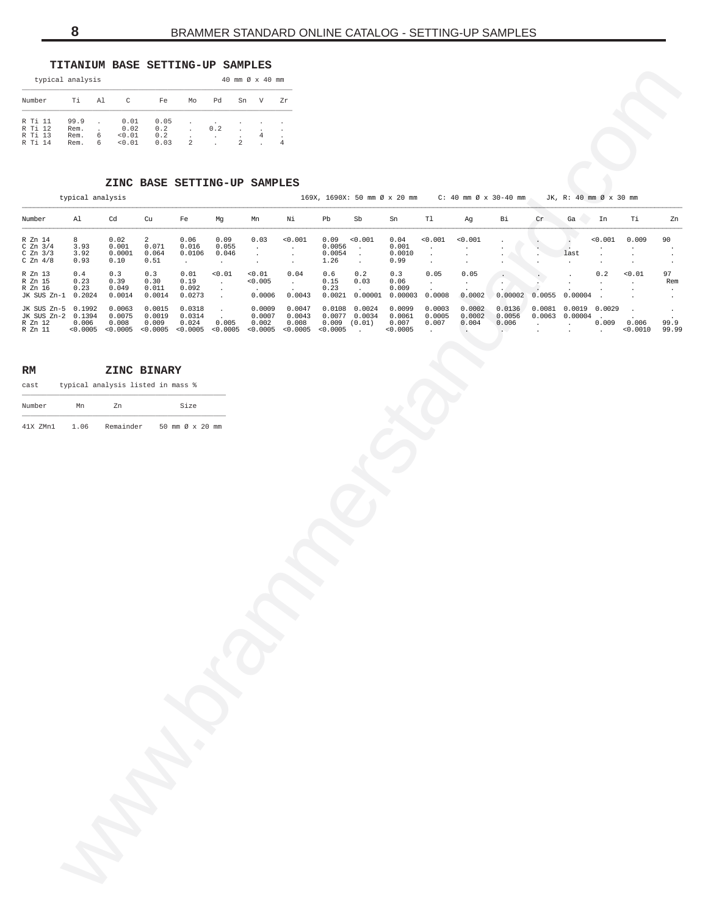## TITANIUM BASE SETTING-UP SAMPLES

typical analysis — 40 mm Ø x 40 mm

| Number | Ti | Al | C | Fe | Mo | Pd | Sn | V | Zr |
|---|---|---|---|---|---|---|---|---|---|
| R Ti 11 | 99.9 | . | 0.01 | 0.05 | . | . | . | . | . |
| R Ti 12 | Rem. | . | 0.02 | 0.2 | . | 0.2 | . | . | . |
| R Ti 13 | Rem. | 6 | <0.01 | 0.2 | . | . | . | 4 | . |
| R Ti 14 | Rem. | 6 | <0.01 | 0.03 | 2 | . | 2 | . | 4 |

## ZINC BASE SETTING-UP SAMPLES

typical analysis — 169X, 1690X: 50 mm Ø x 20 mm — C: 40 mm Ø x 30-40 mm — JK, R: 40 mm Ø x 30 mm

| Number | Al | Cd | Cu | Fe | Mg | Mn | Ni | Pb | Sb | Sn | Tl | Ag | Bi | Cr | Ga | In | Ti | Zn |
|---|---|---|---|---|---|---|---|---|---|---|---|---|---|---|---|---|---|---|
| R Zn 14 | 8 | 0.02 | 2 | 0.06 | 0.09 | 0.03 | <0.001 | 0.09 | <0.001 | 0.04 | <0.001 | <0.001 | . | . | . | <0.001 | 0.009 | 90 |
| C Zn 3/4 | 3.93 | 0.001 | 0.071 | 0.016 | 0.055 | . | . | 0.0056 | . | 0.001 | . | . | . | . | . | . | . | . |
| C Zn 3/3 | 3.92 | 0.0001 | 0.064 | 0.0106 | 0.046 | . | . | 0.0054 | . | 0.0010 | . | . | . | . | last | . | . | . |
| C Zn 4/8 | 0.93 | 0.10 | 0.51 | . | . | . | . | 1.26 | . | 0.99 | . | . | . | . | . | . | . | . |
| R Zn 13 | 0.4 | 0.3 | 0.3 | 0.01 | <0.01 | <0.01 | 0.04 | 0.6 | 0.2 | 0.3 | 0.05 | 0.05 | . | . | . | 0.2 | <0.01 | 97 |
| R Zn 15 | 0.23 | 0.39 | 0.30 | 0.19 | . | <0.005 | . | 0.15 | 0.03 | 0.06 | . | . | . | . | . | . | . | Rem |
| R Zn 16 | 0.23 | 0.049 | 0.011 | 0.092 | . | . | . | 0.23 | . | 0.009 | . | . | . | . | . | . | . | . |
| JK SUS Zn-1 | 0.2024 | 0.0014 | 0.0014 | 0.0273 | . | 0.0006 | 0.0043 | 0.0021 | 0.00001 | 0.00003 | 0.0008 | 0.0002 | 0.00002 | 0.0055 | 0.00004 | . | . | . |
| JK SUS Zn-5 | 0.1992 | 0.0063 | 0.0015 | 0.0318 | . | 0.0009 | 0.0047 | 0.0108 | 0.0024 | 0.0099 | 0.0003 | 0.0002 | 0.0136 | 0.0081 | 0.0019 | 0.0029 | . | . |
| JK SUS Zn-2 | 0.1394 | 0.0075 | 0.0019 | 0.0314 | . | 0.0007 | 0.0043 | 0.0077 | 0.0034 | 0.0061 | 0.0005 | 0.0002 | 0.0056 | 0.0063 | 0.00004 | . | . | . |
| R Zn 12 | 0.006 | 0.008 | 0.009 | 0.024 | 0.005 | 0.002 | 0.008 | 0.009 | (0.01) | 0.007 | 0.007 | 0.004 | 0.006 | . | . | 0.009 | 0.006 | 99.9 |
| R Zn 11 | <0.0005 | <0.0005 | <0.0005 | <0.0005 | <0.0005 | <0.0005 | <0.0005 | <0.0005 | . | <0.0005 | . | . | . | . | . | . | <0.0010 | 99.99 |

## RM ZINC BINARY

cast — typical analysis listed in mass %

| Number | Mn | Zn | Size |
|---|---|---|---|
| 41X ZMn1 | 1.06 | Remainder | 50 mm Ø x 20 mm |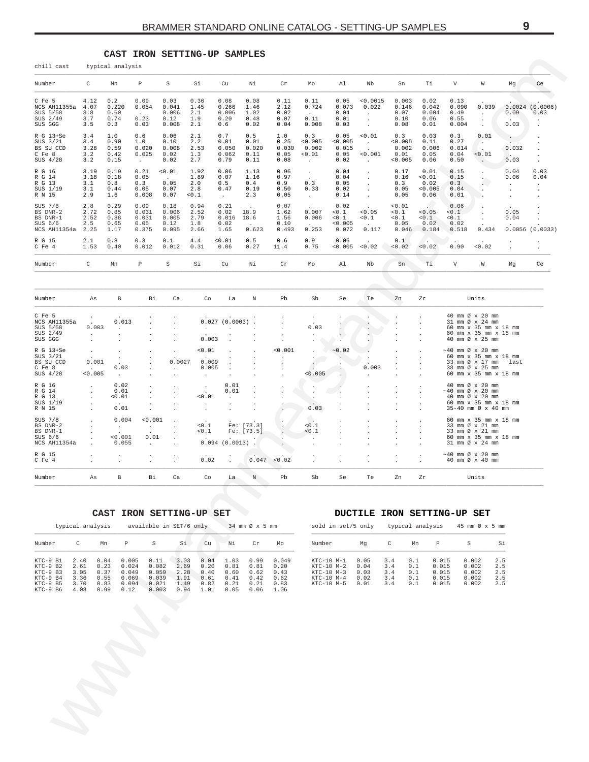## CAST IRON SETTING-UP SAMPLES

chill cast typical analysis

| Number | C | Mn | P | S | Si | Cu | Ni | Cr | Mo | Al | Nb | Sn | Ti | V | W | Mg | Ce |
|---|---|---|---|---|---|---|---|---|---|---|---|---|---|---|---|---|---|
| C Fe 5 | 4.12 | 0.2 | 0.09 | 0.03 | 0.36 | 0.08 | 0.08 | 0.11 | 0.11 | 0.05 | <0.0015 | 0.003 | 0.02 | 0.13 | . | . | . |
| NCS AH11355a | 4.07 | 0.220 | 0.054 | 0.041 | 1.45 | 0.266 | 1.46 | 2.12 | 0.724 | 0.073 | 0.022 | 0.146 | 0.042 | 0.090 | 0.039 | 0.0024 | (0.0006) |
| SUS 5/58 | 3.8 | 0.60 | . | 0.006 | 2.1 | 0.006 | 1.02 | 0.02 | . | 0.04 | . | 0.07 | 0.004 | 0.49 | . | 0.09 | 0.03 |
| SUS 2/49 | 3.7 | 0.74 | 0.23 | 0.12 | 1.9 | 0.20 | 0.48 | 0.07 | 0.11 | 0.01 | . | 0.10 | 0.06 | 0.55 | . | . | . |
| SUS GGG | 3.5 | 0.3 | 0.03 | 0.008 | 2.1 | 0.6 | 0.02 | 0.04 | 0.008 | 0.03 | . | 0.08 | 0.01 | 0.004 | . | 0.03 | . |
| R G 13+Se | 3.4 | 1.0 | 0.6 | 0.06 | 2.1 | 0.7 | 0.5 | 1.0 | 0.3 | 0.05 | <0.01 | 0.3 | 0.03 | 0.3 | 0.01 | . | . |
| SUS 3/21 | 3.4 | 0.90 | 1.0 | 0.10 | 2.2 | 0.01 | 0.01 | 0.25 | <0.005 | <0.005 | . | <0.005 | 0.11 | 0.27 | . | . | . |
| BS SU CCD | 3.28 | 0.59 | 0.020 | 0.008 | 2.53 | 0.050 | 0.020 | 0.030 | 0.002 | 0.015 | . | 0.002 | 0.006 | 0.014 | . | 0.032 | . |
| C Fe 8 | 3.2 | 0.42 | 0.025 | 0.02 | 1.3 | 0.062 | 0.11 | 0.05 | <0.01 | 0.05 | <0.001 | 0.01 | 0.05 | 0.04 | <0.01 | . | . |
| SUS 4/28 | 3.2 | 0.15 | . | 0.02 | 2.7 | 0.79 | 0.11 | 0.08 | . | 0.02 | . | <0.005 | 0.06 | 0.50 | . | 0.03 | . |
| R G 16 | 3.19 | 0.19 | 0.21 | <0.01 | 1.92 | 0.06 | 1.13 | 0.96 | . | 0.04 | . | 0.17 | 0.01 | 0.15 | . | 0.04 | 0.03 |
| R G 14 | 3.18 | 0.18 | 0.05 | . | 1.89 | 0.07 | 1.16 | 0.97 | . | 0.04 | . | 0.16 | <0.01 | 0.15 | . | 0.06 | 0.04 |
| R G 13 | 3.1 | 0.8 | 0.3 | 0.05 | 2.0 | 0.5 | 0.4 | 0.9 | 0.3 | 0.05 | . | 0.3 | 0.02 | 0.3 | . | . | . |
| SUS 1/19 | 3.1 | 0.44 | 0.05 | 0.07 | 2.8 | 0.47 | 0.19 | 0.50 | 0.33 | 0.02 | . | 0.05 | <0.005 | 0.04 | . | . | . |
| R N 15 | 2.9 | 1.6 | 0.008 | 0.07 | <0.1 | . | 2.3 | 0.05 | . | 0.14 | . | 0.05 | 0.06 | 0.01 | . | . | . |
| SUS 7/8 | 2.8 | 0.29 | 0.09 | 0.18 | 0.94 | 0.21 | . | 0.07 | . | 0.02 | . | <0.01 | . | 0.06 | . | . | . |
| BS DNR-2 | 2.72 | 0.85 | 0.031 | 0.006 | 2.52 | 0.02 | 18.9 | 1.62 | 0.007 | <0.1 | <0.05 | <0.1 | <0.05 | <0.1 | . | 0.05 | . |
| BS DNR-1 | 2.52 | 0.88 | 0.031 | 0.005 | 2.79 | 0.016 | 18.6 | 1.56 | 0.006 | <0.1 | <0.1 | <0.1 | <0.1 | <0.1 | . | 0.04 | . |
| SUS 6/6 | 2.5 | 0.65 | 0.05 | 0.12 | 1.8 | 0.02 | . | 0.10 | . | <0.005 | . | 0.05 | 0.02 | 0.02 | . | . | . |
| NCS AH11354a | 2.25 | 1.17 | 0.375 | 0.095 | 2.66 | 1.65 | 0.623 | 0.493 | 0.253 | 0.072 | 0.117 | 0.046 | 0.184 | 0.518 | 0.434 | 0.0056 | (0.0033) |
| R G 15 | 2.1 | 0.8 | 0.3 | 0.1 | 4.4 | <0.01 | 0.5 | 0.6 | 0.9 | 0.06 | . | 0.1 | . | . | . | . | . |
| C Fe 4 | 1.53 | 0.40 | 0.012 | 0.012 | 0.31 | 0.06 | 0.27 | 11.4 | 0.75 | <0.005 | <0.02 | <0.02 | <0.02 | 0.90 | <0.02 | . | . |
| Number | C | Mn | P | S | Si | Cu | Ni | Cr | Mo | Al | Nb | Sn | Ti | V | W | Mg | Ce |

| Number | As | B | Bi | Ca | Co | La | N | Pb | Sb | Se | Te | Zn | Zr | Units |
|---|---|---|---|---|---|---|---|---|---|---|---|---|---|---|
| C Fe 5 | . | . | . | . | . | . | . | . | . | . | . | . | . | 40 mm Ø x 20 mm |
| NCS AH11355a | . | 0.013 | . | . | 0.027 | (0.0003) | . | . | . | . | . | . | . | 31 mm Ø x 24 mm |
| SUS 5/58 | 0.003 | . | . | . | . | . | . | . | 0.03 | . | . | . | . | 60 mm x 35 mm x 18 mm |
| SUS 2/49 | . | . | . | . | . | . | . | . | . | . | . | . | . | 60 mm x 35 mm x 18 mm |
| SUS GGG | . | . | . | . | 0.003 | . | . | . | . | . | . | . | . | 40 mm Ø x 25 mm |
| R G 13+Se | . | . | . | . | <0.01 | . | . | <0.001 | . | ~0.02 | . | . | . | ~40 mm Ø x 20 mm |
| SUS 3/21 | . | . | . | . | . | . | . | . | . | . | . | . | . | 60 mm x 35 mm x 18 mm |
| BS SU CCD | 0.001 | . | . | 0.0027 | 0.009 | . | . | . | . | . | . | . | . | 33 mm Ø x 17 mm last |
| C Fe 8 | . | 0.03 | . | . | 0.005 | . | . | . | . | . | 0.003 | . | . | 38 mm Ø x 25 mm |
| SUS 4/28 | <0.005 | . | . | . | . | . | . | . | <0.005 | . | . | . | . | 60 mm x 35 mm x 18 mm |
| R G 16 | . | 0.02 | . | . | . | 0.01 | . | . | . | . | . | . | . | 40 mm Ø x 20 mm |
| R G 14 | . | 0.01 | . | . | . | 0.01 | . | . | . | . | . | . | . | ~40 mm Ø x 20 mm |
| R G 13 | . | <0.01 | . | . | <0.01 | . | . | . | . | . | . | . | . | 40 mm Ø x 20 mm |
| SUS 1/19 | . | . | . | . | . | . | . | . | . | . | . | . | . | 60 mm x 35 mm x 18 mm |
| R N 15 | . | 0.01 | . | . | . | . | . | . | 0.03 | . | . | . | . | 35-40 mm Ø x 40 mm |
| SUS 7/8 | . | 0.004 | <0.001 | . | . | . | . | . | . | . | . | . | . | 60 mm x 35 mm x 18 mm |
| BS DNR-2 | . | . | . | . | <0.1 | Fe: [73.3] | | . | <0.1 | . | . | . | . | 33 mm Ø x 21 mm |
| BS DNR-1 | . | . | . | . | <0.1 | Fe: [73.5] | | . | <0.1 | . | . | . | . | 33 mm Ø x 21 mm |
| SUS 6/6 | . | <0.001 | 0.01 | . | . | . | . | . | . | . | . | . | . | 60 mm x 35 mm x 18 mm |
| NCS AH11354a | . | 0.055 | . | . | 0.094 | (0.0013) | . | . | . | . | . | . | . | 31 mm Ø x 24 mm |
| R G 15 | . | . | . | . | . | . | . | . | . | . | . | . | . | ~40 mm Ø x 20 mm |
| C Fe 4 | . | . | . | . | 0.02 | . | 0.047 | <0.02 | . | . | . | . | . | 40 mm Ø x 40 mm |
| Number | As | B | Bi | Ca | Co | La | N | Pb | Sb | Se | Te | Zn | Zr | Units |

## CAST IRON SETTING-UP SET

typical analysis available in SET/6 only 34 mm Ø x 5 mm

| Number | C | Mn | P | S | Si | Cu | Ni | Cr | Mo |
|---|---|---|---|---|---|---|---|---|---|
| KTC-9 B1 | 2.40 | 0.04 | 0.005 | 0.11 | 3.03 | 0.04 | 1.03 | 0.99 | 0.049 |
| KTC-9 B2 | 2.61 | 0.23 | 0.024 | 0.082 | 2.69 | 0.20 | 0.81 | 0.81 | 0.20 |
| KTC-9 B3 | 3.05 | 0.37 | 0.049 | 0.059 | 2.28 | 0.40 | 0.60 | 0.62 | 0.43 |
| KTC-9 B4 | 3.36 | 0.55 | 0.069 | 0.039 | 1.91 | 0.61 | 0.41 | 0.42 | 0.62 |
| KTC-9 B5 | 3.70 | 0.83 | 0.094 | 0.021 | 1.49 | 0.82 | 0.21 | 0.21 | 0.83 |
| KTC-9 B6 | 4.08 | 0.99 | 0.12 | 0.003 | 0.94 | 1.01 | 0.05 | 0.06 | 1.06 |

## DUCTILE IRON SETTING-UP SET

sold in set/5 only typical analysis 45 mm Ø x 5 mm

| Number | Mg | C | Mn | P | S | Si |
|---|---|---|---|---|---|---|
| KTC-10 M-1 | 0.05 | 3.4 | 0.1 | 0.015 | 0.002 | 2.5 |
| KTC-10 M-2 | 0.04 | 3.4 | 0.1 | 0.015 | 0.002 | 2.5 |
| KTC-10 M-3 | 0.03 | 3.4 | 0.1 | 0.015 | 0.002 | 2.5 |
| KTC-10 M-4 | 0.02 | 3.4 | 0.1 | 0.015 | 0.002 | 2.5 |
| KTC-10 M-5 | 0.01 | 3.4 | 0.1 | 0.015 | 0.002 | 2.5 |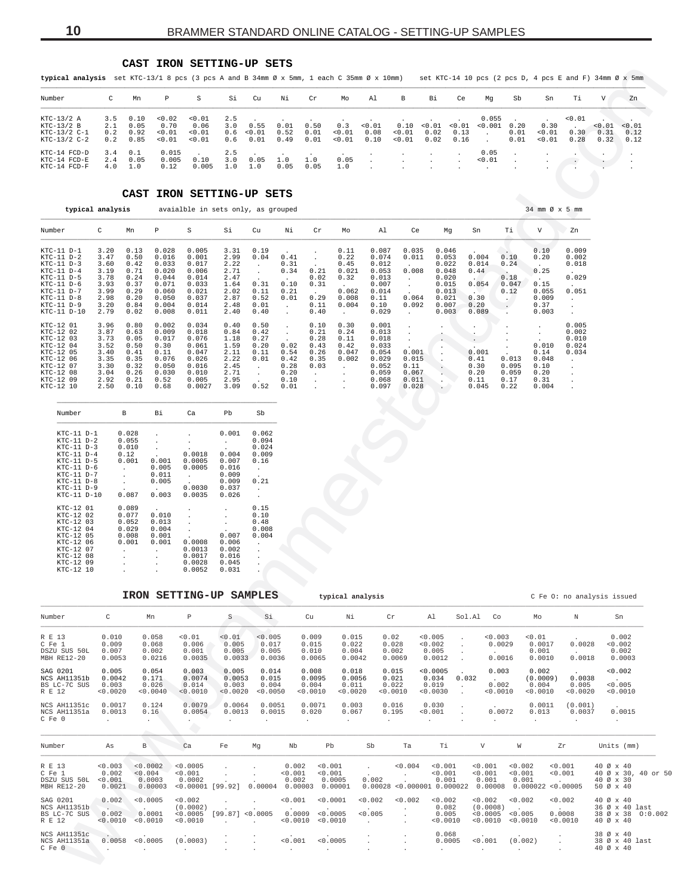## CAST IRON SETTING-UP SETS

**typical analysis** set KTC-13/1 8 pcs (3 pcs A and B 34mm Ø x 5mm, 1 each C 35mm Ø x 10mm) set KTC-14 10 pcs (2 pcs D, 4 pcs E and F) 34mm Ø x 5mm

| Number | C | Mn | P | S | Si | Cu | Ni | Cr | Mo | Al | B | Bi | Ce | Mg | Sb | Sn | Ti | V | Zn |
|---|---|---|---|---|---|---|---|---|---|---|---|---|---|---|---|---|---|---|---|
| KTC-13/2 A | 3.5 | 0.10 | <0.02 | <0.01 | 2.5 | . | . | . | 0.3 | . | . | . | . | 0.055 | . | . | <0.01 | . | . |
| KTC-13/2 B | 2.1 | 0.05 | 0.70 | 0.06 | 3.0 | 0.55 | 0.01 | 0.50 | 0.3 | <0.01 | 0.10 | <0.01 | <0.01 | <0.001 | 0.20 | 0.30 | . | <0.01 | <0.01 |
| KTC-13/2 C-1 | 0.2 | 0.92 | <0.01 | <0.01 | 0.6 | <0.01 | 0.52 | 0.01 | <0.01 | 0.08 | <0.01 | 0.02 | 0.13 | . | 0.01 | <0.01 | 0.30 | 0.31 | 0.12 |
| KTC-13/2 C-2 | 0.2 | 0.85 | <0.01 | <0.01 | 0.6 | 0.01 | 0.49 | 0.01 | <0.01 | 0.10 | <0.01 | 0.02 | 0.16 | . | 0.01 | <0.01 | 0.28 | 0.32 | 0.12 |
| KTC-14 FCD-D | 3.4 | 0.1 | 0.015 | . | 2.5 | . | . | . | . | . | . | . | . | 0.05 | . | . | . | . | . |
| KTC-14 FCD-E | 2.4 | 0.05 | 0.005 | 0.10 | 3.0 | 0.05 | 1.0 | 1.0 | 0.05 | . | . | . | . | <0.01 | . | . | . | . | . |
| KTC-14 FCD-F | 4.0 | 1.0 | 0.12 | 0.005 | 1.0 | 1.0 | 0.05 | 0.05 | 1.0 | . | . | . | . | . | . | . | . | . | . |

## CAST IRON SETTING-UP SETS

**typical analysis** avaialble in sets only, as grouped — 34 mm Ø x 5 mm

| Number | C | Mn | P | S | Si | Cu | Ni | Cr | Mo | Al | Ce | Mg | Sn | Ti | V | Zn |
|---|---|---|---|---|---|---|---|---|---|---|---|---|---|---|---|---|
| KTC-11 D-1 | 3.20 | 0.13 | 0.028 | 0.005 | 3.31 | 0.19 | . | . | 0.11 | 0.087 | 0.035 | 0.046 | . | . | 0.10 | 0.009 |
| KTC-11 D-2 | 3.47 | 0.50 | 0.016 | 0.001 | 2.99 | 0.04 | 0.41 | . | 0.22 | 0.074 | 0.011 | 0.053 | 0.004 | 0.10 | 0.20 | 0.002 |
| KTC-11 D-3 | 3.60 | 0.42 | 0.033 | 0.017 | 2.22 | . | 0.31 | . | 0.45 | 0.012 | . | 0.022 | 0.014 | 0.24 | . | 0.018 |
| KTC-11 D-4 | 3.19 | 0.71 | 0.020 | 0.006 | 2.71 | . | 0.34 | 0.21 | 0.021 | 0.053 | 0.008 | 0.048 | 0.44 | . | 0.25 | . |
| KTC-11 D-5 | 3.78 | 0.24 | 0.044 | 0.014 | 2.47 | . | . | 0.02 | 0.32 | 0.013 | . | 0.020 | . | 0.18 | . | 0.029 |
| KTC-11 D-6 | 3.93 | 0.37 | 0.071 | 0.033 | 1.64 | 0.31 | 0.10 | 0.31 | . | 0.007 | . | 0.015 | 0.054 | 0.047 | 0.15 | . |
| KTC-11 D-7 | 3.99 | 0.29 | 0.060 | 0.021 | 2.02 | 0.11 | 0.21 | . | 0.062 | 0.014 | . | 0.013 | . | 0.12 | 0.055 | 0.051 |
| KTC-11 D-8 | 2.98 | 0.20 | 0.050 | 0.037 | 2.87 | 0.52 | 0.01 | 0.29 | 0.008 | 0.11 | 0.064 | 0.021 | 0.30 | . | 0.009 | . |
| KTC-11 D-9 | 3.20 | 0.84 | 0.004 | 0.014 | 2.48 | 0.01 | . | 0.11 | 0.004 | 0.10 | 0.092 | 0.007 | 0.20 | . | 0.37 | . |
| KTC-11 D-10 | 2.79 | 0.02 | 0.008 | 0.011 | 2.40 | 0.40 | . | 0.40 | . | 0.029 | . | 0.003 | 0.089 | . | 0.003 | . |
| KTC-12 01 | 3.96 | 0.80 | 0.002 | 0.034 | 0.40 | 0.50 | . | 0.10 | 0.30 | 0.001 | . | . | . | . | . | 0.005 |
| KTC-12 02 | 3.87 | 0.63 | 0.009 | 0.018 | 0.84 | 0.42 | . | 0.21 | 0.24 | 0.013 | . | . | . | . | . | 0.002 |
| KTC-12 03 | 3.73 | 0.05 | 0.017 | 0.076 | 1.18 | 0.27 | . | 0.28 | 0.11 | 0.018 | . | . | . | . | . | 0.010 |
| KTC-12 04 | 3.52 | 0.50 | 0.30 | 0.061 | 1.59 | 0.20 | 0.02 | 0.43 | 0.42 | 0.033 | . | . | . | . | 0.010 | 0.024 |
| KTC-12 05 | 3.40 | 0.41 | 0.11 | 0.047 | 2.11 | 0.11 | 0.54 | 0.26 | 0.047 | 0.054 | 0.001 | . | 0.001 | . | 0.14 | 0.034 |
| KTC-12 06 | 3.35 | 0.35 | 0.076 | 0.026 | 2.22 | 0.01 | 0.42 | 0.35 | 0.002 | 0.029 | 0.015 | . | 0.41 | 0.013 | 0.048 | . |
| KTC-12 07 | 3.30 | 0.32 | 0.050 | 0.016 | 2.45 | . | 0.28 | 0.03 | . | 0.052 | 0.11 | . | 0.30 | 0.095 | 0.10 | . |
| KTC-12 08 | 3.04 | 0.26 | 0.030 | 0.010 | 2.71 | . | 0.20 | . | . | 0.059 | 0.067 | . | 0.20 | 0.059 | 0.20 | . |
| KTC-12 09 | 2.92 | 0.21 | 0.52 | 0.005 | 2.95 | . | 0.10 | . | . | 0.068 | 0.011 | . | 0.11 | 0.17 | 0.31 | . |
| KTC-12 10 | 2.50 | 0.10 | 0.68 | 0.0027 | 3.09 | 0.52 | 0.01 | . | . | 0.097 | 0.028 | . | 0.045 | 0.22 | 0.004 | . |

| Number | B | Bi | Ca | Pb | Sb |
|---|---|---|---|---|---|
| KTC-11 D-1 | 0.028 | . | . | 0.001 | 0.062 |
| KTC-11 D-2 | 0.055 | . | . | . | 0.094 |
| KTC-11 D-3 | 0.010 | . | . | . | 0.024 |
| KTC-11 D-4 | 0.12 | . | 0.0018 | 0.004 | 0.009 |
| KTC-11 D-5 | 0.001 | 0.001 | 0.0005 | 0.007 | 0.16 |
| KTC-11 D-6 | . | 0.005 | 0.0005 | 0.016 | . |
| KTC-11 D-7 | . | 0.011 | . | 0.009 | . |
| KTC-11 D-8 | . | 0.005 | . | 0.009 | 0.21 |
| KTC-11 D-9 | . | . | 0.0030 | 0.037 | . |
| KTC-11 D-10 | 0.087 | 0.003 | 0.0035 | 0.026 | . |
| KTC-12 01 | 0.089 | . | . | . | 0.15 |
| KTC-12 02 | 0.077 | 0.010 | . | . | 0.10 |
| KTC-12 03 | 0.052 | 0.013 | . | . | 0.48 |
| KTC-12 04 | 0.029 | 0.004 | . | . | 0.008 |
| KTC-12 05 | 0.008 | 0.001 | . | 0.007 | 0.004 |
| KTC-12 06 | 0.001 | 0.001 | 0.0008 | 0.006 | . |
| KTC-12 07 | . | . | 0.0013 | 0.002 | . |
| KTC-12 08 | . | . | 0.0017 | 0.016 | . |
| KTC-12 09 | . | . | 0.0028 | 0.045 | . |
| KTC-12 10 | . | . | 0.0052 | 0.031 | . |

## IRON SETTING-UP SAMPLES

typical analysis — C Fe O: no analysis issued

| Number | C | Mn | P | S | Si | Cu | Ni | Cr | Al | Sol.Al | Co | Mo | N | Sn |
|---|---|---|---|---|---|---|---|---|---|---|---|---|---|---|
| R E 13 | 0.010 | 0.058 | <0.01 | <0.01 | <0.005 | 0.009 | 0.015 | 0.02 | <0.005 | . | <0.003 | <0.01 | . | 0.002 |
| C Fe 1 | 0.009 | 0.068 | 0.006 | 0.005 | 0.017 | 0.015 | 0.022 | 0.028 | <0.002 | . | 0.0029 | 0.0017 | 0.0028 | <0.002 |
| DSZU SUS 50L | 0.007 | 0.002 | 0.001 | 0.005 | 0.005 | 0.010 | 0.004 | 0.002 | 0.005 | . | . | 0.001 | . | 0.002 |
| MBH RE12-20 | 0.0053 | 0.0216 | 0.0035 | 0.0033 | 0.0036 | 0.0065 | 0.0042 | 0.0069 | 0.0012 | . | 0.0016 | 0.0010 | 0.0018 | 0.0003 |
| SAG 0201 | 0.005 | 0.054 | 0.003 | 0.005 | 0.014 | 0.008 | 0.018 | 0.015 | <0.0005 | . | 0.003 | 0.002 | . | <0.002 |
| NCS AH11351b | 0.0042 | 0.171 | 0.0074 | 0.0053 | 0.015 | 0.0095 | 0.0056 | 0.021 | 0.034 | 0.032 | . | (0.0009) | 0.0038 | . |
| BS LC-7C SUS | 0.003 | 0.026 | 0.014 | 0.003 | 0.004 | 0.004 | 0.011 | 0.022 | 0.019 | . | 0.002 | 0.004 | 0.005 | <0.005 |
| R E 12 | <0.0020 | <0.0040 | <0.0010 | <0.0020 | <0.0050 | <0.0010 | <0.0020 | <0.0010 | <0.0030 | . | <0.0010 | <0.0010 | <0.0020 | <0.0010 |
| NCS AH11351c | 0.0017 | 0.124 | 0.0079 | 0.0064 | 0.0051 | 0.0071 | 0.003 | 0.016 | 0.030 | . | . | 0.0011 | (0.001) | . |
| NCS AH11351a | 0.0013 | 0.16 | 0.0054 | 0.0013 | 0.0015 | 0.020 | 0.067 | 0.195 | <0.001 | . | 0.0072 | 0.013 | 0.0037 | 0.0015 |
| C Fe 0 | . | . | . | . | . | . | . | . | . | . | . | . | . | . |

| Number | As | B | Ca | Fe | Mg | Nb | Pb | Sb | Ta | Ti | V | W | Zr | Units (mm) |
|---|---|---|---|---|---|---|---|---|---|---|---|---|---|---|
| R E 13 | <0.003 | <0.0002 | <0.0005 | . | . | 0.002 | <0.001 | . | <0.004 | <0.001 | <0.001 | <0.002 | <0.001 | 40 Ø x 40 |
| C Fe 1 | 0.002 | <0.004 | <0.001 | . | . | <0.001 | <0.001 | . | . | <0.001 | <0.001 | <0.001 | <0.001 | 40 Ø x 30, 40 or 50 |
| DSZU SUS 50L | <0.001 | 0.0003 | 0.0002 | . | . | 0.002 | 0.0005 | 0.002 | . | 0.001 | 0.001 | 0.001 | . | 40 Ø x 30 |
| MBH RE12-20 | 0.0021 | 0.00003 | <0.00001 | [99.92] | 0.00004 | 0.00003 | 0.00001 | 0.00028 | <0.000001 | 0.000022 | 0.00008 | 0.000022 | <0.00005 | 50 Ø x 40 |
| SAG 0201 | 0.002 | <0.0005 | <0.002 | . | . | <0.001 | <0.0001 | <0.002 | <0.002 | <0.002 | <0.002 | <0.002 | <0.002 | 40 Ø x 40 |
| NCS AH11351b | . | . | (0.0002) | . | . | . | . | . | . | 0.082 | (0.0008) | . | . | 36 Ø x 40 last |
| BS LC-7C SUS | 0.002 | 0.0001 | <0.0005 | [99.87] | <0.0005 | 0.0009 | <0.0005 | <0.005 | . | 0.005 | <0.0005 | <0.005 | 0.0008 | 38 Ø x 38 O:0.002 |
| R E 12 | <0.0010 | <0.0010 | <0.0010 | . | . | <0.0010 | <0.0010 | . | . | <0.0010 | <0.0010 | <0.0010 | <0.0010 | 40 Ø x 40 |
| NCS AH11351c | . | . | . | . | . | . | . | . | . | 0.068 | . | . | . | 38 Ø x 40 |
| NCS AH11351a | 0.0058 | <0.0005 | (0.0003) | . | . | <0.001 | <0.0005 | . | . | 0.0005 | <0.001 | (0.002) | . | 38 Ø x 40 last |
| C Fe 0 | . | . | . | . | . | . | . | . | . | . | . | . | . | 40 Ø x 40 |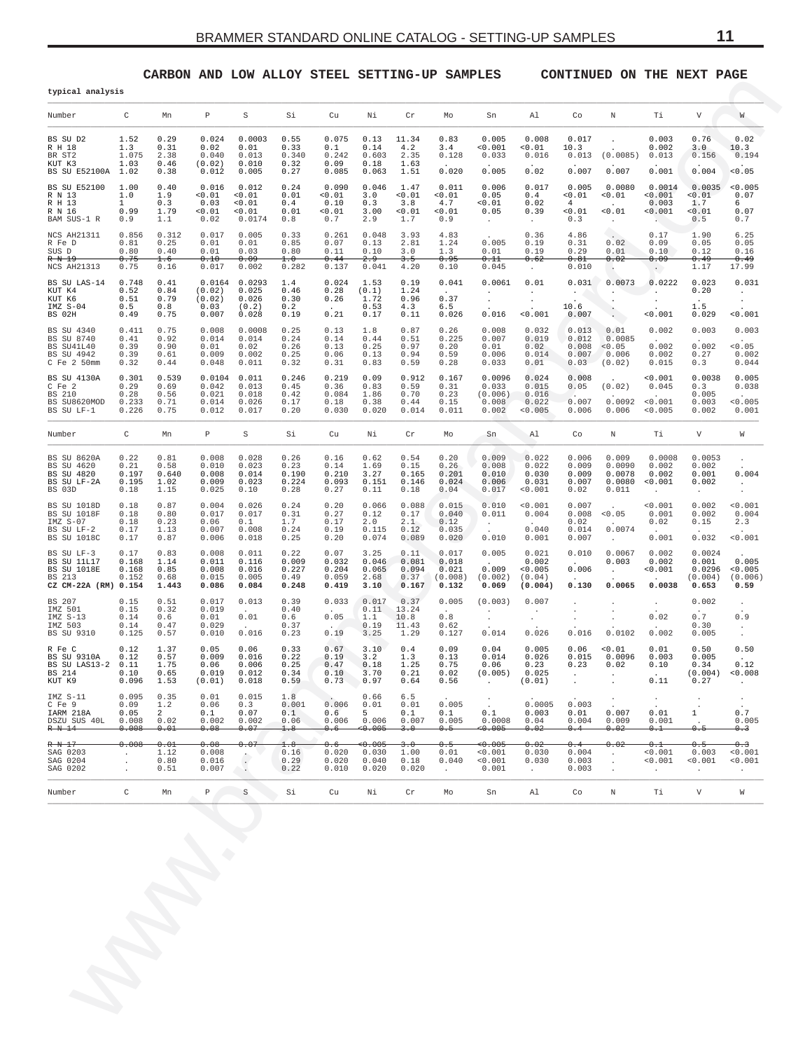## CARBON AND LOW ALLOY STEEL SETTING-UP SAMPLES

CONTINUED ON THE NEXT PAGE

typical analysis

| Number | C | Mn | P | S | Si | Cu | Ni | Cr | Mo | Sn | Al | Co | N | Ti | V | W |
|---|---|---|---|---|---|---|---|---|---|---|---|---|---|---|---|---|
| BS SU D2 | 1.52 | 0.29 | 0.024 | 0.0003 | 0.55 | 0.075 | 0.13 | 11.34 | 0.83 | 0.005 | 0.008 | 0.017 | . | 0.003 | 0.76 | 0.02 |
| R H 18 | 1.3 | 0.31 | 0.02 | 0.01 | 0.33 | 0.1 | 0.14 | 4.2 | 3.4 | <0.001 | <0.01 | 10.3 | . | 0.002 | 3.0 | 10.3 |
| BR ST2 | 1.075 | 2.38 | 0.040 | 0.013 | 0.340 | 0.242 | 0.603 | 2.35 | 0.128 | 0.033 | 0.016 | 0.013 | (0.0085) | 0.013 | 0.156 | 0.194 |
| KUT K3 | 1.03 | 0.46 | (0.02) | 0.010 | 0.32 | 0.09 | 0.18 | 1.63 | . | . | . | . | . | . | . | . |
| BS SU E52100A | 1.02 | 0.38 | 0.012 | 0.005 | 0.27 | 0.085 | 0.063 | 1.51 | 0.020 | 0.005 | 0.02 | 0.007 | 0.007 | 0.001 | 0.004 | <0.05 |
| BS SU E52100 | 1.00 | 0.40 | 0.016 | 0.012 | 0.24 | 0.090 | 0.046 | 1.47 | 0.011 | 0.006 | 0.017 | 0.005 | 0.0080 | 0.0014 | 0.0035 | <0.005 |
| R N 13 | 1.0 | 1.9 | <0.01 | <0.01 | 0.01 | <0.01 | 3.0 | <0.01 | <0.01 | 0.05 | 0.4 | <0.01 | <0.01 | <0.001 | <0.01 | 0.07 |
| R H 13 | 1 | 0.3 | 0.03 | <0.01 | 0.4 | 0.10 | 0.3 | 3.8 | 4.7 | <0.01 | 0.02 | 4 | . | 0.003 | 1.7 | 6 |
| R N 16 | 0.99 | 1.79 | <0.01 | <0.01 | 0.01 | <0.01 | 3.00 | <0.01 | <0.01 | 0.05 | 0.39 | <0.01 | <0.01 | <0.001 | <0.01 | 0.07 |
| BAM SUS-1 R | 0.9 | 1.1 | 0.02 | 0.0174 | 0.8 | 0.7 | 2.9 | 1.7 | 0.9 | . | . | 0.3 | . | . | 0.5 | 0.7 |
| NCS AH21311 | 0.856 | 0.312 | 0.017 | 0.005 | 0.33 | 0.261 | 0.048 | 3.93 | 4.83 | . | 0.36 | 4.86 | . | 0.17 | 1.90 | 6.25 |
| R Fe D | 0.81 | 0.25 | 0.01 | 0.01 | 0.85 | 0.07 | 0.13 | 2.81 | 1.24 | 0.005 | 0.19 | 0.31 | 0.02 | 0.09 | 0.05 | 0.05 |
| SUS D | 0.80 | 0.40 | 0.01 | 0.03 | 0.80 | 0.11 | 0.10 | 3.0 | 1.3 | 0.01 | 0.19 | 0.29 | 0.01 | 0.10 | 0.12 | 0.16 |
| ~~R N 19~~ | ~~0.75~~ | ~~1.6~~ | ~~0.10~~ | ~~0.09~~ | ~~1.0~~ | ~~0.44~~ | ~~2.9~~ | ~~3.5~~ | ~~0.95~~ | ~~0.11~~ | ~~0.62~~ | ~~0.81~~ | ~~0.02~~ | ~~0.09~~ | ~~0.49~~ | ~~0.49~~ |
| NCS AH21313 | 0.75 | 0.16 | 0.017 | 0.002 | 0.282 | 0.137 | 0.041 | 4.20 | 0.10 | 0.045 | . | 0.010 | . | . | 1.17 | 17.99 |
| BS SU LAS-14 | 0.748 | 0.41 | 0.0164 | 0.0293 | 1.4 | 0.024 | 1.53 | 0.19 | 0.041 | 0.0061 | 0.01 | 0.031 | 0.0073 | 0.0222 | 0.023 | 0.031 |
| KUT K4 | 0.52 | 0.84 | (0.02) | 0.025 | 0.46 | 0.28 | (0.1) | 1.24 | . | . | . | . | . | . | 0.20 | . |
| KUT K6 | 0.51 | 0.79 | (0.02) | 0.026 | 0.30 | 0.26 | 1.72 | 0.96 | 0.37 | . | . | . | . | . | . | . |
| IMZ S-04 | 0.5 | 0.8 | 0.03 | (0.2) | 0.2 | . | 0.53 | 4.3 | 6.5 | . | . | 10.6 | . | . | 1.5 | . |
| BS 02H | 0.49 | 0.75 | 0.007 | 0.028 | 0.19 | 0.21 | 0.17 | 0.11 | 0.026 | 0.016 | <0.001 | 0.007 | . | <0.001 | 0.029 | <0.001 |
| BS SU 4340 | 0.411 | 0.75 | 0.008 | 0.0008 | 0.25 | 0.13 | 1.8 | 0.87 | 0.26 | 0.008 | 0.032 | 0.013 | 0.01 | 0.002 | 0.003 | 0.003 |
| BS SU 8740 | 0.41 | 0.92 | 0.014 | 0.014 | 0.24 | 0.14 | 0.44 | 0.51 | 0.225 | 0.007 | 0.019 | 0.012 | 0.0085 | . | . | . |
| BS SU41L40 | 0.39 | 0.90 | 0.01 | 0.02 | 0.26 | 0.13 | 0.25 | 0.97 | 0.20 | 0.01 | 0.02 | 0.008 | <0.05 | 0.002 | 0.002 | <0.05 |
| BS SU 4942 | 0.39 | 0.61 | 0.009 | 0.002 | 0.25 | 0.06 | 0.13 | 0.94 | 0.59 | 0.006 | 0.014 | 0.007 | 0.006 | 0.002 | 0.27 | 0.002 |
| C Fe 2 50mm | 0.32 | 0.44 | 0.048 | 0.011 | 0.32 | 0.31 | 0.83 | 0.59 | 0.28 | 0.033 | 0.01 | 0.03 | (0.02) | 0.015 | 0.3 | 0.044 |
| BS SU 4130A | 0.301 | 0.539 | 0.0104 | 0.011 | 0.246 | 0.219 | 0.09 | 0.912 | 0.167 | 0.0096 | 0.024 | 0.008 | . | <0.001 | 0.0038 | 0.005 |
| C Fe 2 | 0.29 | 0.69 | 0.042 | 0.013 | 0.45 | 0.36 | 0.83 | 0.59 | 0.31 | 0.033 | 0.015 | 0.05 | (0.02) | 0.045 | 0.3 | 0.038 |
| BS 210 | 0.28 | 0.56 | 0.021 | 0.018 | 0.42 | 0.084 | 1.86 | 0.70 | 0.23 | (0.006) | 0.016 | . | . | . | 0.005 | . |
| BS SU8620MOD | 0.233 | 0.71 | 0.014 | 0.026 | 0.17 | 0.18 | 0.38 | 0.44 | 0.15 | 0.008 | 0.022 | 0.007 | 0.0092 | <0.001 | 0.003 | <0.005 |
| BS SU LF-1 | 0.226 | 0.75 | 0.012 | 0.017 | 0.20 | 0.030 | 0.020 | 0.014 | 0.011 | 0.002 | <0.005 | 0.006 | 0.006 | <0.005 | 0.002 | 0.001 |

| Number | C | Mn | P | S | Si | Cu | Ni | Cr | Mo | Sn | Al | Co | N | Ti | V | W |
|---|---|---|---|---|---|---|---|---|---|---|---|---|---|---|---|---|
| BS SU 8620A | 0.22 | 0.81 | 0.008 | 0.028 | 0.26 | 0.16 | 0.62 | 0.54 | 0.20 | 0.009 | 0.022 | 0.006 | 0.009 | 0.0008 | 0.0053 | . |
| BS SU 4620 | 0.21 | 0.58 | 0.010 | 0.023 | 0.23 | 0.14 | 1.69 | 0.15 | 0.26 | 0.008 | 0.022 | 0.009 | 0.0090 | 0.002 | 0.002 | . |
| BS SU 4820 | 0.197 | 0.640 | 0.008 | 0.014 | 0.190 | 0.210 | 3.27 | 0.165 | 0.201 | 0.010 | 0.030 | 0.009 | 0.0078 | 0.002 | 0.001 | 0.004 |
| BS SU LF-2A | 0.195 | 1.02 | 0.009 | 0.023 | 0.224 | 0.093 | 0.151 | 0.146 | 0.024 | 0.006 | 0.031 | 0.007 | 0.0080 | <0.001 | 0.002 | . |
| BS 03D | 0.18 | 1.15 | 0.025 | 0.10 | 0.28 | 0.27 | 0.11 | 0.18 | 0.04 | 0.017 | <0.001 | 0.02 | 0.011 | . | . | . |
| BS SU 1018D | 0.18 | 0.87 | 0.004 | 0.026 | 0.24 | 0.20 | 0.066 | 0.088 | 0.015 | 0.010 | <0.001 | 0.007 | . | <0.001 | 0.002 | <0.001 |
| BS SU 1018F | 0.18 | 0.80 | 0.017 | 0.017 | 0.31 | 0.27 | 0.12 | 0.17 | 0.040 | 0.011 | 0.004 | 0.008 | <0.05 | 0.001 | 0.002 | 0.004 |
| IMZ S-07 | 0.18 | 0.23 | 0.06 | 0.1 | 1.7 | 0.17 | 2.0 | 2.1 | 0.12 | . | . | 0.02 | . | 0.02 | 0.15 | 2.3 |
| BS SU LF-2 | 0.17 | 1.13 | 0.007 | 0.008 | 0.24 | 0.19 | 0.115 | 0.12 | 0.035 | . | 0.040 | 0.014 | 0.0074 | . | . | . |
| BS SU 1018C | 0.17 | 0.87 | 0.006 | 0.018 | 0.25 | 0.20 | 0.074 | 0.089 | 0.020 | 0.010 | 0.001 | 0.007 | . | 0.001 | 0.032 | <0.001 |
| BS SU LF-3 | 0.17 | 0.83 | 0.008 | 0.011 | 0.22 | 0.07 | 3.25 | 0.11 | 0.017 | 0.005 | 0.021 | 0.010 | 0.0067 | 0.002 | 0.0024 | . |
| BS SU 11L17 | 0.168 | 1.14 | 0.011 | 0.116 | 0.009 | 0.032 | 0.046 | 0.081 | 0.018 | . | 0.002 | . | 0.003 | 0.002 | 0.001 | 0.005 |
| BS SU 1018E | 0.168 | 0.85 | 0.008 | 0.016 | 0.227 | 0.204 | 0.065 | 0.094 | 0.021 | 0.009 | <0.005 | 0.006 | . | <0.001 | 0.0296 | <0.005 |
| BS 213 | 0.152 | 0.68 | 0.015 | 0.005 | 0.49 | 0.059 | 2.68 | 0.37 | (0.008) | (0.002) | (0.04) | . | . | . | (0.004) | (0.006) |
| **CZ CM-22A (RM)** | **0.154** | **1.443** | **0.086** | **0.084** | **0.248** | **0.419** | **3.10** | **0.167** | **0.132** | **0.069** | **(0.004)** | **0.130** | **0.0065** | **0.0038** | **0.653** | **0.59** |
| BS 207 | 0.15 | 0.51 | 0.017 | 0.013 | 0.39 | 0.033 | 0.017 | 0.37 | 0.005 | (0.003) | 0.007 | . | . | . | 0.002 | . |
| IMZ 501 | 0.15 | 0.32 | 0.019 | . | 0.40 | . | 0.11 | 13.24 | . | . | . | . | . | . | . | . |
| IMZ S-13 | 0.14 | 0.6 | 0.01 | 0.01 | 0.6 | 0.05 | 1.1 | 10.8 | 0.8 | . | . | . | . | 0.02 | 0.7 | 0.9 |
| IMZ 503 | 0.14 | 0.47 | 0.029 | . | 0.37 | . | 0.19 | 11.43 | 0.62 | . | . | . | . | . | 0.30 | . |
| BS SU 9310 | 0.125 | 0.57 | 0.010 | 0.016 | 0.23 | 0.19 | 3.25 | 1.29 | 0.127 | 0.014 | 0.026 | 0.016 | 0.0102 | 0.002 | 0.005 | . |
| R Fe C | 0.12 | 1.37 | 0.05 | 0.06 | 0.33 | 0.67 | 3.10 | 0.4 | 0.09 | 0.04 | 0.005 | 0.06 | <0.01 | 0.01 | 0.50 | 0.50 |
| BS SU 9310A | 0.12 | 0.57 | 0.009 | 0.016 | 0.22 | 0.19 | 3.2 | 1.3 | 0.13 | 0.014 | 0.026 | 0.015 | 0.0096 | 0.003 | 0.005 | . |
| BS SU LAS13-2 | 0.11 | 1.75 | 0.06 | 0.006 | 0.25 | 0.47 | 0.18 | 1.25 | 0.75 | 0.06 | 0.23 | 0.23 | 0.02 | 0.10 | 0.34 | 0.12 |
| BS 214 | 0.10 | 0.65 | 0.019 | 0.012 | 0.34 | 0.10 | 3.70 | 0.21 | 0.02 | (0.005) | 0.025 | . | . | . | (0.004) | <0.008 |
| KUT K9 | 0.096 | 1.53 | (0.01) | 0.018 | 0.59 | 0.73 | 0.97 | 0.64 | 0.56 | . | (0.01) | . | . | 0.11 | 0.27 | . |
| IMZ S-11 | 0.095 | 0.35 | 0.01 | 0.015 | 1.8 | . | 0.66 | 6.5 | . | . | . | . | . | . | . | . |
| C Fe 9 | 0.09 | 1.2 | 0.06 | 0.3 | 0.001 | 0.006 | 0.01 | 0.01 | 0.005 | . | 0.0005 | 0.003 | . | . | . | . |
| IARM 218A | 0.05 | 2 | 0.1 | 0.07 | 0.1 | 0.6 | 5 | 0.1 | 0.1 | 0.1 | 0.003 | 0.01 | 0.007 | 0.01 | 1 | 0.7 |
| DSZU SUS 40L | 0.008 | 0.02 | 0.002 | 0.002 | 0.06 | 0.006 | 0.006 | 0.007 | 0.005 | 0.0008 | 0.04 | 0.004 | 0.009 | 0.001 | . | 0.005 |
| ~~R N 14~~ | ~~0.008~~ | ~~0.01~~ | ~~0.08~~ | ~~0.07~~ | ~~1.8~~ | ~~0.6~~ | ~~<0.005~~ | ~~3.0~~ | ~~0.5~~ | ~~<0.005~~ | ~~0.02~~ | ~~0.4~~ | ~~0.02~~ | ~~0.1~~ | ~~0.5~~ | ~~0.3~~ |
| ~~R N 17~~ | ~~0.008~~ | ~~0.01~~ | ~~0.08~~ | ~~0.07~~ | ~~1.8~~ | ~~0.6~~ | ~~<0.005~~ | ~~3.0~~ | ~~0.5~~ | ~~<0.005~~ | ~~0.02~~ | ~~0.4~~ | ~~0.02~~ | ~~0.1~~ | ~~0.5~~ | ~~0.3~~ |
| SAG 0203 | . | 1.12 | 0.008 | . | 0.16 | 0.020 | 0.030 | 1.00 | 0.01 | <0.001 | 0.030 | 0.004 | . | <0.001 | 0.003 | <0.001 |
| SAG 0204 | . | 0.80 | 0.016 | . | 0.29 | 0.020 | 0.040 | 0.18 | 0.040 | <0.001 | 0.030 | 0.003 | . | <0.001 | <0.001 | <0.001 |
| SAG 0202 | . | 0.51 | 0.007 | . | 0.22 | 0.010 | 0.020 | 0.020 | . | 0.001 | . | 0.003 | . | . | . | . |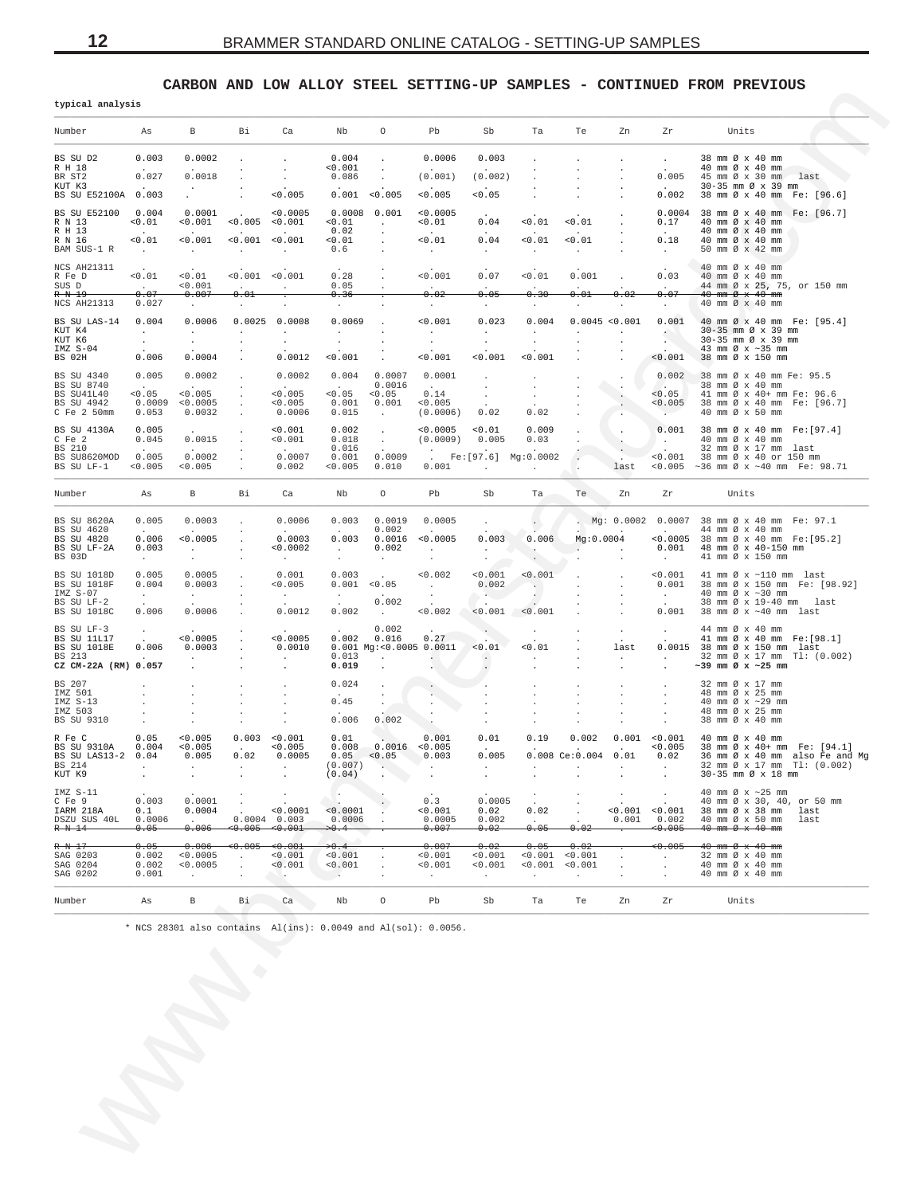## CARBON AND LOW ALLOY STEEL SETTING-UP SAMPLES - CONTINUED FROM PREVIOUS

**typical analysis**

| Number | As | B | Bi | Ca | Nb | O | Pb | Sb | Ta | Te | Zn | Zr | Units |
|---|---|---|---|---|---|---|---|---|---|---|---|---|---|
| BS SU D2 | 0.003 | 0.0002 | . | . | 0.004 | . | 0.0006 | 0.003 | . | . | . | . | 38 mm Ø x 40 mm |
| R H 18 | . | . | . | . | <0.001 | . | . | . | . | . | . | . | 40 mm Ø x 40 mm |
| BR ST2 | 0.027 | 0.0018 | . | . | 0.086 | . | (0.001) | (0.002) | . | . | . | 0.005 | 45 mm Ø x 30 mm last |
| KUT K3 | . | . | . | . | . | . | . | . | . | . | . | . | 30-35 mm Ø x 39 mm |
| BS SU E52100A | 0.003 | . | . | <0.005 | 0.001 | <0.005 | <0.005 | <0.05 | . | . | . | 0.002 | 38 mm Ø x 40 mm Fe: [96.6] |
| BS SU E52100 | 0.004 | 0.0001 | . | <0.0005 | 0.0008 | 0.001 | <0.0005 | . | . | . | . | 0.0004 | 38 mm Ø x 40 mm Fe: [96.7] |
| R N 13 | <0.01 | <0.001 | <0.005 | <0.001 | <0.01 | . | <0.01 | 0.04 | <0.01 | <0.01 | . | 0.17 | 40 mm Ø x 40 mm |
| R H 13 | . | . | . | . | 0.02 | . | . | . | . | . | . | . | 40 mm Ø x 40 mm |
| R N 16 | <0.01 | <0.001 | <0.001 | <0.001 | <0.01 | . | <0.01 | 0.04 | <0.01 | <0.01 | . | 0.18 | 40 mm Ø x 40 mm |
| BAM SUS-1 R | . | . | . | . | 0.6 | . | . | . | . | . | . | . | 50 mm Ø x 42 mm |
| NCS AH21311 | . | . | . | . | . | . | . | . | . | . | . | . | 40 mm Ø x 40 mm |
| R Fe D | <0.01 | <0.01 | <0.001 | <0.001 | 0.28 | . | <0.001 | 0.07 | <0.01 | 0.001 | . | 0.03 | 40 mm Ø x 40 mm |
| SUS D | . | <0.001 | . | . | 0.05 | . | . | . | . | . | . | . | 44 mm Ø x 25, 75, or 150 mm |
| ~~R N 19~~ | ~~0.07~~ | ~~0.007~~ | ~~0.01~~ | . | ~~0.36~~ | . | ~~0.02~~ | ~~0.05~~ | ~~0.30~~ | ~~0.01~~ | ~~0.02~~ | ~~0.07~~ | ~~40 mm Ø x 40 mm~~ |
| NCS AH21313 | 0.027 | . | . | . | . | . | . | . | . | . | . | . | 40 mm Ø x 40 mm |
| BS SU LAS-14 | 0.004 | 0.0006 | 0.0025 | 0.0008 | 0.0069 | . | <0.001 | 0.023 | 0.004 | 0.0045 | <0.001 | 0.001 | 40 mm Ø x 40 mm Fe: [95.4] |
| KUT K4 | . | . | . | . | . | . | . | . | . | . | . | . | 30-35 mm Ø x 39 mm |
| KUT K6 | . | . | . | . | . | . | . | . | . | . | . | . | 30-35 mm Ø x 39 mm |
| IMZ S-04 | . | . | . | . | . | . | . | . | . | . | . | . | 43 mm Ø x ~35 mm |
| BS 02H | 0.006 | 0.0004 | . | 0.0012 | <0.001 | . | <0.001 | <0.001 | <0.001 | . | . | <0.001 | 38 mm Ø x 150 mm |
| BS SU 4340 | 0.005 | 0.0002 | . | 0.0002 | 0.004 | 0.0007 | 0.0001 | . | . | . | . | 0.002 | 38 mm Ø x 40 mm Fe: 95.5 |
| BS SU 8740 | . | . | . | . | . | 0.0016 | . | . | . | . | . | . | 38 mm Ø x 40 mm |
| BS SU41L40 | <0.05 | <0.005 | . | <0.005 | <0.05 | <0.05 | 0.14 | . | . | . | . | <0.05 | 41 mm Ø x 40+ mm Fe: 96.6 |
| BS SU 4942 | 0.0009 | <0.0005 | . | <0.005 | 0.001 | 0.001 | <0.005 | . | . | . | . | <0.005 | 38 mm Ø x 40 mm Fe: [96.7] |
| C Fe 2 50mm | 0.053 | 0.0032 | . | 0.0006 | 0.015 | . | (0.0006) | 0.02 | 0.02 | . | . | . | 40 mm Ø x 50 mm |
| BS SU 4130A | 0.005 | . | . | <0.001 | 0.002 | . | <0.0005 | <0.01 | 0.009 | . | . | 0.001 | 38 mm Ø x 40 mm Fe:[97.4] |
| C Fe 2 | 0.045 | 0.0015 | . | <0.001 | 0.018 | . | (0.0009) | 0.005 | 0.03 | . | . | . | 40 mm Ø x 40 mm |
| BS 210 | . | . | . | . | 0.016 | . | . | . | . | . | . | . | 32 mm Ø x 17 mm last |
| BS SU8620MOD | 0.005 | 0.0002 | . | 0.0007 | 0.001 | 0.0009 | . | Fe:[97.6] | Mg:0.0002 | . | . | <0.001 | 38 mm Ø x 40 or 150 mm |
| BS SU LF-1 | <0.005 | <0.005 | . | 0.002 | <0.005 | 0.010 | 0.001 | . | . | . | last | <0.005 | ~36 mm Ø x ~40 mm Fe: 98.71 |

| Number | As | B | Bi | Ca | Nb | O | Pb | Sb | Ta | Te | Zn | Zr | Units |
|---|---|---|---|---|---|---|---|---|---|---|---|---|---|
| BS SU 8620A | 0.005 | 0.0003 | . | 0.0006 | 0.003 | 0.0019 | 0.0005 | . | . | . | Mg: 0.0002 | 0.0007 | 38 mm Ø x 40 mm Fe: 97.1 |
| BS SU 4620 | . | . | . | . | . | 0.002 | . | . | . | . | . | . | 44 mm Ø x 40 mm |
| BS SU 4820 | 0.006 | <0.0005 | . | 0.0003 | 0.003 | 0.0016 | <0.0005 | 0.003 | 0.006 | Mg:0.0004 | . | <0.0005 | 38 mm Ø x 40 mm Fe:[95.2] |
| BS SU LF-2A | 0.003 | . | . | <0.0002 | . | 0.002 | . | . | . | . | . | 0.001 | 48 mm Ø x 40-150 mm |
| BS 03D | . | . | . | . | . | . | . | . | . | . | . | . | 41 mm Ø x 150 mm |
| BS SU 1018D | 0.005 | 0.0005 | . | 0.001 | 0.003 | . | <0.002 | <0.001 | <0.001 | . | . | <0.001 | 41 mm Ø x ~110 mm last |
| BS SU 1018F | 0.004 | 0.0003 | . | <0.005 | 0.001 | <0.05 | . | 0.002 | . | . | . | 0.001 | 38 mm Ø x 150 mm Fe: [98.92] |
| IMZ S-07 | . | . | . | . | . | . | . | . | . | . | . | . | 40 mm Ø x ~30 mm |
| BS SU LF-2 | . | . | . | . | . | 0.002 | . | . | . | . | . | . | 38 mm Ø x 19-40 mm last |
| BS SU 1018C | 0.006 | 0.0006 | . | 0.0012 | 0.002 | . | <0.002 | <0.001 | <0.001 | . | . | 0.001 | 38 mm Ø x ~40 mm last |
| BS SU LF-3 | . | . | . | . | . | 0.002 | . | . | . | . | . | . | 44 mm Ø x 40 mm |
| BS SU 11L17 | . | <0.0005 | . | <0.0005 | 0.002 | 0.016 | 0.27 | . | . | . | . | . | 41 mm Ø x 40 mm Fe:[98.1] |
| BS SU 1018E | 0.006 | 0.0003 | . | 0.0010 | 0.001 | Mg:<0.0005 | 0.0011 | <0.01 | <0.01 | . | last | 0.0015 | 38 mm Ø x 150 mm last |
| BS 213 | . | . | . | . | 0.013 | . | . | . | . | . | . | . | 32 mm Ø x 17 mm Tl: (0.002) |
| **CZ CM-22A (RM)** | **0.057** | . | . | . | **0.019** | . | . | . | . | . | . | . | **~39 mm Ø x ~25 mm** |
| BS 207 | . | . | . | . | 0.024 | . | . | . | . | . | . | . | 32 mm Ø x 17 mm |
| IMZ 501 | . | . | . | . | . | . | . | . | . | . | . | . | 48 mm Ø x 25 mm |
| IMZ S-13 | . | . | . | . | 0.45 | . | . | . | . | . | . | . | 40 mm Ø x ~29 mm |
| IMZ 503 | . | . | . | . | . | . | . | . | . | . | . | . | 48 mm Ø x 25 mm |
| BS SU 9310 | . | . | . | . | 0.006 | 0.002 | . | . | . | . | . | . | 38 mm Ø x 40 mm |
| R Fe C | 0.05 | <0.005 | 0.003 | <0.001 | 0.01 | . | 0.001 | 0.01 | 0.19 | 0.002 | 0.001 | <0.001 | 40 mm Ø x 40 mm |
| BS SU 9310A | 0.004 | <0.005 | . | <0.005 | 0.008 | 0.0016 | <0.005 | . | . | . | . | <0.005 | 38 mm Ø x 40+ mm Fe: [94.1] |
| BS SU LAS13-2 | 0.04 | 0.005 | 0.02 | 0.0005 | 0.05 | <0.05 | 0.003 | 0.005 | 0.008 | Ce:0.004 | 0.01 | 0.02 | 36 mm Ø x 40 mm also Fe and Mg |
| BS 214 | . | . | . | . | (0.007) | . | . | . | . | . | . | . | 32 mm Ø x 17 mm Tl: (0.002) |
| KUT K9 | . | . | . | . | (0.04) | . | . | . | . | . | . | . | 30-35 mm Ø x 18 mm |
| IMZ S-11 | . | . | . | . | . | . | . | . | . | . | . | . | 40 mm Ø x ~25 mm |
| C Fe 9 | 0.003 | 0.0001 | . | . | . | . | 0.3 | 0.0005 | . | . | . | . | 40 mm Ø x 30, 40, or 50 mm |
| IARM 218A | 0.1 | 0.0004 | . | <0.0001 | <0.0001 | . | <0.001 | 0.02 | 0.02 | . | <0.001 | <0.001 | 38 mm Ø x 38 mm last |
| DSZU SUS 40L | 0.0006 | . | 0.0004 | 0.003 | 0.0006 | . | 0.0005 | 0.002 | . | . | 0.001 | 0.002 | 40 mm Ø x 50 mm last |
| ~~R N 14~~ | ~~0.05~~ | ~~0.006~~ | ~~<0.005~~ | ~~<0.001~~ | ~~>0.4~~ | . | ~~0.007~~ | ~~0.02~~ | ~~0.05~~ | ~~0.02~~ | . | ~~<0.005~~ | ~~40 mm Ø x 40 mm~~ |
| ~~R N 17~~ | ~~0.05~~ | ~~0.006~~ | ~~<0.005~~ | ~~<0.001~~ | ~~>0.4~~ | . | ~~0.007~~ | ~~0.02~~ | ~~0.05~~ | ~~0.02~~ | . | ~~<0.005~~ | ~~40 mm Ø x 40 mm~~ |
| SAG 0203 | 0.002 | <0.0005 | . | <0.001 | <0.001 | . | <0.001 | <0.001 | <0.001 | <0.001 | . | . | 32 mm Ø x 40 mm |
| SAG 0204 | 0.002 | <0.0005 | . | <0.001 | <0.001 | . | <0.001 | <0.001 | <0.001 | <0.001 | . | . | 40 mm Ø x 40 mm |
| SAG 0202 | 0.001 | . | . | . | . | . | . | . | . | . | . | . | 40 mm Ø x 40 mm |
| Number | As | B | Bi | Ca | Nb | O | Pb | Sb | Ta | Te | Zn | Zr | Units |

\* NCS 28301 also contains Al(ins): 0.0049 and Al(sol): 0.0056.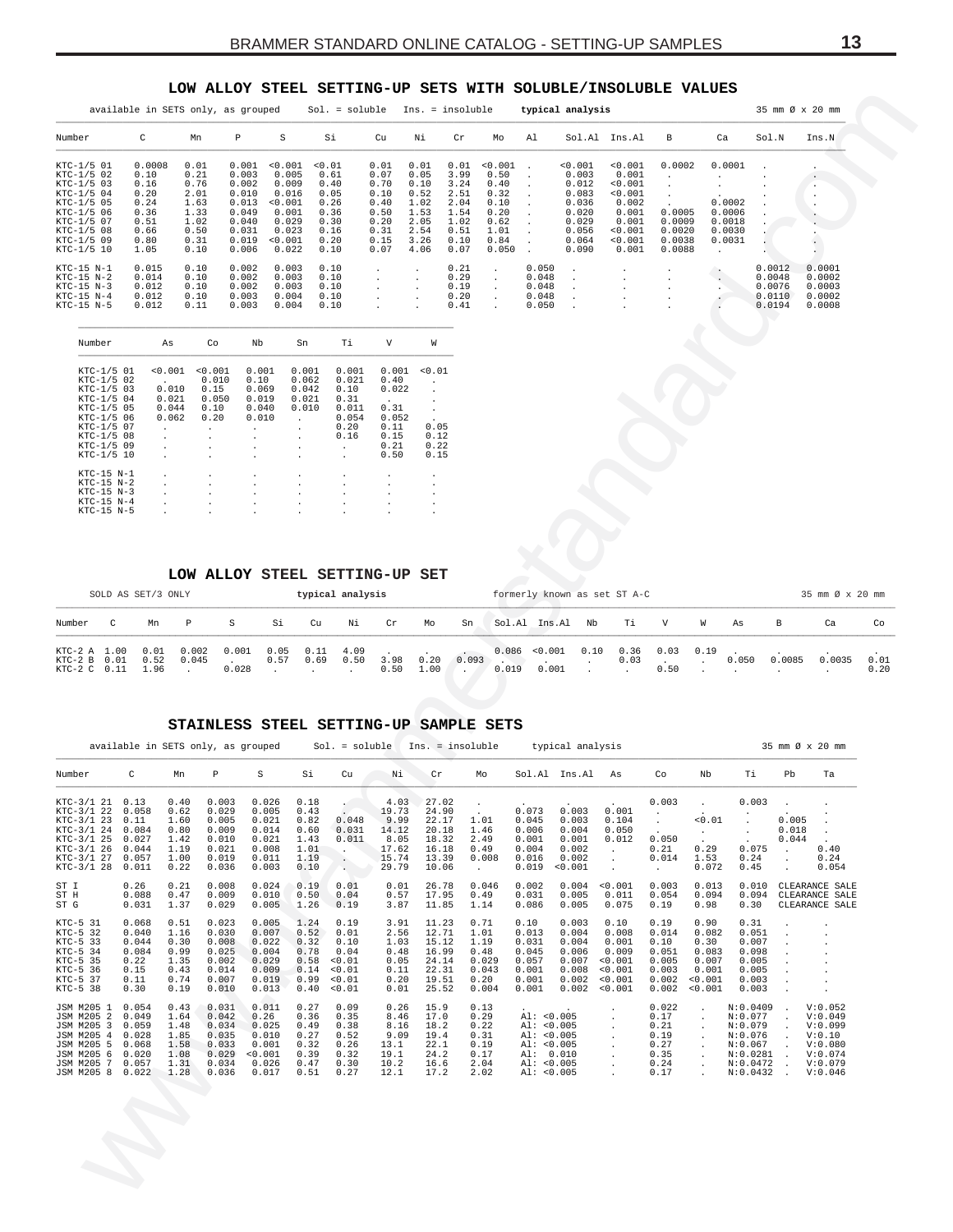## LOW ALLOY STEEL SETTING-UP SETS WITH SOLUBLE/INSOLUBLE VALUES

available in SETS only, as grouped    Sol. = soluble    Ins. = insoluble    typical analysis    35 mm Ø x 20 mm

| Number | C | Mn | P | S | Si | Cu | Ni | Cr | Mo | Al | Sol.Al | Ins.Al | B | Ca | Sol.N | Ins.N |
|---|---|---|---|---|---|---|---|---|---|---|---|---|---|---|---|---|
| KTC-1/5 01 | 0.0008 | 0.01 | 0.001 | <0.001 | <0.01 | 0.01 | 0.01 | 0.01 | <0.001 | . | <0.001 | <0.001 | 0.0002 | 0.0001 | . | . |
| KTC-1/5 02 | 0.10 | 0.21 | 0.003 | 0.005 | 0.61 | 0.07 | 0.05 | 3.99 | 0.50 | . | 0.003 | 0.001 | . | . | . | . |
| KTC-1/5 03 | 0.16 | 0.76 | 0.002 | 0.009 | 0.40 | 0.70 | 0.10 | 3.24 | 0.40 | . | 0.012 | <0.001 | . | . | . | . |
| KTC-1/5 04 | 0.20 | 2.01 | 0.010 | 0.016 | 0.05 | 0.10 | 0.52 | 2.51 | 0.32 | . | 0.083 | <0.001 | . | . | . | . |
| KTC-1/5 05 | 0.24 | 1.63 | 0.013 | <0.001 | 0.26 | 0.40 | 1.02 | 2.04 | 0.10 | . | 0.036 | 0.002 | . | 0.0002 | . | . |
| KTC-1/5 06 | 0.36 | 1.33 | 0.049 | 0.001 | 0.36 | 0.50 | 1.53 | 1.54 | 0.20 | . | 0.020 | 0.001 | 0.0005 | 0.0006 | . | . |
| KTC-1/5 07 | 0.51 | 1.02 | 0.040 | 0.029 | 0.30 | 0.20 | 2.05 | 1.02 | 0.62 | . | 0.029 | 0.001 | 0.0009 | 0.0018 | . | . |
| KTC-1/5 08 | 0.66 | 0.50 | 0.031 | 0.023 | 0.16 | 0.31 | 2.54 | 0.51 | 1.01 | . | 0.056 | <0.001 | 0.0020 | 0.0030 | . | . |
| KTC-1/5 09 | 0.80 | 0.31 | 0.019 | <0.001 | 0.20 | 0.15 | 3.26 | 0.10 | 0.84 | . | 0.064 | <0.001 | 0.0038 | 0.0031 | . | . |
| KTC-1/5 10 | 1.05 | 0.10 | 0.006 | 0.022 | 0.10 | 0.07 | 4.06 | 0.07 | 0.050 | . | 0.090 | 0.001 | 0.0088 | . | . | . |
| KTC-15 N-1 | 0.015 | 0.10 | 0.002 | 0.003 | 0.10 | . | . | 0.21 | . | 0.050 | . | . | . | . | 0.0012 | 0.0001 |
| KTC-15 N-2 | 0.014 | 0.10 | 0.002 | 0.003 | 0.10 | . | . | 0.29 | . | 0.048 | . | . | . | . | 0.0048 | 0.0002 |
| KTC-15 N-3 | 0.012 | 0.10 | 0.002 | 0.003 | 0.10 | . | . | 0.19 | . | 0.048 | . | . | . | . | 0.0076 | 0.0003 |
| KTC-15 N-4 | 0.012 | 0.10 | 0.003 | 0.004 | 0.10 | . | . | 0.20 | . | 0.048 | . | . | . | . | 0.0110 | 0.0002 |
| KTC-15 N-5 | 0.012 | 0.11 | 0.003 | 0.004 | 0.10 | . | . | 0.41 | . | 0.050 | . | . | . | . | 0.0194 | 0.0008 |

| Number | As | Co | Nb | Sn | Ti | V | W |
|---|---|---|---|---|---|---|---|
| KTC-1/5 01 | <0.001 | <0.001 | 0.001 | 0.001 | 0.001 | 0.001 | <0.01 |
| KTC-1/5 02 | . | 0.010 | 0.10 | 0.062 | 0.021 | 0.40 | . |
| KTC-1/5 03 | 0.010 | 0.15 | 0.069 | 0.042 | 0.10 | 0.022 | . |
| KTC-1/5 04 | 0.021 | 0.050 | 0.019 | 0.021 | 0.31 | . | . |
| KTC-1/5 05 | 0.044 | 0.10 | 0.040 | 0.010 | 0.011 | 0.31 | . |
| KTC-1/5 06 | 0.062 | 0.20 | 0.010 | . | 0.054 | 0.052 | . |
| KTC-1/5 07 | . | . | . | . | 0.20 | 0.11 | 0.05 |
| KTC-1/5 08 | . | . | . | . | 0.16 | 0.15 | 0.12 |
| KTC-1/5 09 | . | . | . | . | . | 0.21 | 0.22 |
| KTC-1/5 10 | . | . | . | . | . | 0.50 | 0.15 |
| KTC-15 N-1 | . | . | . | . | . | . | . |
| KTC-15 N-2 | . | . | . | . | . | . | . |
| KTC-15 N-3 | . | . | . | . | . | . | . |
| KTC-15 N-4 | . | . | . | . | . | . | . |
| KTC-15 N-5 | . | . | . | . | . | . | . |

## LOW ALLOY STEEL SETTING-UP SET

SOLD AS SET/3 ONLY    typical analysis    formerly known as set ST A-C    35 mm Ø x 20 mm

| Number | C | Mn | P | S | Si | Cu | Ni | Cr | Mo | Sn | Sol.Al | Ins.Al | Nb | Ti | V | W | As | B | Ca | Co |
|---|---|---|---|---|---|---|---|---|---|---|---|---|---|---|---|---|---|---|---|---|
| KTC-2 A | 1.00 | 0.01 | 0.002 | 0.001 | 0.05 | 0.11 | 4.09 | . | . | . | 0.086 | <0.001 | 0.10 | 0.36 | 0.03 | 0.19 | . | . | . | . |
| KTC-2 B | 0.01 | 0.52 | 0.045 | . | 0.57 | 0.69 | 0.50 | 3.98 | 0.20 | 0.093 | . | . | . | 0.03 | . | . | 0.050 | 0.0085 | 0.0035 | 0.01 |
| KTC-2 C | 0.11 | 1.96 | . | 0.028 | . | . | . | 0.50 | 1.00 | . | 0.019 | 0.001 | . | . | 0.50 | . | . | . | . | 0.20 |

## STAINLESS STEEL SETTING-UP SAMPLE SETS

available in SETS only, as grouped    Sol. = soluble    Ins. = insoluble    typical analysis    35 mm Ø x 20 mm

| Number | C | Mn | P | S | Si | Cu | Ni | Cr | Mo | Sol.Al | Ins.Al | As | Co | Nb | Ti | Pb | Ta |
|---|---|---|---|---|---|---|---|---|---|---|---|---|---|---|---|---|---|
| KTC-3/1 21 | 0.13 | 0.40 | 0.003 | 0.026 | 0.18 | . | 4.03 | 27.02 | . | . | . | . | 0.003 | . | 0.003 | . | . |
| KTC-3/1 22 | 0.058 | 0.62 | 0.029 | 0.005 | 0.43 | . | 19.73 | 24.90 | . | 0.073 | 0.003 | 0.001 | . | . | . | . | . |
| KTC-3/1 23 | 0.11 | 1.60 | 0.005 | 0.021 | 0.82 | 0.048 | 9.99 | 22.17 | 1.01 | 0.045 | 0.003 | 0.104 | . | <0.01 | . | 0.005 | . |
| KTC-3/1 24 | 0.084 | 0.80 | 0.009 | 0.014 | 0.60 | 0.031 | 14.12 | 20.18 | 1.46 | 0.006 | 0.004 | 0.050 | . | . | . | 0.018 | . |
| KTC-3/1 25 | 0.027 | 1.42 | 0.010 | 0.021 | 1.43 | 0.011 | 8.05 | 18.32 | 2.49 | 0.001 | 0.001 | 0.012 | 0.050 | . | . | 0.044 | . |
| KTC-3/1 26 | 0.044 | 1.19 | 0.021 | 0.008 | 1.01 | . | 17.62 | 16.18 | 0.49 | 0.004 | 0.002 | . | 0.21 | 0.29 | 0.075 | . | 0.40 |
| KTC-3/1 27 | 0.057 | 1.00 | 0.019 | 0.011 | 1.19 | . | 15.74 | 13.39 | 0.008 | 0.016 | 0.002 | . | 0.014 | 1.53 | 0.24 | . | 0.24 |
| KTC-3/1 28 | 0.011 | 0.22 | 0.036 | 0.003 | 0.10 | . | 29.79 | 10.06 | . | 0.019 | <0.001 | . | . | 0.072 | 0.45 | . | 0.054 |
| ST I | 0.26 | 0.21 | 0.008 | 0.024 | 0.19 | 0.01 | 0.01 | 26.78 | 0.046 | 0.002 | 0.004 | <0.001 | 0.003 | 0.013 | 0.010 | CLEARANCE SALE | |
| ST H | 0.088 | 0.47 | 0.009 | 0.010 | 0.50 | 0.04 | 0.57 | 17.95 | 0.49 | 0.031 | 0.005 | 0.011 | 0.054 | 0.094 | 0.094 | CLEARANCE SALE | |
| ST G | 0.031 | 1.37 | 0.029 | 0.005 | 1.26 | 0.19 | 3.87 | 11.85 | 1.14 | 0.086 | 0.005 | 0.075 | 0.19 | 0.98 | 0.30 | CLEARANCE SALE | |
| KTC-5 31 | 0.068 | 0.51 | 0.023 | 0.005 | 1.24 | 0.19 | 3.91 | 11.23 | 0.71 | 0.10 | 0.003 | 0.10 | 0.19 | 0.90 | 0.31 | . | . |
| KTC-5 32 | 0.040 | 1.16 | 0.030 | 0.007 | 0.52 | 0.01 | 2.56 | 12.71 | 1.01 | 0.013 | 0.004 | 0.008 | 0.014 | 0.082 | 0.051 | . | . |
| KTC-5 33 | 0.044 | 0.30 | 0.008 | 0.022 | 0.32 | 0.10 | 1.03 | 15.12 | 1.19 | 0.031 | 0.004 | 0.001 | 0.10 | 0.30 | 0.007 | . | . |
| KTC-5 34 | 0.084 | 0.99 | 0.025 | 0.004 | 0.78 | 0.04 | 0.48 | 16.99 | 0.48 | 0.045 | 0.006 | 0.009 | 0.051 | 0.083 | 0.098 | . | . |
| KTC-5 35 | 0.22 | 1.35 | 0.002 | 0.029 | 0.58 | <0.01 | 0.05 | 24.14 | 0.029 | 0.057 | 0.007 | <0.001 | 0.005 | 0.007 | 0.005 | . | . |
| KTC-5 36 | 0.15 | 0.43 | 0.014 | 0.009 | 0.14 | <0.01 | 0.11 | 22.31 | 0.043 | 0.001 | 0.008 | <0.001 | 0.003 | 0.001 | 0.005 | . | . |
| KTC-5 37 | 0.11 | 0.74 | 0.007 | 0.019 | 0.99 | <0.01 | 0.20 | 19.51 | 0.20 | 0.001 | 0.002 | <0.001 | 0.002 | <0.001 | 0.003 | . | . |
| KTC-5 38 | 0.30 | 0.19 | 0.010 | 0.013 | 0.40 | <0.01 | 0.01 | 25.52 | 0.004 | 0.001 | 0.002 | <0.001 | 0.002 | <0.001 | 0.003 | . | . |
| JSM M205 1 | 0.054 | 0.43 | 0.031 | 0.011 | 0.27 | 0.09 | 0.26 | 15.9 | 0.13 | . | . | . | 0.022 | . | N:0.0409 | . | V:0.052 |
| JSM M205 2 | 0.049 | 1.64 | 0.042 | 0.26 | 0.36 | 0.35 | 8.46 | 17.0 | 0.29 | Al: <0.005 | | . | 0.17 | . | N:0.077 | . | V:0.049 |
| JSM M205 3 | 0.059 | 1.48 | 0.034 | 0.025 | 0.49 | 0.38 | 8.16 | 18.2 | 0.22 | Al: <0.005 | | . | 0.21 | . | N:0.079 | . | V:0.099 |
| JSM M205 4 | 0.028 | 1.85 | 0.035 | 0.010 | 0.27 | 0.52 | 9.09 | 19.4 | 0.31 | Al: <0.005 | | . | 0.19 | . | N:0.076 | . | V:0.10 |
| JSM M205 5 | 0.068 | 1.58 | 0.033 | 0.001 | 0.32 | 0.26 | 13.1 | 22.1 | 0.19 | Al: <0.005 | | . | 0.27 | . | N:0.067 | . | V:0.080 |
| JSM M205 6 | 0.020 | 1.08 | 0.029 | <0.001 | 0.39 | 0.32 | 19.1 | 24.2 | 0.17 | Al: 0.010 | | . | 0.35 | . | N:0.0281 | . | V:0.074 |
| JSM M205 7 | 0.057 | 1.31 | 0.034 | 0.026 | 0.47 | 0.30 | 10.2 | 16.6 | 2.04 | Al: <0.005 | | . | 0.24 | . | N:0.0472 | . | V:0.079 |
| JSM M205 8 | 0.022 | 1.28 | 0.036 | 0.017 | 0.51 | 0.27 | 12.1 | 17.2 | 2.02 | Al: <0.005 | | . | 0.17 | . | N:0.0432 | . | V:0.046 |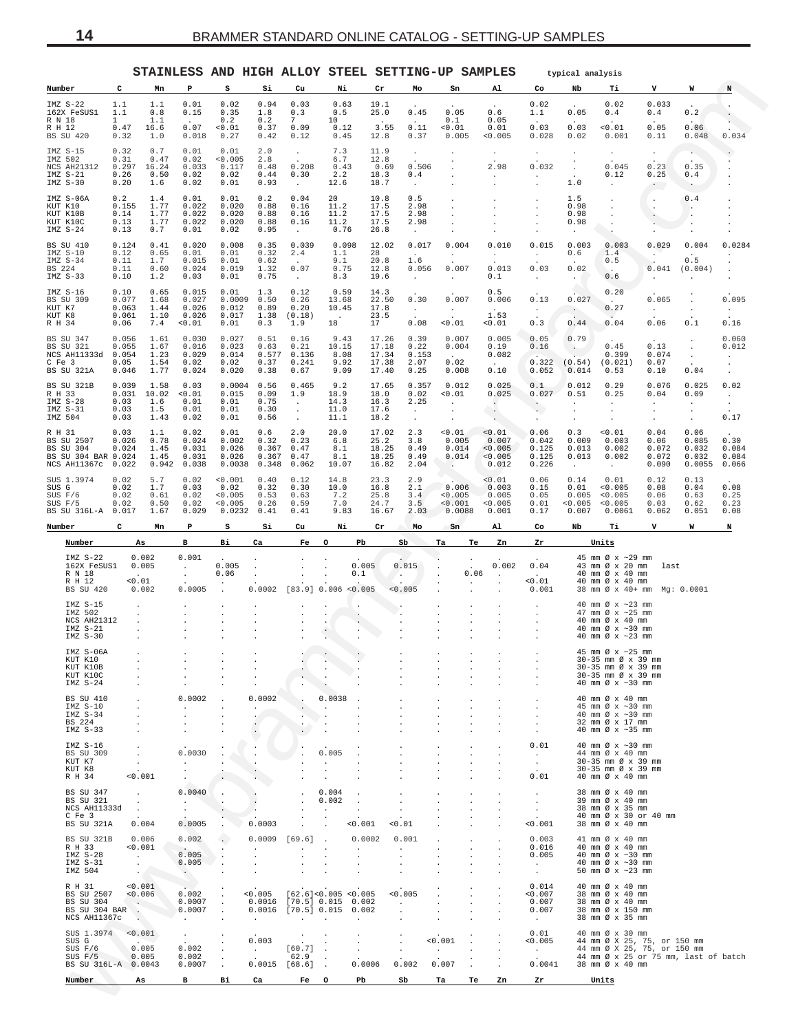## STAINLESS AND HIGH ALLOY STEEL SETTING-UP SAMPLES

typical analysis

| Number | C | Mn | P | S | Si | Cu | Ni | Cr | Mo | Sn | Al | Co | Nb | Ti | V | W | N |
|---|---|---|---|---|---|---|---|---|---|---|---|---|---|---|---|---|---|
| IMZ S-22 | 1.1 | 1.1 | 0.01 | 0.02 | 0.94 | 0.03 | 0.63 | 19.1 | . | . | . | 0.02 | . | 0.02 | 0.033 | . | . |
| 162X FeSUS1 | 1.1 | 0.8 | 0.15 | 0.35 | 1.8 | 0.3 | 0.5 | 25.0 | 0.45 | 0.05 | 0.6 | 1.1 | 0.05 | 0.4 | 0.4 | 0.2 | . |
| R N 18 | 1 | 1.1 | . | 0.2 | 0.2 | 7 | 10 | . | . | 0.1 | 0.05 | . | . | . | . | . | . |
| R H 12 | 0.47 | 16.6 | 0.07 | <0.01 | 0.37 | 0.09 | 0.12 | 3.55 | 0.11 | <0.01 | 0.01 | 0.03 | 0.03 | <0.01 | 0.05 | 0.06 | . |
| BS SU 420 | 0.32 | 1.0 | 0.018 | 0.27 | 0.42 | 0.12 | 0.45 | 12.8 | 0.37 | 0.005 | <0.005 | 0.028 | 0.02 | 0.001 | 0.11 | 0.048 | 0.034 |
| IMZ S-15 | 0.32 | 0.7 | 0.01 | 0.01 | 2.0 | . | 7.3 | 11.9 | . | . | . | . | . | . | . | . | . |
| IMZ 502 | 0.31 | 0.47 | 0.02 | <0.005 | 2.8 | . | 6.7 | 12.8 | . | . | . | . | . | . | . | . | . |
| NCS AH21312 | 0.297 | 16.24 | 0.033 | 0.117 | 0.48 | 0.208 | 0.43 | 0.69 | 0.506 | . | 2.98 | 0.032 | . | 0.045 | 0.23 | 0.35 | . |
| IMZ S-21 | 0.26 | 0.50 | 0.02 | 0.02 | 0.44 | 0.30 | 2.2 | 18.3 | 0.4 | . | . | . | . | 0.12 | 0.25 | 0.4 | . |
| IMZ S-30 | 0.20 | 1.6 | 0.02 | 0.01 | 0.93 | . | 12.6 | 18.7 | . | . | . | . | 1.0 | . | . | . | . |
| IMZ S-06A | 0.2 | 1.4 | 0.01 | 0.01 | 0.2 | 0.04 | 20 | 10.8 | 0.5 | . | . | . | 1.5 | . | . | 0.4 | . |
| KUT K10 | 0.155 | 1.77 | 0.022 | 0.020 | 0.88 | 0.16 | 11.2 | 17.5 | 2.98 | . | . | . | 0.98 | . | . | . | . |
| KUT K10B | 0.14 | 1.77 | 0.022 | 0.020 | 0.88 | 0.16 | 11.2 | 17.5 | 2.98 | . | . | . | 0.98 | . | . | . | . |
| KUT K10C | 0.13 | 1.77 | 0.022 | 0.020 | 0.88 | 0.16 | 11.2 | 17.5 | 2.98 | . | . | . | 0.98 | . | . | . | . |
| IMZ S-24 | 0.13 | 0.7 | 0.01 | 0.02 | 0.95 | . | 0.76 | 26.8 | . | . | . | . | . | . | . | . | . |
| BS SU 410 | 0.124 | 0.41 | 0.020 | 0.008 | 0.35 | 0.039 | 0.098 | 12.02 | 0.017 | 0.004 | 0.010 | 0.015 | 0.003 | 0.003 | 0.029 | 0.004 | 0.0284 |
| IMZ S-10 | 0.12 | 0.65 | 0.01 | 0.01 | 0.32 | 2.4 | 1.1 | 28 | . | . | . | . | 0.6 | 1.4 | . | . | . |
| IMZ S-34 | 0.11 | 1.7 | 0.015 | 0.01 | 0.62 | . | 9.1 | 20.8 | 1.6 | . | . | . | . | 0.5 | . | 0.5 | . |
| BS 224 | 0.11 | 0.60 | 0.024 | 0.019 | 1.32 | 0.07 | 0.75 | 12.8 | 0.056 | 0.007 | 0.013 | 0.03 | 0.02 | . | 0.041 | (0.004) | . |
| IMZ S-33 | 0.10 | 1.2 | 0.03 | 0.01 | 0.75 | . | 8.3 | 19.6 | . | . | 0.1 | . | . | 0.6 | . | . | . |
| IMZ S-16 | 0.10 | 0.65 | 0.015 | 0.01 | 1.3 | 0.12 | 0.59 | 14.3 | . | . | 0.5 | . | . | 0.20 | . | . | . |
| BS SU 309 | 0.077 | 1.68 | 0.027 | 0.0009 | 0.50 | 0.26 | 13.68 | 22.50 | 0.30 | 0.007 | 0.006 | 0.13 | 0.027 | . | 0.065 | . | 0.095 |
| KUT K7 | 0.063 | 1.44 | 0.026 | 0.012 | 0.89 | 0.20 | 10.45 | 17.8 | . | . | . | . | . | 0.27 | . | . | . |
| KUT K8 | 0.061 | 1.10 | 0.026 | 0.017 | 1.38 | (0.18) | . | 23.5 | . | . | 1.53 | . | . | . | . | . | . |
| R H 34 | 0.06 | 7.4 | <0.01 | 0.01 | 0.3 | 1.9 | 18 | 17 | 0.08 | <0.01 | <0.01 | 0.3 | 0.44 | 0.04 | 0.06 | 0.1 | 0.16 |
| BS SU 347 | 0.056 | 1.61 | 0.030 | 0.027 | 0.51 | 0.16 | 9.43 | 17.26 | 0.39 | 0.007 | 0.005 | 0.05 | 0.79 | . | . | . | 0.060 |
| BS SU 321 | 0.055 | 1.67 | 0.016 | 0.023 | 0.63 | 0.21 | 10.15 | 17.18 | 0.22 | 0.004 | 0.19 | 0.16 | . | 0.45 | 0.13 | . | 0.012 |
| NCS AH11333d | 0.054 | 1.23 | 0.029 | 0.014 | 0.577 | 0.136 | 8.08 | 17.34 | 0.153 | . | 0.082 | . | . | 0.399 | 0.074 | . | . |
| C Fe 3 | 0.05 | 1.54 | 0.02 | 0.02 | 0.37 | 0.241 | 9.92 | 17.38 | 2.07 | 0.02 | . | 0.322 | (0.54) | (0.021) | 0.07 | . | . |
| BS SU 321A | 0.046 | 1.77 | 0.024 | 0.020 | 0.38 | 0.67 | 9.09 | 17.40 | 0.25 | 0.008 | 0.10 | 0.052 | 0.014 | 0.53 | 0.10 | 0.04 | . |
| BS SU 321B | 0.039 | 1.58 | 0.03 | 0.0004 | 0.56 | 0.465 | 9.2 | 17.65 | 0.357 | 0.012 | 0.025 | 0.1 | 0.012 | 0.29 | 0.076 | 0.025 | 0.02 |
| R H 33 | 0.031 | 10.02 | <0.01 | 0.015 | 0.09 | 1.9 | 18.9 | 18.0 | 0.02 | <0.01 | 0.025 | 0.027 | 0.51 | 0.25 | 0.04 | 0.09 | . |
| IMZ S-28 | 0.03 | 1.6 | 0.01 | 0.01 | 0.75 | . | 14.3 | 16.3 | 2.25 | . | . | . | . | . | . | . | . |
| IMZ S-31 | 0.03 | 1.5 | 0.01 | 0.01 | 0.30 | . | 11.0 | 17.6 | . | . | . | . | . | . | . | . | . |
| IMZ 504 | 0.03 | 1.43 | 0.02 | 0.01 | 0.56 | . | 11.1 | 18.2 | . | . | . | . | . | . | . | . | 0.17 |
| R H 31 | 0.03 | 1.1 | 0.02 | 0.01 | 0.6 | 2.0 | 20.0 | 17.02 | 2.3 | <0.01 | <0.01 | 0.06 | 0.3 | <0.01 | 0.04 | 0.06 | . |
| BS SU 2507 | 0.026 | 0.78 | 0.024 | 0.002 | 0.32 | 0.23 | 6.8 | 25.2 | 3.8 | 0.005 | 0.007 | 0.042 | 0.009 | 0.003 | 0.06 | 0.085 | 0.30 |
| BS SU 304 | 0.024 | 1.45 | 0.031 | 0.026 | 0.367 | 0.47 | 8.1 | 18.25 | 0.49 | 0.014 | <0.005 | 0.125 | 0.013 | 0.002 | 0.072 | 0.032 | 0.084 |
| BS SU 304 BAR | 0.024 | 1.45 | 0.031 | 0.026 | 0.367 | 0.47 | 8.1 | 18.25 | 0.49 | 0.014 | <0.005 | 0.125 | 0.013 | 0.002 | 0.072 | 0.032 | 0.084 |
| NCS AH11367c | 0.022 | 0.942 | 0.038 | 0.0038 | 0.348 | 0.062 | 10.07 | 16.82 | 2.04 | . | 0.012 | 0.226 | . | . | 0.090 | 0.0055 | 0.066 |
| SUS 1.3974 | 0.02 | 5.7 | 0.02 | <0.001 | 0.40 | 0.12 | 14.8 | 23.3 | 2.9 | . | <0.01 | 0.06 | 0.14 | 0.01 | 0.12 | 0.13 | . |
| SUS G | 0.02 | 1.7 | 0.03 | 0.02 | 0.32 | 0.30 | 10.0 | 16.8 | 2.1 | 0.006 | 0.003 | 0.15 | 0.01 | <0.005 | 0.08 | 0.04 | 0.08 |
| SUS F/6 | 0.02 | 0.61 | 0.02 | <0.005 | 0.53 | 0.63 | 7.2 | 25.8 | 3.4 | <0.005 | 0.005 | 0.05 | 0.005 | <0.005 | 0.06 | 0.63 | 0.25 |
| SUS F/5 | 0.02 | 0.50 | 0.02 | <0.005 | 0.26 | 0.59 | 7.0 | 24.7 | 3.5 | <0.001 | <0.005 | 0.01 | <0.005 | <0.005 | 0.03 | 0.62 | 0.23 |
| BS SU 316L-A | 0.017 | 1.67 | 0.029 | 0.0232 | 0.41 | 0.41 | 9.83 | 16.67 | 2.03 | 0.0088 | 0.001 | 0.17 | 0.007 | 0.0061 | 0.062 | 0.051 | 0.08 |
| Number | C | Mn | P | S | Si | Cu | Ni | Cr | Mo | Sn | Al | Co | Nb | Ti | V | W | N |

| Number | As | B | Bi | Ca | Fe | O | Pb | Sb | Ta | Te | Zn | Zr | Units |
|---|---|---|---|---|---|---|---|---|---|---|---|---|---|
| IMZ S-22 | 0.002 | 0.001 | . | . | . | . | . | . | . | . | . | . | 45 mm Ø x ~29 mm |
| 162X FeSUS1 | 0.005 | . | 0.005 | . | . | . | 0.005 | 0.015 | . | . | 0.002 | 0.04 | 43 mm Ø x 20 mm last |
| R N 18 | . | . | 0.06 | . | . | . | 0.1 | . | . | 0.06 | . | . | 40 mm Ø x 40 mm |
| R H 12 | <0.01 | . | . | . | . | . | . | . | . | . | . | <0.01 | 40 mm Ø x 40 mm |
| BS SU 420 | 0.002 | 0.0005 | . | 0.0002 | [83.9] | 0.006 | <0.005 | <0.005 | . | . | . | 0.001 | 38 mm Ø x 40+ mm Mg: 0.0001 |
| IMZ S-15 | . | . | . | . | . | . | . | . | . | . | . | . | 40 mm Ø x ~23 mm |
| IMZ 502 | . | . | . | . | . | . | . | . | . | . | . | . | 47 mm Ø x ~25 mm |
| NCS AH21312 | . | . | . | . | . | . | . | . | . | . | . | . | 40 mm Ø x 40 mm |
| IMZ S-21 | . | . | . | . | . | . | . | . | . | . | . | . | 40 mm Ø x ~30 mm |
| IMZ S-30 | . | . | . | . | . | . | . | . | . | . | . | . | 40 mm Ø x ~23 mm |
| IMZ S-06A | . | . | . | . | . | . | . | . | . | . | . | . | 45 mm Ø x ~25 mm |
| KUT K10 | . | . | . | . | . | . | . | . | . | . | . | . | 30-35 mm Ø x 39 mm |
| KUT K10B | . | . | . | . | . | . | . | . | . | . | . | . | 30-35 mm Ø x 39 mm |
| KUT K10C | . | . | . | . | . | . | . | . | . | . | . | . | 30-35 mm Ø x 39 mm |
| IMZ S-24 | . | . | . | . | . | . | . | . | . | . | . | . | 40 mm Ø x ~30 mm |
| BS SU 410 | . | 0.0002 | . | 0.0002 | . | 0.0038 | . | . | . | . | . | . | 40 mm Ø x 40 mm |
| IMZ S-10 | . | . | . | . | . | . | . | . | . | . | . | . | 45 mm Ø x ~30 mm |
| IMZ S-34 | . | . | . | . | . | . | . | . | . | . | . | . | 40 mm Ø x ~30 mm |
| BS 224 | . | . | . | . | . | . | . | . | . | . | . | . | 32 mm Ø x 17 mm |
| IMZ S-33 | . | . | . | . | . | . | . | . | . | . | . | . | 40 mm Ø x ~35 mm |
| IMZ S-16 | . | . | . | . | . | . | . | . | . | . | . | 0.01 | 40 mm Ø x ~30 mm |
| BS SU 309 | . | 0.0030 | . | . | . | 0.005 | . | . | . | . | . | . | 44 mm Ø x 40 mm |
| KUT K7 | . | . | . | . | . | . | . | . | . | . | . | . | 30-35 mm Ø x 39 mm |
| KUT K8 | . | . | . | . | . | . | . | . | . | . | . | . | 30-35 mm Ø x 39 mm |
| R H 34 | <0.001 | . | . | . | . | . | . | . | . | . | . | 0.01 | 40 mm Ø x 40 mm |
| BS SU 347 | . | 0.0040 | . | . | . | 0.004 | . | . | . | . | . | . | 38 mm Ø x 40 mm |
| BS SU 321 | . | . | . | . | . | 0.002 | . | . | . | . | . | . | 39 mm Ø x 40 mm |
| NCS AH11333d | . | . | . | . | . | . | . | . | . | . | . | . | 38 mm Ø x 35 mm |
| C Fe 3 | . | . | . | . | . | . | . | . | . | . | . | . | 40 mm Ø x 30 or 40 mm |
| BS SU 321A | 0.004 | 0.0005 | . | 0.0003 | . | . | <0.001 | <0.01 | . | . | . | <0.001 | 38 mm Ø x 40 mm |
| BS SU 321B | 0.006 | 0.002 | . | 0.0009 | [69.6] | . | 0.0002 | 0.001 | . | . | . | 0.003 | 41 mm Ø x 40 mm |
| R H 33 | <0.001 | . | . | . | . | . | . | . | . | . | . | 0.016 | 40 mm Ø x 40 mm |
| IMZ S-28 | . | 0.005 | . | . | . | . | . | . | . | . | . | 0.005 | 40 mm Ø x ~30 mm |
| IMZ S-31 | . | 0.005 | . | . | . | . | . | . | . | . | . | . | 40 mm Ø x ~30 mm |
| IMZ 504 | . | . | . | . | . | . | . | . | . | . | . | . | 50 mm Ø x ~23 mm |
| R H 31 | <0.001 | . | . | . | . | . | . | . | . | . | . | 0.014 | 40 mm Ø x 40 mm |
| BS SU 2507 | <0.006 | 0.002 | . | <0.005 | [62.6] | <0.005 | <0.005 | <0.005 | . | . | . | <0.007 | 38 mm Ø x 40 mm |
| BS SU 304 | . | 0.0007 | . | 0.0016 | [70.5] | 0.015 | 0.002 | . | . | . | . | 0.007 | 38 mm Ø x 40 mm |
| BS SU 304 BAR | . | 0.0007 | . | 0.0016 | [70.5] | 0.015 | 0.002 | . | . | . | . | 0.007 | 38 mm Ø x 150 mm |
| NCS AH11367c | . | . | . | . | . | . | . | . | . | . | . | . | 38 mm Ø x 35 mm |
| SUS 1.3974 | <0.001 | . | . | . | . | . | . | . | . | . | . | 0.01 | 40 mm Ø x 30 mm |
| SUS G | . | . | . | 0.003 | . | . | . | . | <0.001 | . | . | <0.005 | 44 mm Ø X 25, 75, or 150 mm |
| SUS F/6 | 0.005 | 0.002 | . | . | [60.7] | . | . | . | . | . | . | . | 44 mm Ø X 25, 75, or 150 mm |
| SUS F/5 | 0.005 | 0.002 | . | . | 62.9 | . | . | . | . | . | . | . | 44 mm Ø x 25 or 75 mm, last of batch |
| BS SU 316L-A | 0.0043 | 0.0007 | . | 0.0015 | [68.6] | . | 0.0006 | 0.002 | 0.007 | . | . | 0.0041 | 38 mm Ø x 40 mm |
| Number | As | B | Bi | Ca | Fe | O | Pb | Sb | Ta | Te | Zn | Zr | Units |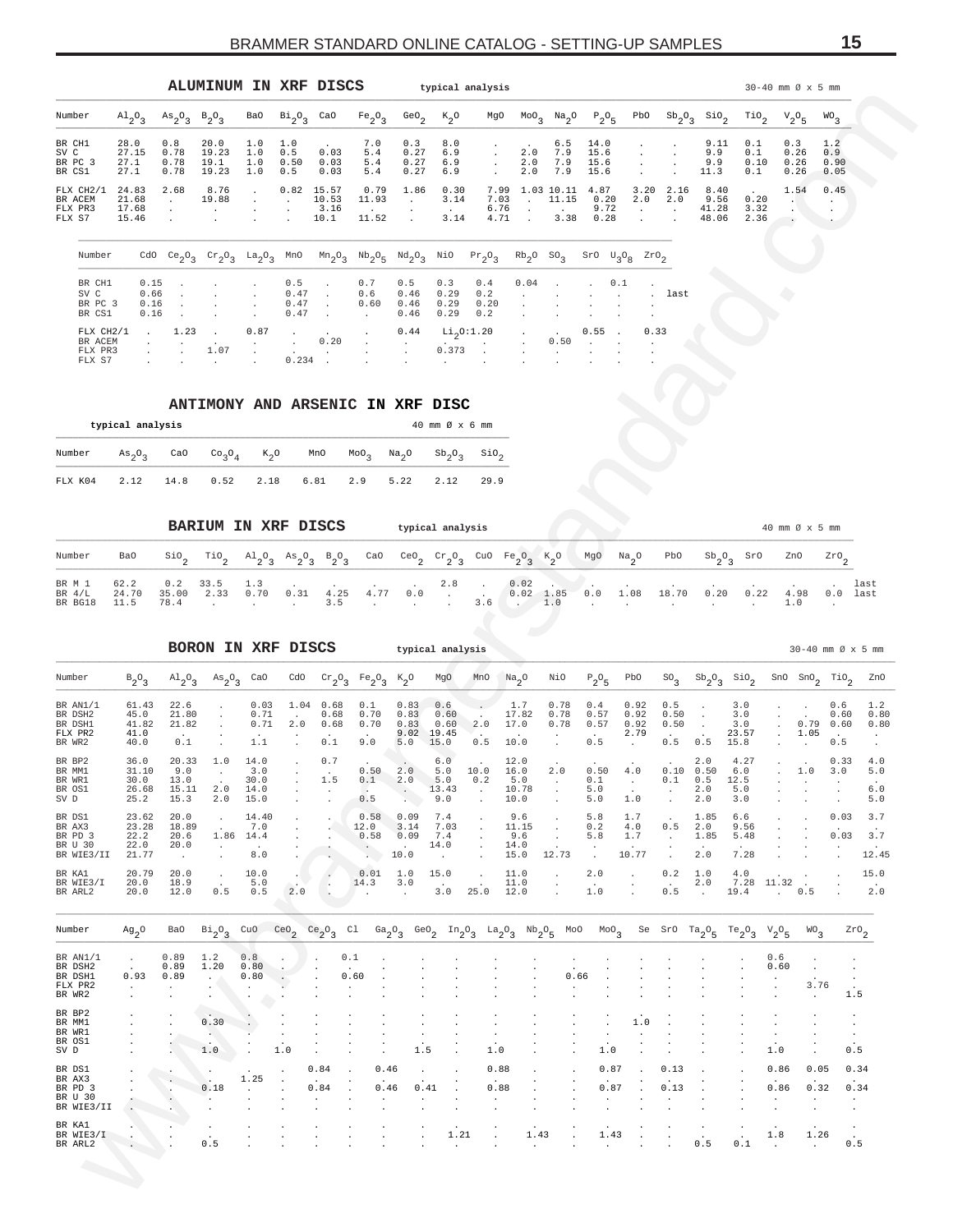## ALUMINUM IN XRF DISCS

typical analysis — 30-40 mm Ø x 5 mm

| Number | $Al_2O_3$ | $As_2O_3$ | $B_2O_3$ | BaO | $Bi_2O_3$ | CaO | $Fe_2O_3$ | $GeO_2$ | $K_2O$ | MgO | $MoO_3$ | $Na_2O$ | $P_2O_5$ | PbO | $Sb_2O_3$ | $SiO_2$ | $TiO_2$ | $V_2O_5$ | $WO_3$ |
|---|---|---|---|---|---|---|---|---|---|---|---|---|---|---|---|---|---|---|---|
| BR CH1 | 28.0 | 0.8 | 20.0 | 1.0 | 1.0 | . | 7.0 | 0.3 | 8.0 | . | . | 6.5 | 14.0 | . | . | 9.11 | 0.1 | 0.3 | 1.2 |
| SV C | 27.15 | 0.78 | 19.23 | 1.0 | 0.5 | 0.03 | 5.4 | 0.27 | 6.9 | . | 2.0 | 7.9 | 15.6 | . | . | 9.9 | 0.1 | 0.26 | 0.9 |
| BR PC 3 | 27.1 | 0.78 | 19.1 | 1.0 | 0.50 | 0.03 | 5.4 | 0.27 | 6.9 | . | 2.0 | 7.9 | 15.6 | . | . | 9.9 | 0.10 | 0.26 | 0.90 |
| BR CS1 | 27.1 | 0.78 | 19.23 | 1.0 | 0.5 | 0.03 | 5.4 | 0.27 | 6.9 | . | 2.0 | 7.9 | 15.6 | . | . | 11.3 | 0.1 | 0.26 | 0.05 |
| FLX CH2/1 | 24.83 | 2.68 | 8.76 | . | 0.82 | 15.57 | 0.79 | 1.86 | 0.30 | 7.99 | 1.03 | 10.11 | 4.87 | 3.20 | 2.16 | 8.40 | . | 1.54 | 0.45 |
| BR ACEM | 21.68 | . | 19.88 | . | . | 10.53 | 11.93 | . | 3.14 | 7.03 | . | 11.15 | 0.20 | 2.0 | 2.0 | 9.56 | 0.20 | . | . |
| FLX PR3 | 17.68 | . | . | . | . | 3.16 | . | . | . | 6.76 | . | . | 9.72 | . | . | 41.28 | 3.32 | . | . |
| FLX S7 | 15.46 | . | . | . | . | 10.1 | 11.52 | . | 3.14 | 4.71 | . | 3.38 | 0.28 | . | . | 48.06 | 2.36 | . | . |

| Number | CdO | $Ce_2O_3$ | $Cr_2O_3$ | $La_2O_3$ | MnO | $Mn_2O_3$ | $Nb_2O_5$ | $Nd_2O_3$ | NiO | $Pr_2O_3$ | $Rb_2O$ | $SO_3$ | SrO | $U_3O_8$ | $ZrO_2$ | |
|---|---|---|---|---|---|---|---|---|---|---|---|---|---|---|---|---|
| BR CH1 | 0.15 | . | . | . | 0.5 | . | 0.7 | 0.5 | 0.3 | 0.4 | 0.04 | . | . | 0.1 | . | |
| SV C | 0.66 | . | . | . | 0.47 | . | 0.6 | 0.46 | 0.29 | 0.2 | . | . | . | . | . | last |
| BR PC 3 | 0.16 | . | . | . | 0.47 | . | 0.60 | 0.46 | 0.29 | 0.20 | . | . | . | . | . | |
| BR CS1 | 0.16 | . | . | . | 0.47 | . | . | 0.46 | 0.29 | 0.2 | . | . | . | . | . | |
| FLX CH2/1 | . | 1.23 | . | 0.87 | . | . | . | 0.44 | $Li_2O$:1.20 | | . | . | 0.55 | . | 0.33 | |
| BR ACEM | . | . | . | . | . | 0.20 | . | . | . | . | . | 0.50 | . | . | . | |
| FLX PR3 | . | . | 1.07 | . | . | . | . | . | 0.373 | . | . | . | . | . | . | |
| FLX S7 | . | . | . | . | 0.234 | . | . | . | . | . | . | . | . | . | . | |

## ANTIMONY AND ARSENIC IN XRF DISC

typical analysis — 40 mm Ø x 6 mm

| Number | $As_2O_3$ | CaO | $Co_3O_4$ | $K_2O$ | MnO | $MoO_3$ | $Na_2O$ | $Sb_2O_3$ | $SiO_2$ |
|---|---|---|---|---|---|---|---|---|---|
| FLX K04 | 2.12 | 14.8 | 0.52 | 2.18 | 6.81 | 2.9 | 5.22 | 2.12 | 29.9 |

## BARIUM IN XRF DISCS

typical analysis — 40 mm Ø x 5 mm

| Number | BaO | $SiO_2$ | $TiO_2$ | $Al_2O_3$ | $As_2O_3$ | $B_2O_3$ | CaO | $CeO_2$ | $Cr_2O_3$ | CuO | $Fe_2O_3$ | $K_2O$ | MgO | $Na_2O$ | PbO | $Sb_2O_3$ | SrO | ZnO | $ZrO_2$ | |
|---|---|---|---|---|---|---|---|---|---|---|---|---|---|---|---|---|---|---|---|---|
| BR M 1 | 62.2 | 0.2 | 33.5 | 1.3 | . | . | . | . | 2.8 | . | 0.02 | . | . | . | . | . | . | . | . | last |
| BR 4/L | 24.70 | 35.00 | 2.33 | 0.70 | 0.31 | 4.25 | 4.77 | 0.0 | . | . | 0.02 | 1.85 | 0.0 | 1.08 | 18.70 | 0.20 | 0.22 | 4.98 | 0.0 | last |
| BR BG18 | 11.5 | 78.4 | . | . | . | 3.5 | . | . | . | 3.6 | . | 1.0 | . | . | . | . | . | 1.0 | . | |

## BORON IN XRF DISCS

typical analysis — 30-40 mm Ø x 5 mm

| Number | $B_2O_3$ | $Al_2O_3$ | $As_2O_3$ | CaO | CdO | $Cr_2O_3$ | $Fe_2O_3$ | $K_2O$ | MgO | MnO | $Na_2O$ | NiO | $P_2O_5$ | PbO | $SO_3$ | $Sb_2O_3$ | $SiO_2$ | SnO | $SnO_2$ | $TiO_2$ | ZnO |
|---|---|---|---|---|---|---|---|---|---|---|---|---|---|---|---|---|---|---|---|---|---|
| BR AN1/1 | 61.43 | 22.6 | . | 0.03 | 1.04 | 0.68 | 0.1 | 0.83 | 0.6 | . | 1.7 | 0.78 | 0.4 | 0.92 | 0.5 | . | 3.0 | . | . | 0.6 | 1.2 |
| BR DSH2 | 45.0 | 21.80 | . | 0.71 | . | 0.68 | 0.70 | 0.83 | 0.60 | . | 17.82 | 0.78 | 0.57 | 0.92 | 0.50 | . | 3.0 | . | . | 0.60 | 0.80 |
| BR DSH1 | 41.82 | 21.82 | . | 0.71 | 2.0 | 0.68 | 0.70 | 0.83 | 0.60 | 2.0 | 17.0 | 0.78 | 0.57 | 0.92 | 0.50 | . | 3.0 | . | 0.79 | 0.60 | 0.80 |
| FLX PR2 | 41.0 | . | . | . | . | . | . | 9.02 | 19.45 | . | . | . | . | 2.79 | . | . | 23.57 | . | 1.05 | . | . |
| BR WR2 | 40.0 | 0.1 | . | 1.1 | . | 0.1 | 9.0 | 5.0 | 15.0 | 0.5 | 10.0 | . | 0.5 | . | 0.5 | 0.5 | 15.8 | . | . | 0.5 | . |
| BR BP2 | 36.0 | 20.33 | 1.0 | 14.0 | . | 0.7 | . | . | 6.0 | . | 12.0 | . | . | . | . | 2.0 | 4.27 | . | . | 0.33 | 4.0 |
| BR MM1 | 31.10 | 9.0 | . | 3.0 | . | . | 0.50 | 2.0 | 5.0 | 10.0 | 16.0 | 2.0 | 0.50 | 4.0 | 0.10 | 0.50 | 6.0 | . | 1.0 | 3.0 | 5.0 |
| BR WR1 | 30.0 | 13.0 | . | 30.0 | . | 1.5 | 0.1 | 2.0 | 5.0 | 0.2 | 5.0 | . | 0.1 | . | 0.1 | 0.5 | 12.5 | . | . | . | . |
| BR OS1 | 26.68 | 15.11 | 2.0 | 14.0 | . | . | . | . | 13.43 | . | 10.78 | . | 5.0 | . | . | 2.0 | 5.0 | . | . | . | 6.0 |
| SV D | 25.2 | 15.3 | 2.0 | 15.0 | . | . | 0.5 | . | 9.0 | . | 10.0 | . | 5.0 | 1.0 | . | 2.0 | 3.0 | . | . | . | 5.0 |
| BR DS1 | 23.62 | 20.0 | . | 14.40 | . | . | 0.58 | 0.09 | 7.4 | . | 9.6 | . | 5.8 | 1.7 | . | 1.85 | 6.6 | . | . | 0.03 | 3.7 |
| BR AX3 | 23.28 | 18.89 | . | 7.0 | . | . | 12.0 | 3.14 | 7.03 | . | 11.15 | . | 0.2 | 4.0 | 0.5 | 2.0 | 9.56 | . | . | . | . |
| BR PD 3 | 22.2 | 20.6 | 1.86 | 14.4 | . | . | 0.58 | 0.09 | 7.4 | . | 9.6 | . | 5.8 | 1.7 | . | 1.85 | 5.48 | . | . | 0.03 | 3.7 |
| BR U 30 | 22.0 | 20.0 | . | . | . | . | . | . | 14.0 | . | 14.0 | . | . | . | . | . | . | . | . | . | . |
| BR WIE3/II | 21.77 | . | . | 8.0 | . | . | . | 10.0 | . | . | 15.0 | 12.73 | . | 10.77 | . | 2.0 | 7.28 | . | . | . | 12.45 |
| BR KA1 | 20.79 | 20.0 | . | 10.0 | . | . | 0.01 | 1.0 | 15.0 | . | 11.0 | . | 2.0 | . | 0.2 | 1.0 | 4.0 | . | . | . | 15.0 |
| BR WIE3/I | 20.0 | 18.9 | . | 5.0 | . | . | 14.3 | 3.0 | . | . | 11.0 | . | . | . | . | 2.0 | 7.28 | 11.32 | . | . | . |
| BR ARL2 | 20.0 | 12.0 | 0.5 | 0.5 | 2.0 | . | . | . | 3.0 | 25.0 | 12.0 | . | 1.0 | . | 0.5 | . | 19.4 | . | 0.5 | . | 2.0 |

| Number | $Ag_2O$ | BaO | $Bi_2O_3$ | CuO | $CeO_2$ | $Ce_2O_3$ | Cl | $Ga_2O_3$ | $GeO_2$ | $In_2O_3$ | $La_2O_3$ | $Nb_2O_5$ | MoO | $MoO_3$ | Se | SrO | $Ta_2O_5$ | $Te_2O_3$ | $V_2O_5$ | $WO_3$ | $ZrO_2$ |
|---|---|---|---|---|---|---|---|---|---|---|---|---|---|---|---|---|---|---|---|---|---|
| BR AN1/1 | . | 0.89 | 1.2 | 0.8 | . | . | 0.1 | . | . | . | . | . | . | . | . | . | . | . | 0.6 | . | . |
| BR DSH2 | . | 0.89 | 1.20 | 0.80 | . | . | . | . | . | . | . | . | . | . | . | . | . | . | 0.60 | . | . |
| BR DSH1 | 0.93 | 0.89 | . | 0.80 | . | . | 0.60 | . | . | . | . | . | 0.66 | . | . | . | . | . | . | . | . |
| FLX PR2 | . | . | . | . | . | . | . | . | . | . | . | . | . | . | . | . | . | . | . | 3.76 | . |
| BR WR2 | . | . | . | . | . | . | . | . | . | . | . | . | . | . | . | . | . | . | . | . | 1.5 |
| BR BP2 | . | . | . | . | . | . | . | . | . | . | . | . | . | . | . | . | . | . | . | . | . |
| BR MM1 | . | . | 0.30 | . | . | . | . | . | . | . | . | . | . | . | 1.0 | . | . | . | . | . | . |
| BR WR1 | . | . | . | . | . | . | . | . | . | . | . | . | . | . | . | . | . | . | . | . | . |
| BR OS1 | . | . | . | . | . | . | . | . | . | . | . | . | . | . | . | . | . | . | . | . | . |
| SV D | . | . | 1.0 | . | 1.0 | . | . | . | 1.5 | . | 1.0 | . | . | 1.0 | . | . | . | . | 1.0 | . | 0.5 |
| BR DS1 | . | . | . | . | . | 0.84 | . | 0.46 | . | . | 0.88 | . | . | 0.87 | . | 0.13 | . | . | 0.86 | 0.05 | 0.34 |
| BR AX3 | . | . | . | 1.25 | . | . | . | . | . | . | . | . | . | . | . | . | . | . | . | . | . |
| BR PD 3 | . | . | 0.18 | . | . | 0.84 | . | 0.46 | 0.41 | . | 0.88 | . | . | 0.87 | . | 0.13 | . | . | 0.86 | 0.32 | 0.34 |
| BR U 30 | . | . | . | . | . | . | . | . | . | . | . | . | . | . | . | . | . | . | . | . | . |
| BR WIE3/II | . | . | . | . | . | . | . | . | . | . | . | . | . | . | . | . | . | . | . | . | . |
| BR KA1 | . | . | . | . | . | . | . | . | . | . | . | . | . | . | . | . | . | . | . | . | . |
| BR WIE3/I | . | . | . | . | . | . | . | . | . | 1.21 | . | 1.43 | . | 1.43 | . | . | . | . | 1.8 | 1.26 | . |
| BR ARL2 | . | . | 0.5 | . | . | . | . | . | . | . | . | . | . | . | . | . | 0.5 | 0.1 | . | . | 0.5 |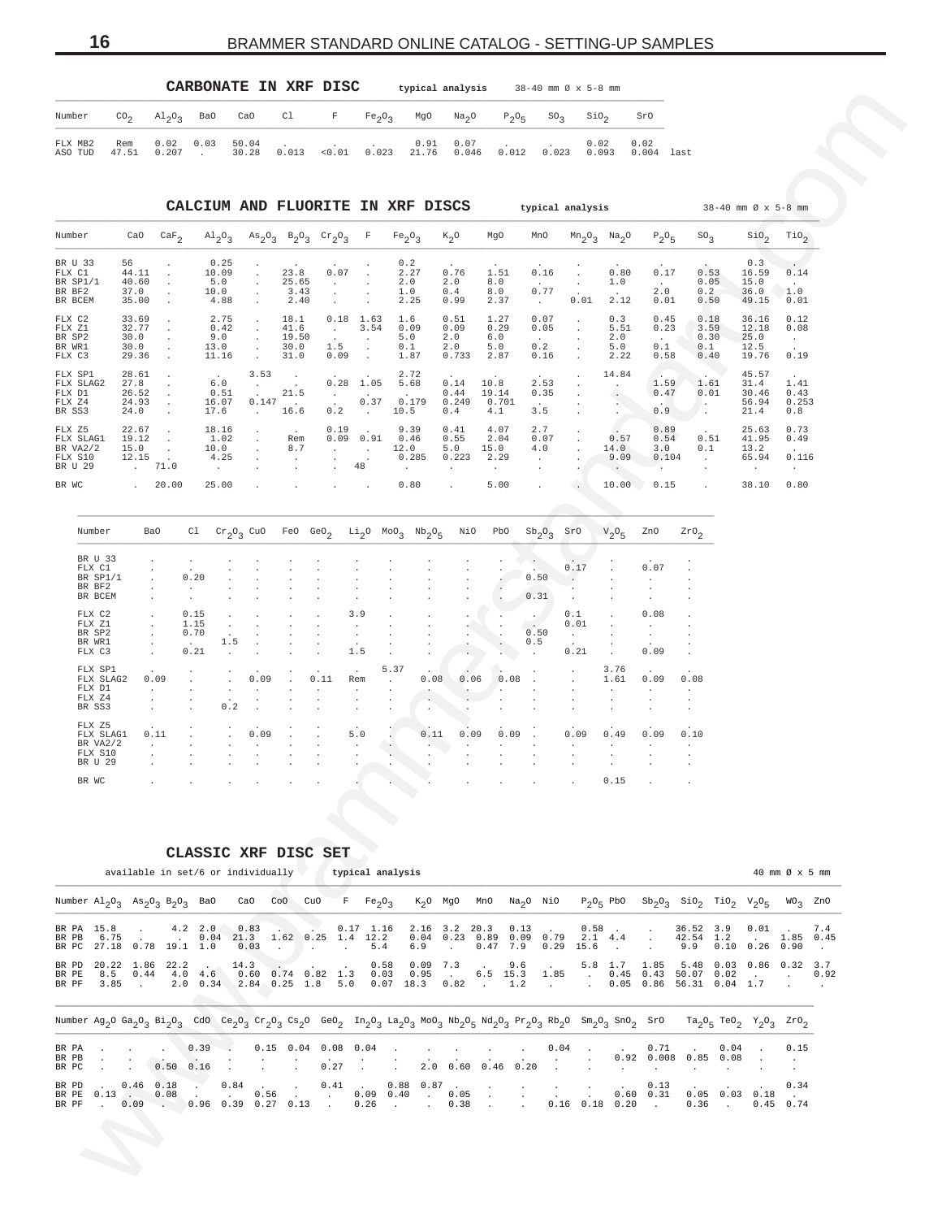## CARBONATE IN XRF DISC

typical analysis — 38-40 mm Ø x 5-8 mm

| Number | $CO_2$ | $Al_2O_3$ | BaO | CaO | Cl | F | $Fe_2O_3$ | MgO | $Na_2O$ | $P_2O_5$ | $SO_3$ | $SiO_2$ | SrO |
|---|---|---|---|---|---|---|---|---|---|---|---|---|---|
| FLX MB2 | Rem | 0.02 | 0.03 | 50.04 | . | . | . | 0.91 | 0.07 | . | . | 0.02 | 0.02 |
| ASO TUD | 47.51 | 0.207 | . | 30.28 | 0.013 | <0.01 | 0.023 | 21.76 | 0.046 | 0.012 | 0.023 | 0.093 | 0.004 last |

## CALCIUM AND FLUORITE IN XRF DISCS

typical analysis — 38-40 mm Ø x 5-8 mm

| Number | CaO | $CaF_2$ | $Al_2O_3$ | $As_2O_3$ | $B_2O_3$ | $Cr_2O_3$ | F | $Fe_2O_3$ | $K_2O$ | MgO | MnO | $Mn_2O_3$ | $Na_2O$ | $P_2O_5$ | $SO_3$ | $SiO_2$ | $TiO_2$ |
|---|---|---|---|---|---|---|---|---|---|---|---|---|---|---|---|---|---|
| BR U 33 | 56 | . | 0.25 | . | . | . | . | 0.2 | . | . | . | . | . | . | . | 0.3 | . |
| FLX C1 | 44.11 | . | 10.09 | . | 23.8 | 0.07 | . | 2.27 | 0.76 | 1.51 | 0.16 | . | 0.80 | 0.17 | 0.53 | 16.59 | 0.14 |
| BR SP1/1 | 40.60 | . | 5.0 | . | 25.65 | . | . | 2.0 | 2.0 | 8.0 | . | . | 1.0 | . | 0.05 | 15.0 | . |
| BR BF2 | 37.0 | . | 10.0 | . | 3.43 | . | . | 1.0 | 0.4 | 8.0 | 0.77 | . | . | 2.0 | 0.2 | 36.0 | 1.0 |
| BR BCEM | 35.00 | . | 4.88 | . | 2.40 | . | . | 2.25 | 0.99 | 2.37 | . | 0.01 | 2.12 | 0.01 | 0.50 | 49.15 | 0.01 |
| FLX C2 | 33.69 | . | 2.75 | . | 18.1 | 0.18 | 1.63 | 1.6 | 0.51 | 1.27 | 0.07 | . | 0.3 | 0.45 | 0.18 | 36.16 | 0.12 |
| FLX Z1 | 32.77 | . | 0.42 | . | 41.6 | . | 3.54 | 0.09 | 0.09 | 0.29 | 0.05 | . | 5.51 | 0.23 | 3.59 | 12.18 | 0.08 |
| BR SP2 | 30.0 | . | 9.0 | . | 19.50 | . | . | 5.0 | 2.0 | 6.0 | . | . | 2.0 | . | 0.30 | 25.0 | . |
| BR WR1 | 30.0 | . | 13.0 | . | 30.0 | 1.5 | . | 0.1 | 2.0 | 5.0 | 0.2 | . | 5.0 | 0.1 | 0.1 | 12.5 | . |
| FLX C3 | 29.36 | . | 11.16 | . | 31.0 | 0.09 | . | 1.87 | 0.733 | 2.87 | 0.16 | . | 2.22 | 0.58 | 0.40 | 19.76 | 0.19 |
| FLX SP1 | 28.61 | . | . | 3.53 | . | . | . | 2.72 | . | . | . | . | 14.84 | . | . | 45.57 | . |
| FLX SLAG2 | 27.8 | . | 6.0 | . | . | 0.28 | 1.05 | 5.68 | 0.14 | 10.8 | 2.53 | . | . | 1.59 | 1.61 | 31.4 | 1.41 |
| FLX D1 | 26.52 | . | 0.51 | . | 21.5 | . | . | . | 0.44 | 19.14 | 0.35 | . | . | 0.47 | 0.01 | 30.46 | 0.43 |
| FLX Z4 | 24.93 | . | 16.07 | 0.147 | . | . | 0.37 | 0.179 | 0.249 | 0.701 | . | . | . | . | . | 56.94 | 0.253 |
| BR SS3 | 24.0 | . | 17.6 | . | 16.6 | 0.2 | . | 10.5 | 0.4 | 4.1 | 3.5 | . | . | 0.9 | . | 21.4 | 0.8 |
| FLX Z5 | 22.67 | . | 18.16 | . | . | 0.19 | . | 9.39 | 0.41 | 4.07 | 2.7 | . | . | 0.89 | . | 25.63 | 0.73 |
| FLX SLAG1 | 19.12 | . | 1.02 | . | Rem | 0.09 | 0.91 | 0.46 | 0.55 | 2.04 | 0.07 | . | 0.57 | 0.54 | 0.51 | 41.95 | 0.49 |
| BR VA2/2 | 15.0 | . | 10.0 | . | 8.7 | . | . | 12.0 | 5.0 | 15.0 | 4.0 | . | 14.0 | 3.0 | 0.1 | 13.2 | . |
| FLX S10 | 12.15 | . | 4.25 | . | . | . | . | 0.285 | 0.223 | 2.29 | . | . | 9.09 | 0.104 | . | 65.94 | 0.116 |
| BR U 29 | . | 71.0 | . | . | . | . | 48 | . | . | . | . | . | . | . | . | . | . |
| BR WC | . | 20.00 | 25.00 | . | . | . | . | 0.80 | . | 5.00 | . | . | 10.00 | 0.15 | . | 38.10 | 0.80 |

| Number | BaO | Cl | $Cr_2O_3$ | CuO | FeO | $GeO_2$ | $Li_2O$ | $MoO_3$ | $Nb_2O_5$ | NiO | PbO | $Sb_2O_3$ | SrO | $V_2O_5$ | ZnO | $ZrO_2$ |
|---|---|---|---|---|---|---|---|---|---|---|---|---|---|---|---|---|
| BR U 33 | . | . | . | . | . | . | . | . | . | . | . | . | . | . | . | . |
| FLX C1 | . | . | . | . | . | . | . | . | . | . | . | . | 0.17 | . | 0.07 | . |
| BR SP1/1 | . | 0.20 | . | . | . | . | . | . | . | . | . | 0.50 | . | . | . | . |
| BR BF2 | . | . | . | . | . | . | . | . | . | . | . | . | . | . | . | . |
| BR BCEM | . | . | . | . | . | . | . | . | . | . | . | 0.31 | . | . | . | . |
| FLX C2 | . | 0.15 | . | . | . | . | 3.9 | . | . | . | . | . | 0.1 | . | 0.08 | . |
| FLX Z1 | . | 1.15 | . | . | . | . | . | . | . | . | . | . | 0.01 | . | . | . |
| BR SP2 | . | 0.70 | . | . | . | . | . | . | . | . | . | 0.50 | . | . | . | . |
| BR WR1 | . | . | 1.5 | . | . | . | . | . | . | . | . | 0.5 | . | . | . | . |
| FLX C3 | . | 0.21 | . | . | . | . | 1.5 | . | . | . | . | . | 0.21 | . | 0.09 | . |
| FLX SP1 | . | . | . | . | . | . | . | 5.37 | . | . | . | . | . | 3.76 | . | . |
| FLX SLAG2 | 0.09 | . | . | 0.09 | . | 0.11 | Rem | . | 0.08 | 0.06 | 0.08 | . | . | 1.61 | 0.09 | 0.08 |
| FLX D1 | . | . | . | . | . | . | . | . | . | . | . | . | . | . | . | . |
| FLX Z4 | . | . | . | . | . | . | . | . | . | . | . | . | . | . | . | . |
| BR SS3 | . | . | 0.2 | . | . | . | . | . | . | . | . | . | . | . | . | . |
| FLX Z5 | . | . | . | . | . | . | . | . | . | . | . | . | . | . | . | . |
| FLX SLAG1 | 0.11 | . | . | 0.09 | . | . | 5.0 | . | 0.11 | 0.09 | 0.09 | . | 0.09 | 0.49 | 0.09 | 0.10 |
| BR VA2/2 | . | . | . | . | . | . | . | . | . | . | . | . | . | . | . | . |
| FLX S10 | . | . | . | . | . | . | . | . | . | . | . | . | . | . | . | . |
| BR U 29 | . | . | . | . | . | . | . | . | . | . | . | . | . | . | . | . |
| BR WC | . | . | . | . | . | . | . | . | . | . | . | . | . | 0.15 | . | . |

## CLASSIC XRF DISC SET

available in set/6 or individually — typical analysis — 40 mm Ø x 5 mm

| Number | $Al_2O_3$ | $As_2O_3$ | $B_2O_3$ | BaO | CaO | CoO | CuO | F | $Fe_2O_3$ | $K_2O$ | MgO | MnO | $Na_2O$ | NiO | $P_2O_5$ | PbO | $Sb_2O_3$ | $SiO_2$ | $TiO_2$ | $V_2O_5$ | $WO_3$ | ZnO |
|---|---|---|---|---|---|---|---|---|---|---|---|---|---|---|---|---|---|---|---|---|---|---|
| BR PA | 15.8 | . | 4.2 | 2.0 | 0.83 | . | . | 0.17 | 1.16 | 2.16 | 3.2 | 20.3 | 0.13 | . | 0.58 | . | . | 36.52 | 3.9 | 0.01 | . | 7.4 |
| BR PB | 6.75 | . | . | 0.04 | 21.3 | 1.62 | 0.25 | 1.4 | 12.2 | 0.04 | 0.23 | 0.89 | 0.09 | 0.79 | 2.1 | 4.4 | . | 42.54 | 1.2 | . | 1.85 | 0.45 |
| BR PC | 27.18 | 0.78 | 19.1 | 1.0 | 0.03 | . | . | . | 5.4 | 6.9 | . | 0.47 | 7.9 | 0.29 | 15.6 | . | . | 9.9 | 0.10 | 0.26 | 0.90 | . |
| BR PD | 20.22 | 1.86 | 22.2 | . | 14.3 | . | . | . | 0.58 | 0.09 | 7.3 | . | 9.6 | . | 5.8 | 1.7 | 1.85 | 5.48 | 0.03 | 0.86 | 0.32 | 3.7 |
| BR PE | 8.5 | 0.44 | 4.0 | 4.6 | 0.60 | 0.74 | 0.82 | 1.3 | 0.03 | 0.95 | . | 6.5 | 15.3 | 1.85 | . | 0.45 | 0.43 | 50.07 | 0.02 | . | . | 0.92 |
| BR PF | 3.85 | . | 2.0 | 0.34 | 2.84 | 0.25 | 1.8 | 5.0 | 0.07 | 18.3 | 0.82 | . | 1.2 | . | . | 0.05 | 0.86 | 56.31 | 0.04 | 1.7 | . | . |

| Number | $Ag_2O$ | $Ga_2O_3$ | $Bi_2O_3$ | CdO | $Ce_2O_3$ | $Cr_2O_3$ | $Cs_2O$ | $GeO_2$ | $In_2O_3$ | $La_2O_3$ | $MoO_3$ | $Nb_2O_5$ | $Nd_2O_3$ | $Pr_2O_3$ | $Rb_2O$ | $Sm_2O_3$ | $SnO_2$ | SrO | $Ta_2O_5$ | $TeO_2$ | $Y_2O_3$ | $ZrO_2$ |
|---|---|---|---|---|---|---|---|---|---|---|---|---|---|---|---|---|---|---|---|---|---|---|
| BR PA | . | . | . | 0.39 | . | 0.15 | 0.04 | 0.08 | 0.04 | . | . | . | . | . | 0.04 | . | . | 0.71 | . | 0.04 | . | 0.15 |
| BR PB | . | . | . | . | . | . | . | . | . | . | . | . | . | . | . | . | 0.92 | 0.008 | 0.85 | 0.08 | . | . |
| BR PC | . | . | 0.50 | 0.16 | . | . | . | 0.27 | . | . | 2.0 | 0.60 | 0.46 | 0.20 | . | . | . | . | . | . | . | . |
| BR PD | . | 0.46 | 0.18 | . | 0.84 | . | . | 0.41 | . | 0.88 | 0.87 | . | . | . | . | . | . | 0.13 | . | . | . | 0.34 |
| BR PE | 0.13 | . | 0.08 | . | . | 0.56 | . | . | 0.09 | 0.40 | . | 0.05 | . | . | . | . | 0.60 | 0.31 | 0.05 | 0.03 | 0.18 | . |
| BR PF | . | 0.09 | . | 0.96 | 0.39 | 0.27 | 0.13 | . | 0.26 | . | . | 0.38 | . | . | 0.16 | 0.18 | 0.20 | . | 0.36 | . | 0.45 | 0.74 |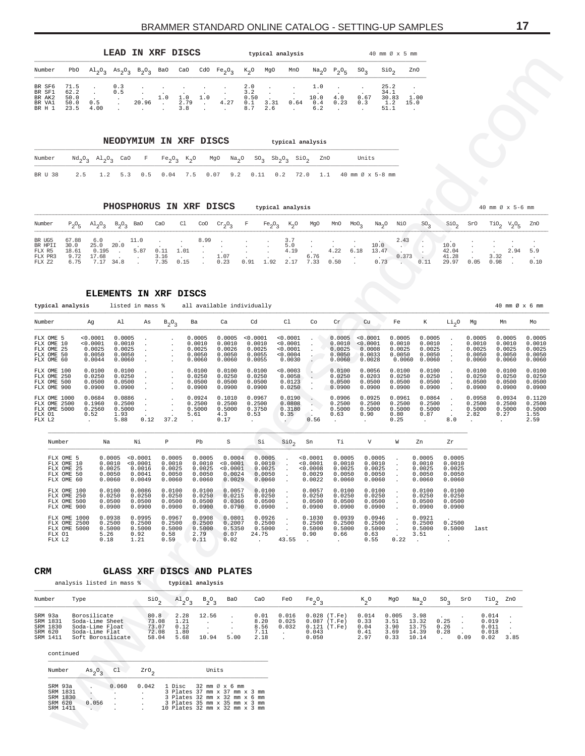## LEAD IN XRF DISCS

typical analysis — 40 mm Ø x 5 mm

| Number | PbO | $Al_2O_3$ | $As_2O_3$ | $B_2O_3$ | BaO | CaO | CdO | $Fe_2O_3$ | $K_2O$ | MgO | MnO | $Na_2O$ | $P_2O_5$ | $SO_3$ | $SiO_2$ | ZnO |
|---|---|---|---|---|---|---|---|---|---|---|---|---|---|---|---|---|
| BR SF6 | 71.5 | . | 0.3 | . | . | . | . | . | 2.0 | . | . | 1.0 | . | . | 25.2 | . |
| BR SF1 | 62.2 | . | 0.5 | . | . | . | . | . | 3.2 | . | . | . | . | . | 34.1 | . |
| BR AK2 | 50.0 | . | . | . | 1.0 | 1.0 | 1.0 | . | 0.50 | . | . | 10.0 | 4.0 | 0.67 | 30.83 | 1.00 |
| BR VA1 | 50.0 | 0.5 | . | 20.96 | . | 2.79 | . | 4.27 | 0.1 | 3.31 | 0.64 | 0.4 | 0.23 | 0.3 | 1.2 | 15.0 |
| BR H 1 | 23.5 | 4.00 | . | . | . | 3.8 | . | . | 8.7 | 2.6 | . | 6.2 | . | . | 51.1 | . |

## NEODYMIUM IN XRF DISCS

typical analysis

| Number | $Nd_2O_3$ | $Al_2O_3$ | CaO | F | $Fe_2O_3$ | $K_2O$ | MgO | $Na_2O$ | $SO_3$ | $Sb_2O_3$ | $SiO_2$ | ZnO | Units |
|---|---|---|---|---|---|---|---|---|---|---|---|---|---|
| BR U 38 | 2.5 | 1.2 | 5.3 | 0.5 | 0.04 | 7.5 | 0.07 | 9.2 | 0.11 | 0.2 | 72.0 | 1.1 | 40 mm Ø x 5-8 mm |

## PHOSPHORUS IN XRF DISCS

typical analysis — 40 mm Ø x 5-6 mm

| Number | $P_2O_5$ | $Al_2O_3$ | $B_2O_3$ | BaO | CaO | Cl | CoO | $Cr_2O_3$ | F | $Fe_2O_3$ | $K_2O$ | MgO | MnO | $MoO_3$ | $Na_2O$ | NiO | $SO_3$ | $SiO_2$ | SrO | $TiO_2$ | $V_2O_5$ | ZnO |
|---|---|---|---|---|---|---|---|---|---|---|---|---|---|---|---|---|---|---|---|---|---|---|
| BR UG5 | 67.88 | 6.0 | . | 11.0 | . | . | 8.99 | . | . | . | 3.7 | . | . | . | . | 2.43 | . | . | . | . | . | . |
| BR HPII | 30.0 | 25.0 | 20.0 | . | . | . | . | . | . | . | 5.0 | . | . | . | 10.0 | . | . | 10.0 | . | . | . | . |
| FLX R5 | 18.61 | 0.195 | . | 5.87 | 0.11 | 1.01 | . | . | . | . | 4.19 | . | 4.22 | 6.18 | 13.47 | . | . | 42.04 | . | . | 2.94 | 5.9 |
| FLX PR3 | 9.72 | 17.68 | . | . | 3.16 | . | . | 1.07 | . | . | . | 6.76 | . | . | . | 0.373 | . | 41.28 | . | 3.32 | . | . |
| FLX Z2 | 6.75 | 7.17 | 34.8 | . | 7.35 | 0.15 | . | 0.23 | 0.91 | 1.92 | 2.17 | 7.33 | 0.50 | . | 0.73 | . | 0.11 | 29.97 | 0.05 | 0.98 | . | 0.10 |

## ELEMENTS IN XRF DISCS

typical analysis — listed in mass % — all available individually — 40 mm Ø x 6 mm

| Number | Ag | Al | As | $B_2O_3$ | Ba | Ca | Cd | Cl | Co | Cr | Cu | Fe | K | $Li_2O$ | Mg | Mn | Mo |
|---|---|---|---|---|---|---|---|---|---|---|---|---|---|---|---|---|---|
| FLX OME 5 | <0.0001 | 0.0005 | . | . | 0.0005 | 0.0005 | <0.0001 | <0.0001 | . | 0.0005 | <0.0001 | 0.0005 | 0.0005 | . | 0.0005 | 0.0005 | 0.0005 |
| FLX OME 10 | <0.0001 | 0.0010 | . | . | 0.0010 | 0.0010 | 0.0010 | <0.0001 | . | 0.0010 | <0.0001 | 0.0010 | 0.0010 | . | 0.0010 | 0.0010 | 0.0010 |
| FLX OME 25 | 0.0025 | 0.0025 | . | . | 0.0025 | 0.0026 | 0.0025 | <0.0001 | . | 0.0025 | 0.0008 | 0.0025 | 0.0025 | . | 0.0025 | 0.0025 | 0.0025 |
| FLX OME 50 | 0.0050 | 0.0050 | . | . | 0.0050 | 0.0050 | 0.0055 | <0.0004 | . | 0.0050 | 0.0033 | 0.0050 | 0.0050 | . | 0.0050 | 0.0050 | 0.0050 |
| FLX OME 60 | 0.0044 | 0.0060 | . | . | 0.0060 | 0.0060 | 0.0055 | 0.0030 | . | 0.0060 | 0.0028 | 0.0060 | 0.0060 | . | 0.0060 | 0.0060 | 0.0060 |
| FLX OME 100 | 0.0100 | 0.0100 | . | . | 0.0100 | 0.0100 | 0.0100 | <0.0003 | . | 0.0100 | 0.0056 | 0.0100 | 0.0100 | . | 0.0100 | 0.0100 | 0.0100 |
| FLX OME 250 | 0.0250 | 0.0250 | . | . | 0.0250 | 0.0250 | 0.0250 | 0.0058 | . | 0.0250 | 0.0203 | 0.0250 | 0.0250 | . | 0.0250 | 0.0250 | 0.0250 |
| FLX OME 500 | 0.0500 | 0.0500 | . | . | 0.0500 | 0.0500 | 0.0500 | 0.0123 | . | 0.0500 | 0.0500 | 0.0500 | 0.0500 | . | 0.0500 | 0.0500 | 0.0500 |
| FLX OME 900 | 0.0900 | 0.0900 | . | . | 0.0900 | 0.0900 | 0.0900 | 0.0250 | . | 0.0900 | 0.0900 | 0.0900 | 0.0900 | . | 0.0900 | 0.0900 | 0.0900 |
| FLX OME 1000 | 0.0684 | 0.0886 | . | . | 0.0924 | 0.1010 | 0.0967 | 0.0190 | . | 0.0906 | 0.0925 | 0.0961 | 0.0864 | . | 0.0958 | 0.0934 | 0.1120 |
| FLX OME 2500 | 0.1960 | 0.2500 | . | . | 0.2500 | 0.2500 | 0.2500 | 0.0808 | . | 0.2500 | 0.2500 | 0.2500 | 0.2500 | . | 0.2500 | 0.2500 | 0.2500 |
| FLX OME 5000 | 0.2560 | 0.5000 | . | . | 0.5000 | 0.5000 | 0.3750 | 0.3180 | . | 0.5000 | 0.5000 | 0.5000 | 0.5000 | . | 0.5000 | 0.5000 | 0.5000 |
| FLX O1 | 0.52 | 1.93 | . | . | 5.61 | 4.3 | 0.53 | 0.35 | . | 0.63 | 0.90 | 0.80 | 0.87 | . | 2.82 | 0.27 | 1.55 |
| FLX L2 | . | 5.88 | 0.12 | 37.2 | . | 0.17 | . | . | 0.56 | . | . | 0.25 | . | 8.0 | . | . | 2.59 |

| Number | Na | Ni | P | Pb | S | Si | $SiO_2$ | Sn | Ti | V | W | Zn | Zr |
|---|---|---|---|---|---|---|---|---|---|---|---|---|---|
| FLX OME 5 | 0.0005 | <0.0001 | 0.0005 | 0.0005 | 0.0004 | 0.0005 | . | <0.0001 | 0.0005 | 0.0005 | . | 0.0005 | 0.0005 |
| FLX OME 10 | 0.0010 | <0.0001 | 0.0010 | 0.0010 | <0.0001 | 0.0010 | . | <0.0001 | 0.0010 | 0.0010 | . | 0.0010 | 0.0010 |
| FLX OME 25 | 0.0025 | 0.0016 | 0.0025 | 0.0025 | <0.0001 | 0.0025 | . | <0.0008 | 0.0025 | 0.0025 | . | 0.0025 | 0.0025 |
| FLX OME 50 | 0.0050 | 0.0041 | 0.0050 | 0.0050 | 0.0024 | 0.0050 | . | 0.0029 | 0.0050 | 0.0050 | . | 0.0050 | 0.0050 |
| FLX OME 60 | 0.0060 | 0.0049 | 0.0060 | 0.0060 | 0.0029 | 0.0060 | . | 0.0022 | 0.0060 | 0.0060 | . | 0.0060 | 0.0060 |
| FLX OME 100 | 0.0100 | 0.0086 | 0.0100 | 0.0100 | 0.0057 | 0.0100 | . | 0.0057 | 0.0100 | 0.0100 | . | 0.0100 | 0.0100 |
| FLX OME 250 | 0.0250 | 0.0250 | 0.0250 | 0.0250 | 0.0215 | 0.0250 | . | 0.0250 | 0.0250 | 0.0250 | . | 0.0250 | 0.0250 |
| FLX OME 500 | 0.0500 | 0.0500 | 0.0500 | 0.0500 | 0.0366 | 0.0500 | . | 0.0500 | 0.0500 | 0.0500 | . | 0.0500 | 0.0500 |
| FLX OME 900 | 0.0900 | 0.0900 | 0.0900 | 0.0900 | 0.0790 | 0.0900 | . | 0.0900 | 0.0900 | 0.0900 | . | 0.0900 | 0.0900 |
| FLX OME 1000 | 0.0938 | 0.0995 | 0.0967 | 0.0908 | 0.0801 | 0.0926 | . | 0.1030 | 0.0939 | 0.0946 | . | 0.0921 | . |
| FLX OME 2500 | 0.2500 | 0.2500 | 0.2500 | 0.2500 | 0.2007 | 0.2500 | . | 0.2500 | 0.2500 | 0.2500 | . | 0.2500 | 0.2500 |
| FLX OME 5000 | 0.5000 | 0.5000 | 0.5000 | 0.5000 | 0.5350 | 0.5000 | . | 0.5000 | 0.5000 | 0.5000 | . | 0.5000 | 0.5000 last |
| FLX O1 | 5.26 | 0.92 | 0.58 | 2.79 | 0.07 | 24.75 | . | 0.90 | 0.66 | 0.63 | . | 3.51 | . |
| FLX L2 | 0.18 | 1.21 | 0.59 | 0.11 | 0.02 | . | 43.55 | . | . | 0.55 | 0.22 | . | . |

## CRM — GLASS XRF DISCS AND PLATES

analysis listed in mass % — typical analysis

| Number | Type | $SiO_2$ | $Al_2O_3$ | $B_2O_3$ | BaO | CaO | FeO | $Fe_2O_3$ | $K_2O$ | MgO | $Na_2O$ | $SO_3$ | SrO | $TiO_2$ | ZnO |
|---|---|---|---|---|---|---|---|---|---|---|---|---|---|---|---|
| SRM 93a | Borosilicate | 80.8 | 2.28 | 12.56 | . | 0.01 | 0.016 | 0.028 (T.Fe) | 0.014 | 0.005 | 3.98 | . | . | 0.014 | . |
| SRM 1831 | Soda-Lime Sheet | 73.08 | 1.21 | . | . | 8.20 | 0.025 | 0.087 (T.Fe) | 0.33 | 3.51 | 13.32 | 0.25 | . | 0.019 | . |
| SRM 1830 | Soda-Lime Float | 73.07 | 0.12 | . | . | 8.56 | 0.032 | 0.121 (T.Fe) | 0.04 | 3.90 | 13.75 | 0.26 | . | 0.011 | . |
| SRM 620 | Soda-Lime Flat | 72.08 | 1.80 | . | . | 7.11 | . | 0.043 | 0.41 | 3.69 | 14.39 | 0.28 | . | 0.018 | . |
| SRM 1411 | Soft Borosilicate | 58.04 | 5.68 | 10.94 | 5.00 | 2.18 | . | 0.050 | 2.97 | 0.33 | 10.14 | . | 0.09 | 0.02 | 3.85 |

continued

| Number | $As_2O_3$ | Cl | $ZrO_2$ | Units |
|---|---|---|---|---|
| SRM 93a | . | 0.060 | 0.042 | 1 Disc 32 mm Ø x 6 mm |
| SRM 1831 | . | . | . | 3 Plates 37 mm x 37 mm x 3 mm |
| SRM 1830 | . | . | . | 3 Plates 32 mm x 32 mm x 6 mm |
| SRM 620 | 0.056 | . | . | 3 Plates 35 mm x 35 mm x 3 mm |
| SRM 1411 | . | . | . | 10 Plates 32 mm x 32 mm x 3 mm |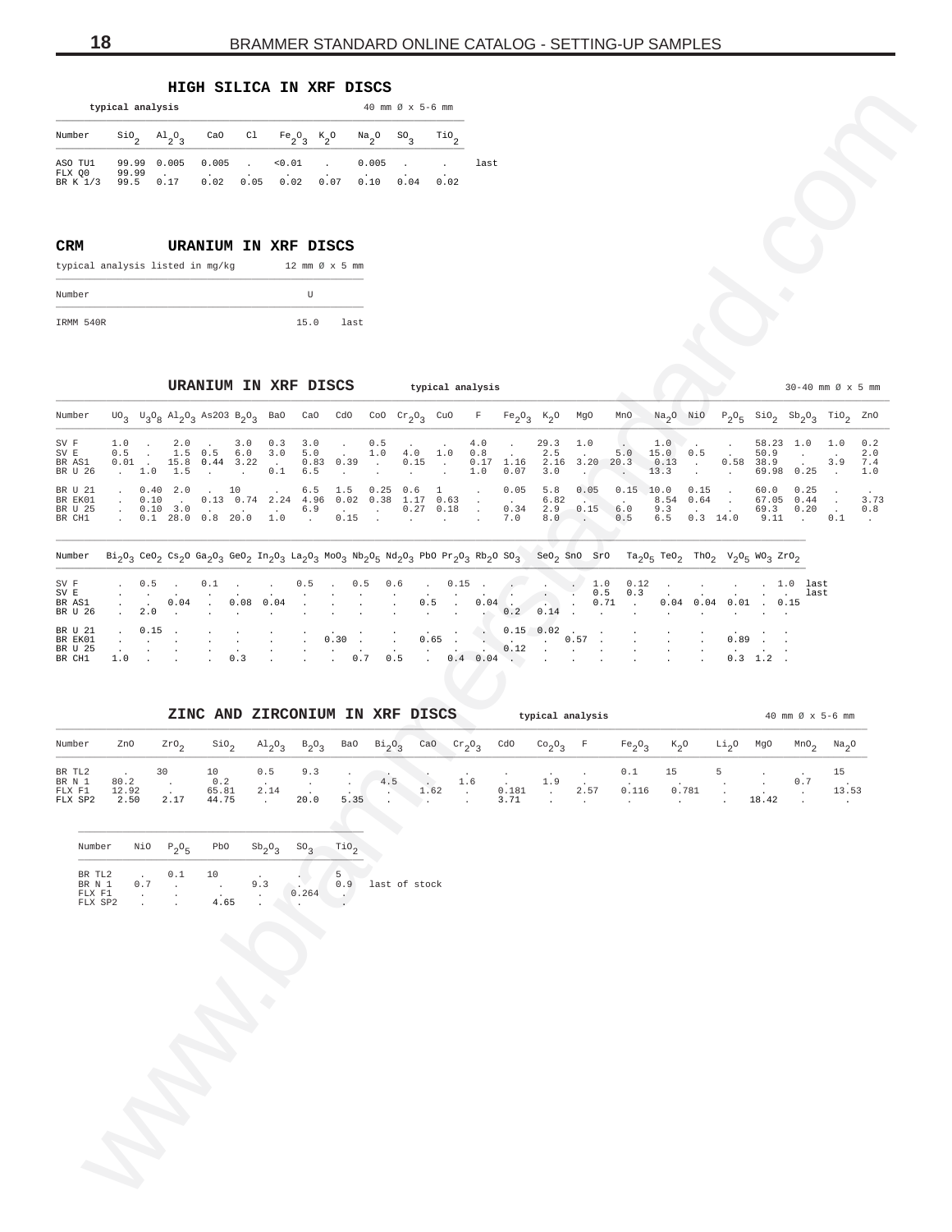## HIGH SILICA IN XRF DISCS

typical analysis — 40 mm Ø x 5-6 mm

| Number | $SiO_2$ | $Al_2O_3$ | CaO | Cl | $Fe_2O_3$ | $K_2O$ | $Na_2O$ | $SO_3$ | $TiO_2$ | |
|---|---|---|---|---|---|---|---|---|---|---|
| ASO TU1 | 99.99 | 0.005 | 0.005 | . | <0.01 | . | 0.005 | . | . | last |
| FLX Q0 | 99.99 | . | . | . | . | . | . | . | . | |
| BR K 1/3 | 99.5 | 0.17 | 0.02 | 0.05 | 0.02 | 0.07 | 0.10 | 0.04 | 0.02 | |

## CRM URANIUM IN XRF DISCS

typical analysis listed in mg/kg — 12 mm Ø x 5 mm

| Number | U | |
|---|---|---|
| IRMM 540R | 15.0 | last |

## URANIUM IN XRF DISCS

typical analysis — 30-40 mm Ø x 5 mm

| Number | $UO_3$ | $U_3O_8$ | $Al_2O_3$ | $As_2O_3$ | $B_2O_3$ | BaO | CaO | CdO | CoO | $Cr_2O_3$ | CuO | F | $Fe_2O_3$ | $K_2O$ | MgO | MnO | $Na_2O$ | NiO | $P_2O_5$ | $SiO_2$ | $Sb_2O_3$ | $TiO_2$ | ZnO |
|---|---|---|---|---|---|---|---|---|---|---|---|---|---|---|---|---|---|---|---|---|---|---|---|
| SV F | 1.0 | . | 2.0 | . | 3.0 | 0.3 | 3.0 | . | 0.5 | . | . | 4.0 | . | 29.3 | 1.0 | . | 1.0 | . | . | 58.23 | 1.0 | 1.0 | 0.2 |
| SV E | 0.5 | . | 1.5 | 0.5 | 6.0 | 3.0 | 5.0 | . | 1.0 | 4.0 | 1.0 | 0.8 | . | 2.5 | . | 5.0 | 15.0 | 0.5 | . | 50.9 | . | . | 2.0 |
| BR AS1 | 0.01 | . | 15.8 | 0.44 | 3.22 | . | 0.83 | 0.39 | . | 0.15 | . | 0.17 | 1.16 | 2.16 | 3.20 | 20.3 | 0.13 | . | 0.58 | 38.9 | . | 3.9 | 7.4 |
| BR U 26 | . | 1.0 | 1.5 | . | . | 0.1 | 6.5 | . | . | . | . | 1.0 | 0.07 | 3.0 | . | . | 13.3 | . | . | 69.98 | 0.25 | . | 1.0 |
| BR U 21 | . | 0.40 | 2.0 | . | 10 | . | 6.5 | 1.5 | 0.25 | 0.6 | 1 | . | 0.05 | 5.8 | 0.05 | 0.15 | 10.0 | 0.15 | . | 60.0 | 0.25 | . | . |
| BR EK01 | . | 0.10 | . | 0.13 | 0.74 | 2.24 | 4.96 | 0.02 | 0.38 | 1.17 | 0.63 | . | . | 6.82 | . | . | 8.54 | 0.64 | . | 67.05 | 0.44 | . | 3.73 |
| BR U 25 | . | 0.10 | 3.0 | . | . | . | 6.9 | . | . | 0.27 | 0.18 | . | 0.34 | 2.9 | 0.15 | 6.0 | 9.3 | . | . | 69.3 | 0.20 | . | 0.8 |
| BR CH1 | . | 0.1 | 28.0 | 0.8 | 20.0 | 1.0 | . | 0.15 | . | . | . | . | 7.0 | 8.0 | . | 0.5 | 6.5 | 0.3 | 14.0 | 9.11 | . | 0.1 | . |

| Number | $Bi_2O_3$ | $CeO_2$ | $Cs_2O$ | $Ga_2O_3$ | $GeO_2$ | $In_2O_3$ | $La_2O_3$ | $MoO_3$ | $Nb_2O_5$ | $Nd_2O_3$ | PbO | $Pr_2O_3$ | $Rb_2O$ | $SO_3$ | $SeO_2$ | SnO | SrO | $Ta_2O_5$ | $TeO_2$ | $ThO_2$ | $V_2O_5$ | $WO_3$ | $ZrO_2$ | |
|---|---|---|---|---|---|---|---|---|---|---|---|---|---|---|---|---|---|---|---|---|---|---|---|---|
| SV F | . | 0.5 | . | 0.1 | . | . | 0.5 | . | 0.5 | 0.6 | . | 0.15 | . | . | . | . | 1.0 | 0.12 | . | . | . | . | 1.0 | last |
| SV E | . | . | . | . | . | . | . | . | . | . | . | . | . | . | . | . | 0.5 | 0.3 | . | . | . | . | . | last |
| BR AS1 | . | . | 0.04 | . | 0.08 | 0.04 | . | . | . | . | 0.5 | . | 0.04 | . | . | . | 0.71 | . | 0.04 | 0.04 | 0.01 | . | 0.15 | |
| BR U 26 | . | 2.0 | . | . | . | . | . | . | . | . | . | . | . | 0.2 | 0.14 | . | . | . | . | . | . | . | . | |
| BR U 21 | . | 0.15 | . | . | . | . | . | . | . | . | . | . | . | 0.15 | 0.02 | . | . | . | . | . | . | . | . | |
| BR EK01 | . | . | . | . | . | . | . | 0.30 | . | . | 0.65 | . | . | . | . | 0.57 | . | . | . | . | 0.89 | . | . | |
| BR U 25 | . | . | . | . | . | . | . | . | . | . | . | . | . | 0.12 | . | . | . | . | . | . | . | . | . | |
| BR CH1 | 1.0 | . | . | . | 0.3 | . | . | . | 0.7 | 0.5 | . | 0.4 | 0.04 | . | . | . | . | . | . | . | 0.3 | 1.2 | . | |

## ZINC AND ZIRCONIUM IN XRF DISCS

typical analysis — 40 mm Ø x 5-6 mm

| Number | ZnO | $ZrO_2$ | $SiO_2$ | $Al_2O_3$ | $B_2O_3$ | BaO | $Bi_2O_3$ | CaO | $Cr_2O_3$ | CdO | $Co_2O_3$ | F | $Fe_2O_3$ | $K_2O$ | $Li_2O$ | MgO | $MnO_2$ | $Na_2O$ |
|---|---|---|---|---|---|---|---|---|---|---|---|---|---|---|---|---|---|---|
| BR TL2 | . | 30 | 10 | 0.5 | 9.3 | . | . | . | . | . | . | . | 0.1 | 15 | 5 | . | . | 15 |
| BR N 1 | 80.2 | . | 0.2 | . | . | . | 4.5 | . | 1.6 | . | 1.9 | . | . | . | . | . | 0.7 | . |
| FLX F1 | 12.92 | . | 65.81 | 2.14 | . | . | . | 1.62 | . | 0.181 | . | 2.57 | 0.116 | 0.781 | . | . | . | 13.53 |
| FLX SP2 | 2.50 | 2.17 | 44.75 | . | 20.0 | 5.35 | . | . | . | 3.71 | . | . | . | . | . | 18.42 | . | . |

| Number | NiO | $P_2O_5$ | PbO | $Sb_2O_3$ | $SO_3$ | $TiO_2$ | |
|---|---|---|---|---|---|---|---|
| BR TL2 | . | 0.1 | 10 | . | . | 5 | |
| BR N 1 | 0.7 | . | . | 9.3 | . | 0.9 | last of stock |
| FLX F1 | . | . | . | . | 0.264 | . | |
| FLX SP2 | . | . | 4.65 | . | . | . | |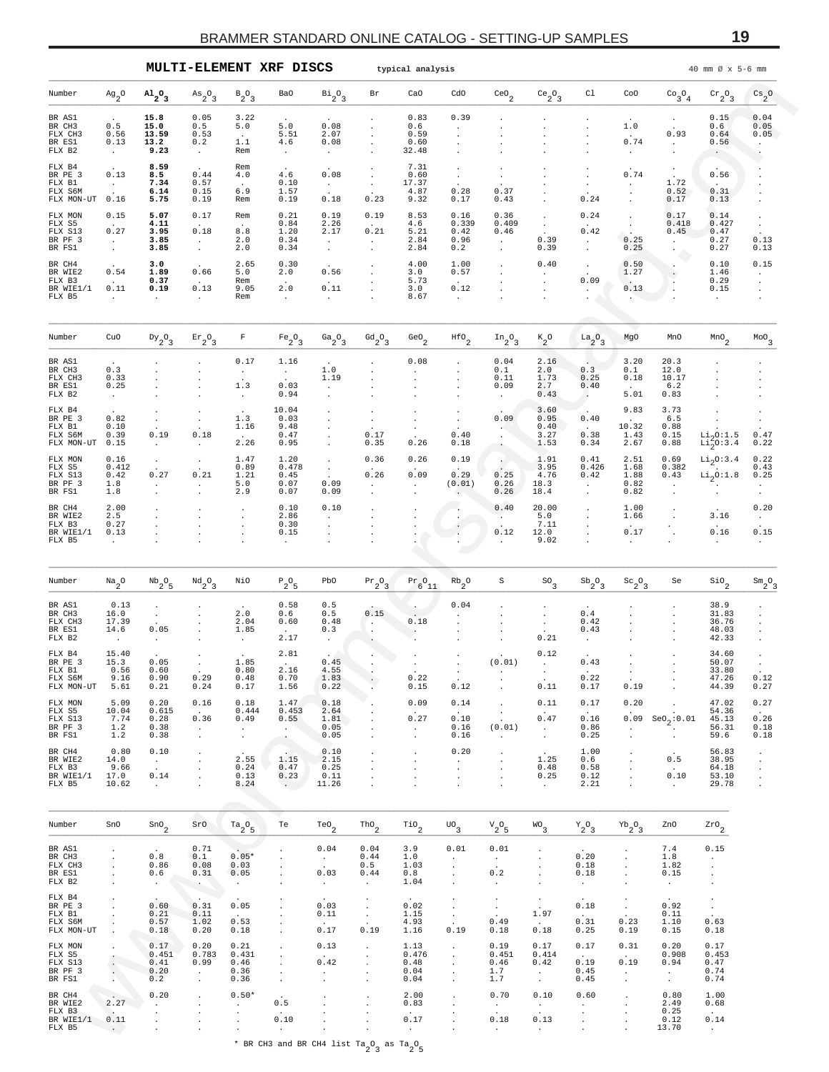## MULTI-ELEMENT XRF DISCS

typical analysis

40 mm Ø x 5-6 mm

| Number | $Ag_2O$ | $Al_2O_3$ | $As_2O_3$ | $B_2O_3$ | BaO | $Bi_2O_3$ | Br | CaO | CdO | $CeO_2$ | $Ce_2O_3$ | Cl | CoO | $Co_3O_4$ | $Cr_2O_3$ | $Cs_2O$ |
|---|---|---|---|---|---|---|---|---|---|---|---|---|---|---|---|---|
| BR AS1 | . | **15.8** | 0.05 | 3.22 | . | . | . | 0.83 | 0.39 | . | . | . | . | . | 0.15 | 0.04 |
| BR CH3 | 0.5 | **15.0** | 0.5 | 5.0 | 5.0 | 0.08 | . | 0.6 | . | . | . | . | 1.0 | . | 0.6 | 0.05 |
| FLX CH3 | 0.56 | **13.59** | 0.53 | . | 5.51 | 2.07 | . | 0.59 | . | . | . | . | . | 0.93 | 0.64 | 0.05 |
| BR ES1 | 0.13 | **13.2** | 0.2 | 1.1 | 4.6 | 0.08 | . | 0.60 | . | . | . | . | 0.74 | . | 0.56 | . |
| FLX B2 | . | **9.23** | . | Rem | . | . | . | 32.48 | . | . | . | . | . | . | . | . |
| FLX B4 | . | **8.59** | . | Rem | . | . | . | 7.31 | . | . | . | . | . | . | . | . |
| BR PE 3 | 0.13 | **8.5** | 0.44 | 4.0 | 4.6 | 0.08 | . | 0.60 | . | . | . | . | 0.74 | . | 0.56 | . |
| FLX B1 | . | **7.34** | 0.57 | . | 0.10 | . | . | 17.37 | . | . | . | . | . | 1.72 | . | . |
| FLX S6M | . | **6.14** | 0.15 | 6.9 | 1.57 | . | . | 4.87 | 0.28 | 0.37 | . | . | . | 0.52 | 0.31 | . |
| FLX MON-UT | 0.16 | **5.75** | 0.19 | Rem | 0.19 | 0.18 | 0.23 | 9.32 | 0.17 | 0.43 | . | 0.24 | . | 0.17 | 0.13 | . |
| FLX MON | 0.15 | **5.07** | 0.17 | Rem | 0.21 | 0.19 | 0.19 | 8.53 | 0.16 | 0.36 | . | 0.24 | . | 0.17 | 0.14 | . |
| FLX S5 | . | **4.11** | . | . | 0.84 | 2.26 | . | 4.6 | 0.339 | 0.409 | . | . | . | 0.418 | 0.427 | . |
| FLX S13 | 0.27 | **3.95** | 0.18 | 8.8 | 1.20 | 2.17 | 0.21 | 5.21 | 0.42 | 0.46 | . | 0.42 | . | 0.45 | 0.47 | . |
| BR PF 3 | . | **3.85** | . | 2.0 | 0.34 | . | . | 2.84 | 0.96 | . | 0.39 | . | 0.25 | . | 0.27 | 0.13 |
| BR FS1 | . | **3.85** | . | 2.0 | 0.34 | . | . | 2.84 | 0.2 | . | 0.39 | . | 0.25 | . | 0.27 | 0.13 |
| BR CH4 | . | **3.0** | . | 2.65 | 0.30 | . | . | 4.00 | 1.00 | . | 0.40 | . | 0.50 | . | 0.10 | 0.15 |
| BR WIE2 | 0.54 | **1.89** | 0.66 | 5.0 | 2.0 | 0.56 | . | 3.0 | 0.57 | . | . | . | 1.27 | . | 1.46 | . |
| FLX B3 | . | **0.37** | . | Rem | . | . | . | 5.73 | . | . | . | 0.09 | . | . | 0.29 | . |
| BR WIE1/1 | 0.11 | **0.19** | 0.13 | 9.05 | 2.0 | 0.11 | . | 3.0 | 0.12 | . | . | . | 0.13 | . | 0.15 | . |
| FLX B5 | . | . | . | Rem | . | . | . | 8.67 | . | . | . | . | . | . | . | . |

| Number | CuO | $Dy_2O_3$ | $Er_2O_3$ | F | $Fe_2O_3$ | $Ga_2O_3$ | $Gd_2O_3$ | $GeO_2$ | $HfO_2$ | $In_2O_3$ | $K_2O$ | $La_2O_3$ | MgO | MnO | $MnO_2$ | $MoO_3$ |
|---|---|---|---|---|---|---|---|---|---|---|---|---|---|---|---|---|
| BR AS1 | . | . | . | 0.17 | 1.16 | . | . | 0.08 | . | 0.04 | 2.16 | . | 3.20 | 20.3 | . | . |
| BR CH3 | 0.3 | . | . | . | . | 1.0 | . | . | . | 0.1 | 2.0 | 0.3 | 0.1 | 12.0 | . | . |
| FLX CH3 | 0.33 | . | . | . | . | 1.19 | . | . | . | 0.11 | 1.73 | 0.25 | 0.18 | 10.17 | . | . |
| BR ES1 | 0.25 | . | . | 1.3 | 0.03 | . | . | . | . | 0.09 | 2.7 | 0.40 | . | 6.2 | . | . |
| FLX B2 | . | . | . | . | 0.94 | . | . | . | . | . | 0.43 | . | 5.01 | 0.83 | . | . |
| FLX B4 | . | . | . | . | 10.04 | . | . | . | . | . | 3.60 | . | 9.83 | 3.73 | . | . |
| BR PE 3 | 0.82 | . | . | 1.3 | 0.03 | . | . | . | . | 0.09 | 0.95 | 0.40 | . | 6.5 | . | . |
| FLX B1 | 0.10 | . | . | 1.16 | 9.48 | . | . | . | . | . | 0.40 | . | 10.32 | 0.88 | . | . |
| FLX S6M | 0.39 | 0.19 | 0.18 | . | 0.47 | . | 0.17 | . | 0.40 | . | 3.27 | 0.38 | 1.43 | 0.15 | $Li_2O$:1.5 | 0.47 |
| FLX MON-UT | 0.15 | . | . | 2.26 | 0.95 | . | 0.35 | 0.26 | 0.18 | . | 1.53 | 0.34 | 2.67 | 0.88 | $Li_2O$:3.4 | 0.22 |
| FLX MON | 0.16 | . | . | 1.47 | 1.20 | . | 0.36 | 0.26 | 0.19 | . | 1.91 | 0.41 | 2.51 | 0.69 | $Li_2O$:3.4 | 0.22 |
| FLX S5 | 0.412 | . | . | 0.89 | 0.478 | . | . | . | . | . | 3.95 | 0.426 | 1.68 | 0.382 | . | 0.43 |
| FLX S13 | 0.42 | 0.27 | 0.21 | 1.21 | 0.45 | . | 0.26 | 0.09 | 0.29 | 0.25 | 4.76 | 0.42 | 1.88 | 0.43 | $Li_2O$:1.8 | 0.25 |
| BR PF 3 | 1.8 | . | . | 5.0 | 0.07 | 0.09 | . | . | (0.01) | 0.26 | 18.3 | . | 0.82 | . | . | . |
| BR FS1 | 1.8 | . | . | 2.9 | 0.07 | 0.09 | . | . | . | 0.26 | 18.4 | . | 0.82 | . | . | . |
| BR CH4 | 2.00 | . | . | . | 0.10 | 0.10 | . | . | . | 0.40 | 20.00 | . | 1.00 | . | . | 0.20 |
| BR WIE2 | 2.5 | . | . | . | 2.86 | . | . | . | . | . | 5.0 | . | 1.66 | . | 3.16 | . |
| FLX B3 | 0.27 | . | . | . | 0.30 | . | . | . | . | . | 7.11 | . | . | . | . | . |
| BR WIE1/1 | 0.13 | . | . | . | 0.15 | . | . | . | . | 0.12 | 12.0 | . | 0.17 | . | 0.16 | 0.15 |
| FLX B5 | . | . | . | . | . | . | . | . | . | . | 9.02 | . | . | . | . | . |

| Number | $Na_2O$ | $Nb_2O_5$ | $Nd_2O_3$ | NiO | $P_2O_5$ | PbO | $Pr_2O_3$ | $Pr_6O_{11}$ | $Rb_2O$ | S | $SO_3$ | $Sb_2O_3$ | $Sc_2O_3$ | Se | $SiO_2$ | $Sm_2O_3$ |
|---|---|---|---|---|---|---|---|---|---|---|---|---|---|---|---|---|
| BR AS1 | 0.13 | . | . | . | 0.58 | 0.5 | . | . | 0.04 | . | . | . | . | . | 38.9 | . |
| BR CH3 | 16.0 | . | . | 2.0 | 0.6 | 0.5 | 0.15 | . | . | . | . | 0.4 | . | . | 31.83 | . |
| FLX CH3 | 17.39 | . | . | 2.04 | 0.60 | 0.48 | . | 0.18 | . | . | . | 0.42 | . | . | 36.76 | . |
| BR ES1 | 14.6 | 0.05 | . | 1.85 | . | 0.3 | . | . | . | . | . | 0.43 | . | . | 48.03 | . |
| FLX B2 | . | . | . | . | 2.17 | . | . | . | . | . | 0.21 | . | . | . | 42.33 | . |
| FLX B4 | 15.40 | . | . | . | 2.81 | . | . | . | . | . | 0.12 | . | . | . | 34.60 | . |
| BR PE 3 | 15.3 | 0.05 | . | 1.85 | . | 0.45 | . | . | . | (0.01) | . | 0.43 | . | . | 50.07 | . |
| FLX B1 | 0.56 | 0.60 | . | 0.80 | 2.16 | 4.55 | . | . | . | . | . | . | . | . | 33.80 | . |
| FLX S6M | 9.16 | 0.90 | 0.29 | 0.48 | 0.70 | 1.83 | . | 0.22 | . | . | . | 0.22 | . | . | 47.26 | 0.12 |
| FLX MON-UT | 5.61 | 0.21 | 0.24 | 0.17 | 1.56 | 0.22 | . | 0.15 | 0.12 | . | 0.11 | 0.17 | 0.19 | . | 44.39 | 0.27 |
| FLX MON | 5.09 | 0.20 | 0.16 | 0.18 | 1.47 | 0.18 | . | 0.09 | 0.14 | . | 0.11 | 0.17 | 0.20 | . | 47.02 | 0.27 |
| FLX S5 | 10.04 | 0.615 | . | 0.444 | 0.453 | 2.64 | . | . | . | . | . | . | . | . | 54.36 | . |
| FLX S13 | 7.74 | 0.28 | 0.36 | 0.49 | 0.55 | 1.81 | . | 0.27 | 0.10 | . | 0.47 | 0.16 | 0.09 | $SeO_2$:0.01 | 45.13 | 0.26 |
| BR PF 3 | 1.2 | 0.38 | . | . | . | 0.05 | . | . | 0.16 | (0.01) | . | 0.86 | . | . | 56.31 | 0.18 |
| BR FS1 | 1.2 | 0.38 | . | . | . | 0.05 | . | . | 0.16 | . | . | 0.25 | . | . | 59.6 | 0.18 |
| BR CH4 | 0.80 | 0.10 | . | . | . | 0.10 | . | . | 0.20 | . | . | 1.00 | . | . | 56.83 | . |
| BR WIE2 | 14.0 | . | . | 2.55 | 1.15 | 2.15 | . | . | . | . | 1.25 | 0.6 | . | 0.5 | 38.95 | . |
| FLX B3 | 9.66 | . | . | 0.24 | 0.47 | 0.25 | . | . | . | . | 0.48 | 0.58 | . | . | 64.18 | . |
| BR WIE1/1 | 17.0 | 0.14 | . | 0.13 | 0.23 | 0.11 | . | . | . | . | 0.25 | 0.12 | . | 0.10 | 53.10 | . |
| FLX B5 | 10.62 | . | . | 8.24 | . | 11.26 | . | . | . | . | . | 2.21 | . | . | 29.78 | . |

| Number | SnO | $SnO_2$ | SrO | $Ta_2O_5$ | Te | $TeO_2$ | $ThO_2$ | $TiO_2$ | $UO_3$ | $V_2O_5$ | $WO_3$ | $Y_2O_3$ | $Yb_2O_3$ | ZnO | $ZrO_2$ |
|---|---|---|---|---|---|---|---|---|---|---|---|---|---|---|---|
| BR AS1 | . | . | 0.71 | . | . | 0.04 | 0.04 | 3.9 | 0.01 | 0.01 | . | . | . | 7.4 | 0.15 |
| BR CH3 | . | 0.8 | 0.1 | 0.05* | . | . | 0.44 | 1.0 | . | . | . | 0.20 | . | 1.8 | . |
| FLX CH3 | . | 0.86 | 0.08 | 0.03 | . | . | 0.5 | 1.03 | . | . | . | 0.18 | . | 1.82 | . |
| BR ES1 | . | 0.6 | 0.31 | 0.05 | . | 0.03 | 0.44 | 0.8 | . | 0.2 | . | 0.18 | . | 0.15 | . |
| FLX B2 | . | . | . | . | . | . | . | 1.04 | . | . | . | . | . | . | . |
| FLX B4 | . | . | . | . | . | . | . | . | . | . | . | . | . | . | . |
| BR PE 3 | . | 0.60 | 0.31 | 0.05 | . | 0.03 | . | 0.02 | . | . | . | 0.18 | . | 0.92 | . |
| FLX B1 | . | 0.21 | 0.11 | . | . | 0.11 | . | 1.15 | . | . | 1.97 | . | . | 0.11 | . |
| FLX S6M | . | 0.57 | 1.02 | 0.53 | . | . | . | 4.93 | . | 0.49 | . | 0.31 | 0.23 | 1.10 | 0.63 |
| FLX MON-UT | . | 0.18 | 0.20 | 0.18 | . | 0.17 | 0.19 | 1.16 | 0.19 | 0.18 | 0.18 | 0.25 | 0.19 | 0.15 | 0.18 |
| FLX MON | . | 0.17 | 0.20 | 0.21 | . | 0.13 | . | 1.13 | . | 0.19 | 0.17 | 0.17 | 0.31 | 0.20 | 0.17 |
| FLX S5 | . | 0.451 | 0.783 | 0.431 | . | . | . | 0.476 | . | 0.451 | 0.414 | . | . | 0.908 | 0.453 |
| FLX S13 | . | 0.41 | 0.99 | 0.46 | . | 0.42 | . | 0.48 | . | 0.46 | 0.42 | 0.19 | 0.19 | 0.94 | 0.47 |
| BR PF 3 | . | 0.20 | . | 0.36 | . | . | . | 0.04 | . | 1.7 | . | 0.45 | . | . | 0.74 |
| BR FS1 | . | 0.2 | . | 0.36 | . | . | . | 0.04 | . | 1.7 | . | 0.45 | . | . | 0.74 |
| BR CH4 | . | 0.20 | . | 0.50* | . | . | . | 2.00 | . | 0.70 | 0.10 | 0.60 | . | 0.80 | 1.00 |
| BR WIE2 | 2.27 | . | . | . | 0.5 | . | . | 0.83 | . | . | . | . | . | 2.49 | 0.68 |
| FLX B3 | . | . | . | . | . | . | . | . | . | . | . | . | . | 0.25 | . |
| BR WIE1/1 | 0.11 | . | . | . | 0.10 | . | . | 0.17 | . | 0.18 | 0.13 | . | . | 0.12 | 0.14 |
| FLX B5 | . | . | . | . | . | . | . | . | . | . | . | . | . | 13.70 | . |

* BR CH3 and BR CH4 list $Ta_2O_3$ as $Ta_2O_5$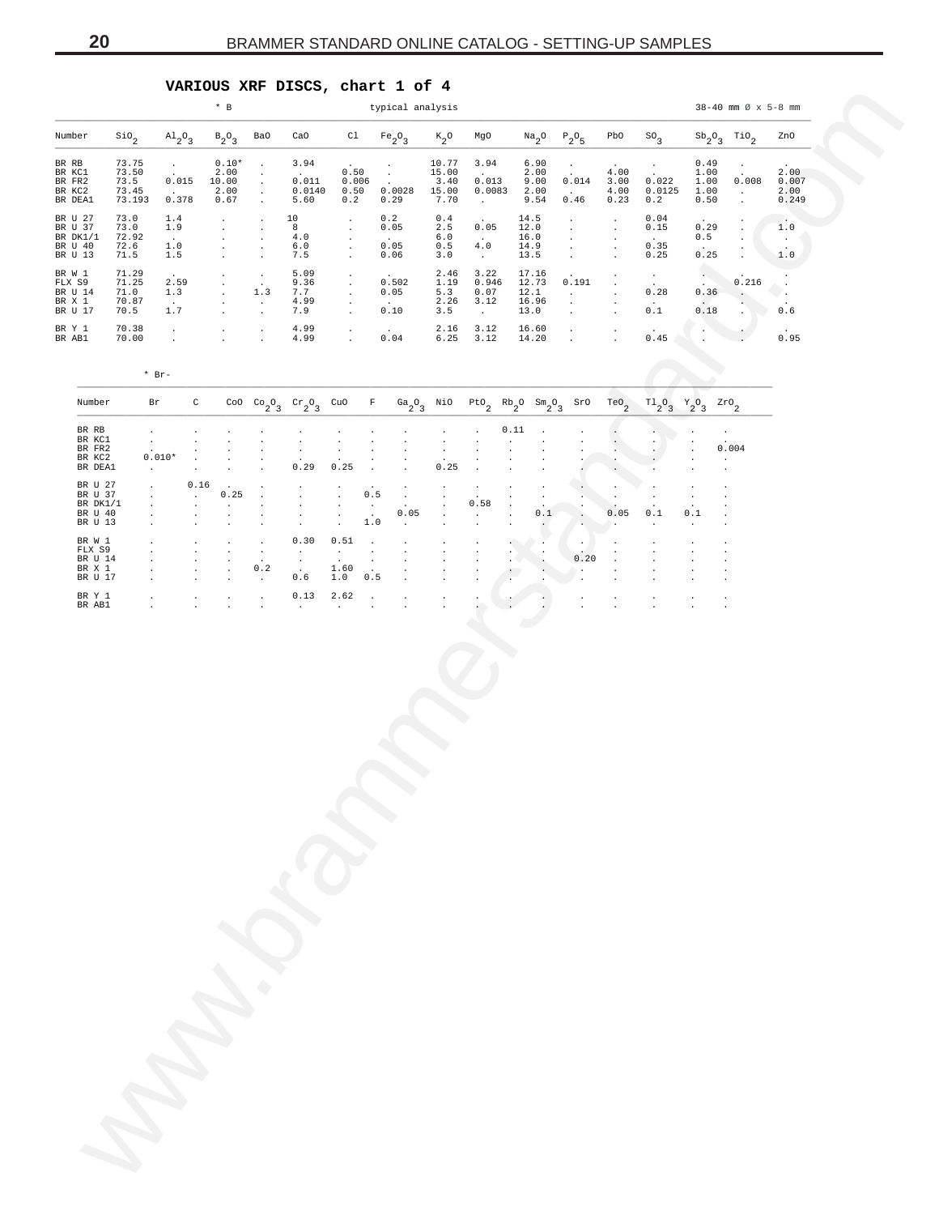## VARIOUS XRF DISCS, chart 1 of 4

\* B — typical analysis — 38-40 mm Ø x 5-8 mm

| Number | $SiO_2$ | $Al_2O_3$ | $B_2O_3$ | BaO | CaO | Cl | $Fe_2O_3$ | $K_2O$ | MgO | $Na_2O$ | $P_2O_5$ | PbO | $SO_3$ | $Sb_2O_3$ | $TiO_2$ | ZnO |
|---|---|---|---|---|---|---|---|---|---|---|---|---|---|---|---|---|
| BR RB | 73.75 | . | 0.10* | . | 3.94 | . | . | 10.77 | 3.94 | 6.90 | . | . | . | 0.49 | . | . |
| BR KC1 | 73.50 | . | 2.00 | . | . | 0.50 | . | 15.00 | . | 2.00 | . | 4.00 | . | 1.00 | . | 2.00 |
| BR FR2 | 73.5 | 0.015 | 10.00 | . | 0.011 | 0.006 | . | 3.40 | 0.013 | 9.00 | 0.014 | 3.00 | 0.022 | 1.00 | 0.008 | 0.007 |
| BR KC2 | 73.45 | . | 2.00 | . | 0.0140 | 0.50 | 0.0028 | 15.00 | 0.0083 | 2.00 | . | 4.00 | 0.0125 | 1.00 | . | 2.00 |
| BR DEA1 | 73.193 | 0.378 | 0.67 | . | 5.60 | 0.2 | 0.29 | 7.70 | . | 9.54 | 0.46 | 0.23 | 0.2 | 0.50 | . | 0.249 |
| BR U 27 | 73.0 | 1.4 | . | . | 10 | . | 0.2 | 0.4 | . | 14.5 | . | . | 0.04 | . | . | . |
| BR U 37 | 73.0 | 1.9 | . | . | 8 | . | 0.05 | 2.5 | 0.05 | 12.0 | . | . | 0.15 | 0.29 | . | 1.0 |
| BR DK1/1 | 72.92 | . | . | . | 4.0 | . | . | 6.0 | . | 16.0 | . | . | . | 0.5 | . | . |
| BR U 40 | 72.6 | 1.0 | . | . | 6.0 | . | 0.05 | 0.5 | 4.0 | 14.9 | . | . | 0.35 | . | . | . |
| BR U 13 | 71.5 | 1.5 | . | . | 7.5 | . | 0.06 | 3.0 | . | 13.5 | . | . | 0.25 | 0.25 | . | 1.0 |
| BR W 1 | 71.29 | . | . | . | 5.09 | . | . | 2.46 | 3.22 | 17.16 | . | . | . | . | . | . |
| FLX S9 | 71.25 | 2.59 | . | . | 9.36 | . | 0.502 | 1.19 | 0.946 | 12.73 | 0.191 | . | . | . | 0.216 | . |
| BR U 14 | 71.0 | 1.3 | . | 1.3 | 7.7 | . | 0.05 | 5.3 | 0.07 | 12.1 | . | . | 0.28 | 0.36 | . | . |
| BR X 1 | 70.87 | . | . | . | 4.99 | . | . | 2.26 | 3.12 | 16.96 | . | . | . | . | . | . |
| BR U 17 | 70.5 | 1.7 | . | . | 7.9 | . | 0.10 | 3.5 | . | 13.0 | . | . | 0.1 | 0.18 | . | 0.6 |
| BR Y 1 | 70.38 | . | . | . | 4.99 | . | . | 2.16 | 3.12 | 16.60 | . | . | . | . | . | . |
| BR AB1 | 70.00 | . | . | . | 4.99 | . | 0.04 | 6.25 | 3.12 | 14.20 | . | . | 0.45 | . | . | 0.95 |

\* Br-

| Number | Br | C | CoO | $Co_2O_3$ | $Cr_2O_3$ | CuO | F | $Ga_2O_3$ | NiO | $PtO_2$ | $Rb_2O$ | $Sm_2O_3$ | SrO | $TeO_2$ | $Tl_2O_3$ | $Y_2O_3$ | $ZrO_2$ |
|---|---|---|---|---|---|---|---|---|---|---|---|---|---|---|---|---|---|
| BR RB | . | . | . | . | . | . | . | . | . | . | 0.11 | . | . | . | . | . | . |
| BR KC1 | . | . | . | . | . | . | . | . | . | . | . | . | . | . | . | . | . |
| BR FR2 | . | . | . | . | . | . | . | . | . | . | . | . | . | . | . | . | 0.004 |
| BR KC2 | 0.010* | . | . | . | . | . | . | . | . | . | . | . | . | . | . | . | . |
| BR DEA1 | . | . | . | . | 0.29 | 0.25 | . | . | 0.25 | . | . | . | . | . | . | . | . |
| BR U 27 | . | 0.16 | . | . | . | . | . | . | . | . | . | . | . | . | . | . | . |
| BR U 37 | . | . | 0.25 | . | . | . | 0.5 | . | . | . | . | . | . | . | . | . | . |
| BR DK1/1 | . | . | . | . | . | . | . | . | . | 0.58 | . | . | . | . | . | . | . |
| BR U 40 | . | . | . | . | . | . | . | 0.05 | . | . | . | 0.1 | . | 0.05 | 0.1 | 0.1 | . |
| BR U 13 | . | . | . | . | . | . | 1.0 | . | . | . | . | . | . | . | . | . | . |
| BR W 1 | . | . | . | . | 0.30 | 0.51 | . | . | . | . | . | . | . | . | . | . | . |
| FLX S9 | . | . | . | . | . | . | . | . | . | . | . | . | . | . | . | . | . |
| BR U 14 | . | . | . | . | . | . | . | . | . | . | . | . | 0.20 | . | . | . | . |
| BR X 1 | . | . | . | 0.2 | . | 1.60 | . | . | . | . | . | . | . | . | . | . | . |
| BR U 17 | . | . | . | . | 0.6 | 1.0 | 0.5 | . | . | . | . | . | . | . | . | . | . |
| BR Y 1 | . | . | . | . | 0.13 | 2.62 | . | . | . | . | . | . | . | . | . | . | . |
| BR AB1 | . | . | . | . | . | . | . | . | . | . | . | . | . | . | . | . | . |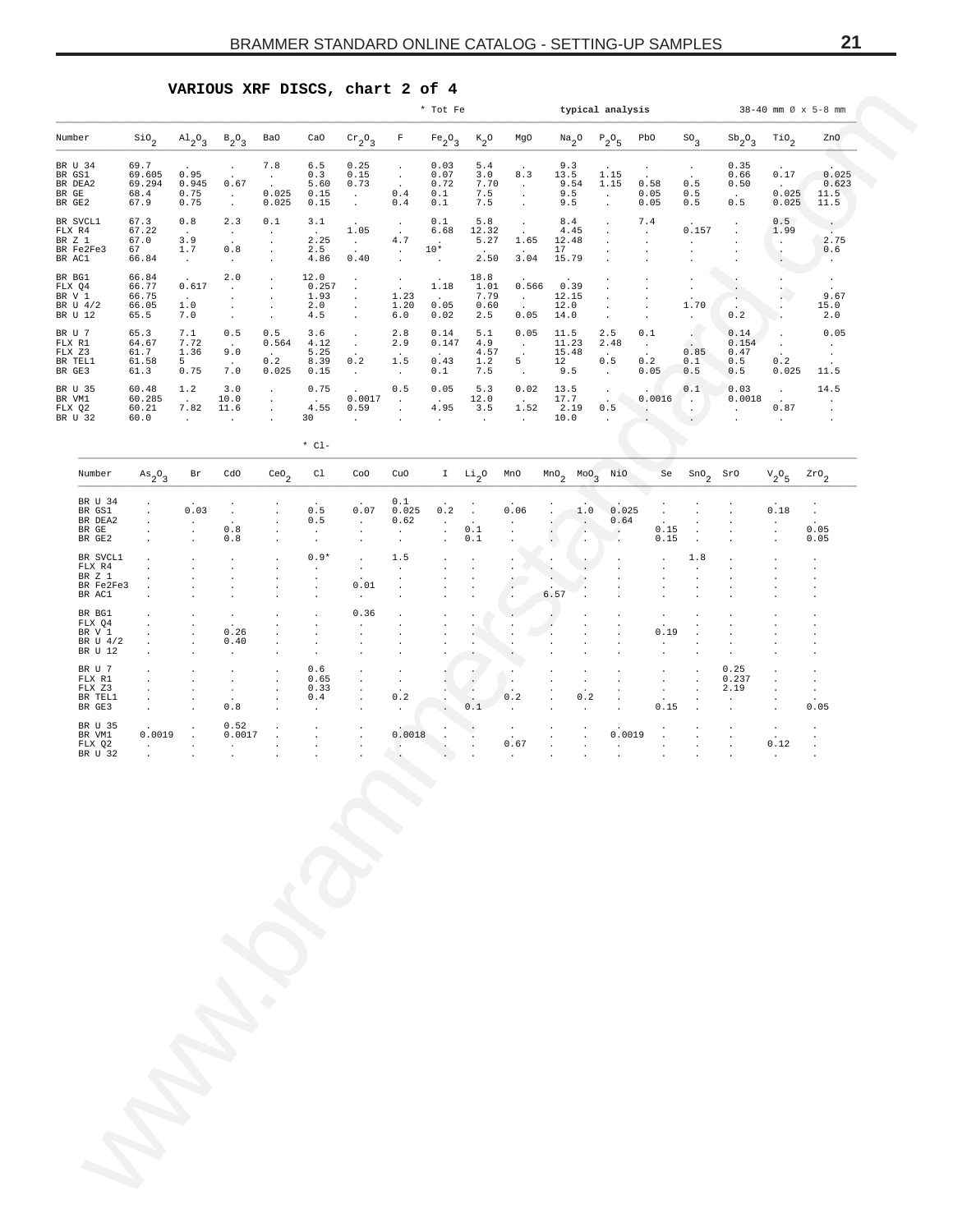## VARIOUS XRF DISCS, chart 2 of 4

\* Tot Fe — typical analysis — 38-40 mm Ø x 5-8 mm

| Number | $SiO_2$ | $Al_2O_3$ | $B_2O_3$ | BaO | CaO | $Cr_2O_3$ | F | $Fe_2O_3$ | $K_2O$ | MgO | $Na_2O$ | $P_2O_5$ | PbO | $SO_3$ | $Sb_2O_3$ | $TiO_2$ | ZnO |
|---|---|---|---|---|---|---|---|---|---|---|---|---|---|---|---|---|---|
| BR U 34 | 69.7 | . | . | 7.8 | 6.5 | 0.25 | . | 0.03 | 5.4 | . | 9.3 | . | . | . | 0.35 | . | . |
| BR GS1 | 69.605 | 0.95 | . | . | 0.3 | 0.15 | . | 0.07 | 3.0 | 8.3 | 13.5 | 1.15 | . | . | 0.66 | 0.17 | 0.025 |
| BR DEA2 | 69.294 | 0.945 | 0.67 | . | 5.60 | 0.73 | . | 0.72 | 7.70 | . | 9.54 | 1.15 | 0.58 | 0.5 | 0.50 | . | 0.623 |
| BR GE | 68.4 | 0.75 | . | 0.025 | 0.15 | . | 0.4 | 0.1 | 7.5 | . | 9.5 | . | 0.05 | 0.5 | . | 0.025 | 11.5 |
| BR GE2 | 67.9 | 0.75 | . | 0.025 | 0.15 | . | 0.4 | 0.1 | 7.5 | . | 9.5 | . | 0.05 | 0.5 | 0.5 | 0.025 | 11.5 |
| BR SVCL1 | 67.3 | 0.8 | 2.3 | 0.1 | 3.1 | . | . | 0.1 | 5.8 | . | 8.4 | . | 7.4 | . | . | 0.5 | . |
| FLX R4 | 67.22 | . | . | . | . | 1.05 | . | 6.68 | 12.32 | . | 4.45 | . | . | 0.157 | . | 1.99 | . |
| BR Z 1 | 67.0 | 3.9 | . | . | 2.25 | . | 4.7 | . | 5.27 | 1.65 | 12.48 | . | . | . | . | . | 2.75 |
| BR Fe2Fe3 | 67 | 1.7 | 0.8 | . | 2.5 | . | . | 10* | . | . | 17 | . | . | . | . | . | 0.6 |
| BR AC1 | 66.84 | . | . | . | 4.86 | 0.40 | . | . | 2.50 | 3.04 | 15.79 | . | . | . | . | . | . |
| BR BG1 | 66.84 | . | 2.0 | . | 12.0 | . | . | . | 18.8 | . | . | . | . | . | . | . | . |
| FLX Q4 | 66.77 | 0.617 | . | . | 0.257 | . | . | 1.18 | 1.01 | 0.566 | 0.39 | . | . | . | . | . | . |
| BR V 1 | 66.75 | . | . | . | 1.93 | . | 1.23 | . | 7.79 | . | 12.15 | . | . | . | . | . | 9.67 |
| BR U 4/2 | 66.05 | 1.0 | . | . | 2.0 | . | 1.20 | 0.05 | 0.60 | . | 12.0 | . | . | 1.70 | . | . | 15.0 |
| BR U 12 | 65.5 | 7.0 | . | . | 4.5 | . | 6.0 | 0.02 | 2.5 | 0.05 | 14.0 | . | . | . | 0.2 | . | 2.0 |
| BR U 7 | 65.3 | 7.1 | 0.5 | 0.5 | 3.6 | . | 2.8 | 0.14 | 5.1 | 0.05 | 11.5 | 2.5 | 0.1 | . | 0.14 | . | 0.05 |
| FLX R1 | 64.67 | 7.72 | . | 0.564 | 4.12 | . | 2.9 | 0.147 | 4.9 | . | 11.23 | 2.48 | . | . | 0.154 | . | . |
| FLX Z3 | 61.7 | 1.36 | 9.0 | . | 5.25 | . | . | . | 4.57 | . | 15.48 | . | . | 0.85 | 0.47 | . | . |
| BR TEL1 | 61.58 | 5 | . | 0.2 | 8.39 | 0.2 | 1.5 | 0.43 | 1.2 | 5 | 12 | 0.5 | 0.2 | 0.1 | 0.5 | 0.2 | . |
| BR GE3 | 61.3 | 0.75 | 7.0 | 0.025 | 0.15 | . | . | 0.1 | 7.5 | . | 9.5 | . | 0.05 | 0.5 | 0.5 | 0.025 | 11.5 |
| BR U 35 | 60.48 | 1.2 | 3.0 | . | 0.75 | . | 0.5 | 0.05 | 5.3 | 0.02 | 13.5 | . | . | 0.1 | 0.03 | . | 14.5 |
| BR VM1 | 60.285 | . | 10.0 | . | . | 0.0017 | . | . | 12.0 | . | 17.7 | . | 0.0016 | . | 0.0018 | . | . |
| FLX Q2 | 60.21 | 7.82 | 11.6 | . | 4.55 | 0.59 | . | 4.95 | 3.5 | 1.52 | 2.19 | 0.5 | . | . | . | 0.87 | . |
| BR U 32 | 60.0 | . | . | . | 30 | . | . | . | . | . | 10.0 | . | . | . | . | . | . |

\* Cl-

| Number | $As_2O_3$ | Br | CdO | $CeO_2$ | Cl | CoO | CuO | I | $Li_2O$ | MnO | $MnO_2$ | $MoO_3$ | NiO | Se | $SnO_2$ | SrO | $V_2O_5$ | $ZrO_2$ |
|---|---|---|---|---|---|---|---|---|---|---|---|---|---|---|---|---|---|---|
| BR U 34 | . | . | . | . | . | . | 0.1 | . | . | . | . | . | . | . | . | . | . | . |
| BR GS1 | . | 0.03 | . | . | 0.5 | 0.07 | 0.025 | 0.2 | . | 0.06 | . | 1.0 | 0.025 | . | . | . | 0.18 | . |
| BR DEA2 | . | . | . | . | 0.5 | . | 0.62 | . | . | . | . | . | 0.64 | . | . | . | . | . |
| BR GE | . | . | 0.8 | . | . | . | . | . | 0.1 | . | . | . | . | 0.15 | . | . | . | 0.05 |
| BR GE2 | . | . | 0.8 | . | . | . | . | . | 0.1 | . | . | . | . | 0.15 | . | . | . | 0.05 |
| BR SVCL1 | . | . | . | . | 0.9* | . | 1.5 | . | . | . | . | . | . | . | 1.8 | . | . | . |
| FLX R4 | . | . | . | . | . | . | . | . | . | . | . | . | . | . | . | . | . | . |
| BR Z 1 | . | . | . | . | . | . | . | . | . | . | . | . | . | . | . | . | . | . |
| BR Fe2Fe3 | . | . | . | . | . | 0.01 | . | . | . | . | . | . | . | . | . | . | . | . |
| BR AC1 | . | . | . | . | . | . | . | . | . | . | 6.57 | . | . | . | . | . | . | . |
| BR BG1 | . | . | . | . | . | 0.36 | . | . | . | . | . | . | . | . | . | . | . | . |
| FLX Q4 | . | . | . | . | . | . | . | . | . | . | . | . | . | . | . | . | . | . |
| BR V 1 | . | . | 0.26 | . | . | . | . | . | . | . | . | . | . | 0.19 | . | . | . | . |
| BR U 4/2 | . | . | 0.40 | . | . | . | . | . | . | . | . | . | . | . | . | . | . | . |
| BR U 12 | . | . | . | . | . | . | . | . | . | . | . | . | . | . | . | . | . | . |
| BR U 7 | . | . | . | . | 0.6 | . | . | . | . | . | . | . | . | . | . | 0.25 | . | . |
| FLX R1 | . | . | . | . | 0.65 | . | . | . | . | . | . | . | . | . | . | 0.237 | . | . |
| FLX Z3 | . | . | . | . | 0.33 | . | . | . | . | . | . | . | . | . | . | 2.19 | . | . |
| BR TEL1 | . | . | . | . | 0.4 | . | 0.2 | . | . | 0.2 | . | 0.2 | . | . | . | . | . | . |
| BR GE3 | . | . | 0.8 | . | . | . | . | . | 0.1 | . | . | . | . | 0.15 | . | . | . | 0.05 |
| BR U 35 | . | . | 0.52 | . | . | . | . | . | . | . | . | . | . | . | . | . | . | . |
| BR VM1 | 0.0019 | . | 0.0017 | . | . | . | 0.0018 | . | . | . | . | . | 0.0019 | . | . | . | . | . |
| FLX Q2 | . | . | . | . | . | . | . | . | . | 0.67 | . | . | . | . | . | . | 0.12 | . |
| BR U 32 | . | . | . | . | . | . | . | . | . | . | . | . | . | . | . | . | . | . |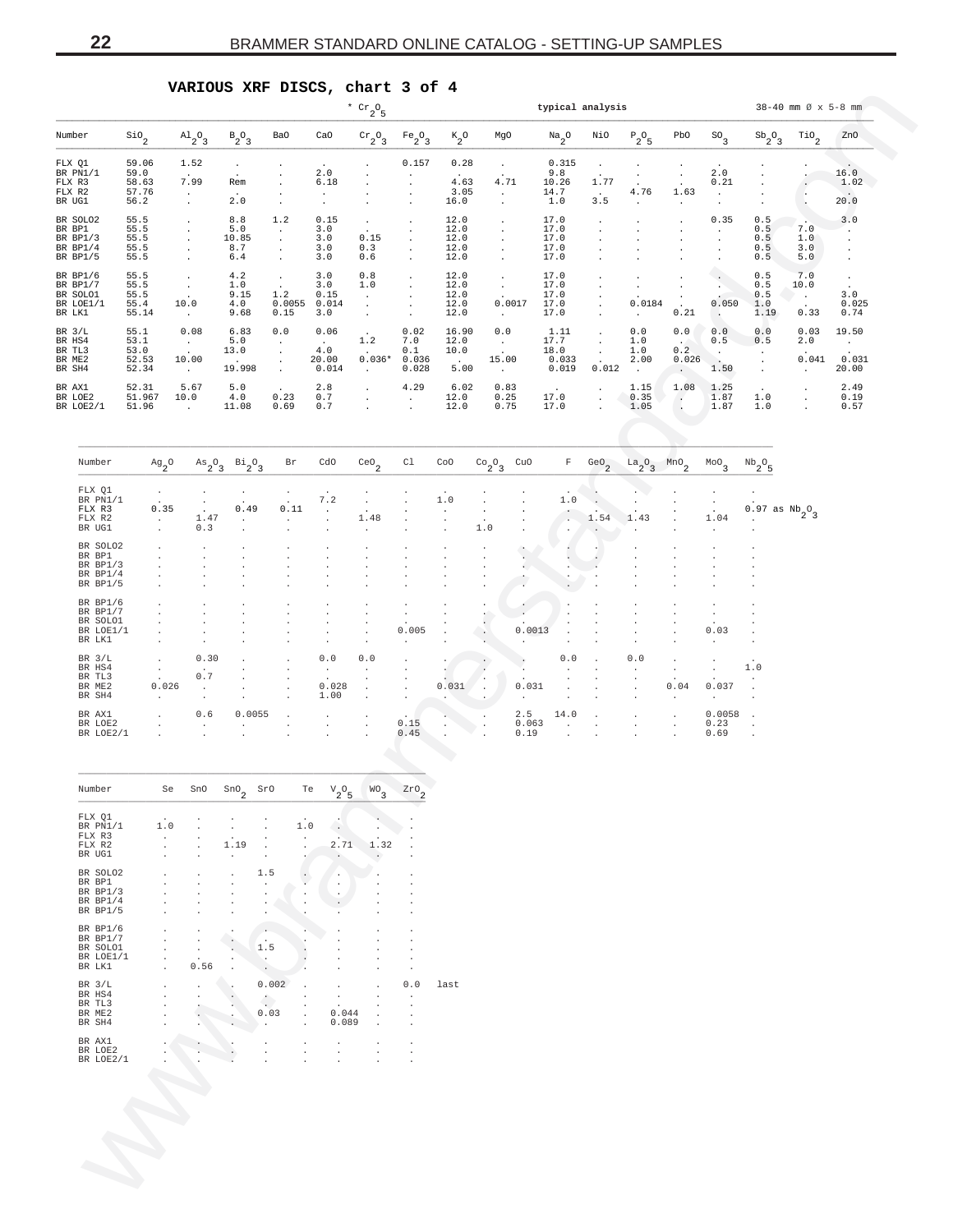## VARIOUS XRF DISCS, chart 3 of 4

\* $Cr_2O_5$ typical analysis 38-40 mm Ø x 5-8 mm

| Number | $SiO_2$ | $Al_2O_3$ | $B_2O_3$ | BaO | CaO | $Cr_2O_3$ | $Fe_2O_3$ | $K_2O$ | MgO | $Na_2O$ | NiO | $P_2O_5$ | PbO | $SO_3$ | $Sb_2O_3$ | $TiO_2$ | ZnO |
|---|---|---|---|---|---|---|---|---|---|---|---|---|---|---|---|---|---|
| FLX Q1 | 59.06 | 1.52 | . | . | . | . | 0.157 | 0.28 | . | 0.315 | . | . | . | . | . | . | . |
| BR PN1/1 | 59.0 | . | . | . | 2.0 | . | . | . | . | 9.8 | . | . | . | 2.0 | . | . | 16.0 |
| FLX R3 | 58.63 | 7.99 | Rem | . | 6.18 | . | . | 4.63 | 4.71 | 10.26 | 1.77 | . | . | 0.21 | . | . | 1.02 |
| FLX R2 | 57.76 | . | . | . | . | . | . | 3.05 | . | 14.7 | . | 4.76 | 1.63 | . | . | . | . |
| BR UG1 | 56.2 | . | 2.0 | . | . | . | . | 16.0 | . | 1.0 | 3.5 | . | . | . | . | . | 20.0 |
| BR SOLO2 | 55.5 | . | 8.8 | 1.2 | 0.15 | . | . | 12.0 | . | 17.0 | . | . | . | 0.35 | 0.5 | . | 3.0 |
| BR BP1 | 55.5 | . | 5.0 | . | 3.0 | . | . | 12.0 | . | 17.0 | . | . | . | . | 0.5 | 7.0 | . |
| BR BP1/3 | 55.5 | . | 10.85 | . | 3.0 | 0.15 | . | 12.0 | . | 17.0 | . | . | . | . | 0.5 | 1.0 | . |
| BR BP1/4 | 55.5 | . | 8.7 | . | 3.0 | 0.3 | . | 12.0 | . | 17.0 | . | . | . | . | 0.5 | 3.0 | . |
| BR BP1/5 | 55.5 | . | 6.4 | . | 3.0 | 0.6 | . | 12.0 | . | 17.0 | . | . | . | . | 0.5 | 5.0 | . |
| BR BP1/6 | 55.5 | . | 4.2 | . | 3.0 | 0.8 | . | 12.0 | . | 17.0 | . | . | . | . | 0.5 | 7.0 | . |
| BR BP1/7 | 55.5 | . | 1.0 | . | 3.0 | 1.0 | . | 12.0 | . | 17.0 | . | . | . | . | 0.5 | 10.0 | . |
| BR SOLO1 | 55.5 | . | 9.15 | 1.2 | 0.15 | . | . | 12.0 | . | 17.0 | . | . | . | . | 0.5 | . | 3.0 |
| BR LOE1/1 | 55.4 | 10.0 | 4.0 | 0.0055 | 0.014 | . | . | 12.0 | 0.0017 | 17.0 | . | 0.0184 | . | 0.050 | 1.0 | . | 0.025 |
| BR LK1 | 55.14 | . | 9.68 | 0.15 | 3.0 | . | . | 12.0 | . | 17.0 | . | . | 0.21 | . | 1.19 | 0.33 | 0.74 |
| BR 3/L | 55.1 | 0.08 | 6.83 | 0.0 | 0.06 | . | 0.02 | 16.90 | 0.0 | 1.11 | . | 0.0 | 0.0 | 0.0 | 0.0 | 0.03 | 19.50 |
| BR HS4 | 53.1 | . | 5.0 | . | . | 1.2 | 7.0 | 12.0 | . | 17.7 | . | 1.0 | . | 0.5 | 0.5 | 2.0 | . |
| BR TL3 | 53.0 | . | 13.0 | . | 4.0 | . | 0.1 | 10.0 | . | 18.0 | . | 1.0 | 0.2 | . | . | . | . |
| BR ME2 | 52.53 | 10.00 | . | . | 20.00 | 0.036* | 0.036 | . | 15.00 | 0.033 | . | 2.00 | 0.026 | . | . | 0.041 | 0.031 |
| BR SH4 | 52.34 | . | 19.998 | . | 0.014 | . | 0.028 | 5.00 | . | 0.019 | 0.012 | . | . | 1.50 | . | . | 20.00 |
| BR AX1 | 52.31 | 5.67 | 5.0 | . | 2.8 | . | 4.29 | 6.02 | 0.83 | . | . | 1.15 | 1.08 | 1.25 | . | . | 2.49 |
| BR LOE2 | 51.967 | 10.0 | 4.0 | 0.23 | 0.7 | . | . | 12.0 | 0.25 | 17.0 | . | 0.35 | . | 1.87 | 1.0 | . | 0.19 |
| BR LOE2/1 | 51.96 | . | 11.08 | 0.69 | 0.7 | . | . | 12.0 | 0.75 | 17.0 | . | 1.05 | . | 1.87 | 1.0 | . | 0.57 |

| Number | $Ag_2O$ | $As_2O_3$ | $Bi_2O_3$ | Br | CdO | $CeO_2$ | Cl | CoO | $Co_2O_3$ | CuO | F | $GeO_2$ | $La_2O_3$ | $MnO_2$ | $MoO_3$ | $Nb_2O_5$ |
|---|---|---|---|---|---|---|---|---|---|---|---|---|---|---|---|---|
| FLX Q1 | . | . | . | . | . | . | . | . | . | . | . | . | . | . | . | . |
| BR PN1/1 | . | . | . | . | 7.2 | . | . | 1.0 | . | . | 1.0 | . | . | . | . | . |
| FLX R3 | 0.35 | . | 0.49 | 0.11 | . | . | . | . | . | . | . | . | . | . | . | 0.97 as $Nb_2O_3$ |
| FLX R2 | . | 1.47 | . | . | . | 1.48 | . | . | . | . | . | 1.54 | 1.43 | . | 1.04 | . |
| BR UG1 | . | 0.3 | . | . | . | . | . | . | 1.0 | . | . | . | . | . | . | . |
| BR SOLO2 | . | . | . | . | . | . | . | . | . | . | . | . | . | . | . | . |
| BR BP1 | . | . | . | . | . | . | . | . | . | . | . | . | . | . | . | . |
| BR BP1/3 | . | . | . | . | . | . | . | . | . | . | . | . | . | . | . | . |
| BR BP1/4 | . | . | . | . | . | . | . | . | . | . | . | . | . | . | . | . |
| BR BP1/5 | . | . | . | . | . | . | . | . | . | . | . | . | . | . | . | . |
| BR BP1/6 | . | . | . | . | . | . | . | . | . | . | . | . | . | . | . | . |
| BR BP1/7 | . | . | . | . | . | . | . | . | . | . | . | . | . | . | . | . |
| BR SOLO1 | . | . | . | . | . | . | . | . | . | . | . | . | . | . | . | . |
| BR LOE1/1 | . | . | . | . | . | . | 0.005 | . | . | 0.0013 | . | . | . | . | 0.03 | . |
| BR LK1 | . | . | . | . | . | . | . | . | . | . | . | . | . | . | . | . |
| BR 3/L | . | 0.30 | . | . | 0.0 | 0.0 | . | . | . | . | 0.0 | . | 0.0 | . | . | . |
| BR HS4 | . | . | . | . | . | . | . | . | . | . | . | . | . | . | . | 1.0 |
| BR TL3 | . | 0.7 | . | . | . | . | . | . | . | . | . | . | . | . | . | . |
| BR ME2 | 0.026 | . | . | . | 0.028 | . | . | 0.031 | . | 0.031 | . | . | . | 0.04 | 0.037 | . |
| BR SH4 | . | . | . | . | 1.00 | . | . | . | . | . | . | . | . | . | . | . |
| BR AX1 | . | 0.6 | 0.0055 | . | . | . | . | . | . | 2.5 | 14.0 | . | . | . | 0.0058 | . |
| BR LOE2 | . | . | . | . | . | . | 0.15 | . | . | 0.063 | . | . | . | . | 0.23 | . |
| BR LOE2/1 | . | . | . | . | . | . | 0.45 | . | . | 0.19 | . | . | . | . | 0.69 | . |

| Number | Se | SnO | $SnO_2$ | SrO | Te | $V_2O_5$ | $WO_3$ | $ZrO_2$ |
|---|---|---|---|---|---|---|---|---|
| FLX Q1 | . | . | . | . | . | . | . | . |
| BR PN1/1 | 1.0 | . | . | . | 1.0 | . | . | . |
| FLX R3 | . | . | . | . | . | . | . | . |
| FLX R2 | . | . | 1.19 | . | . | 2.71 | 1.32 | . |
| BR UG1 | . | . | . | . | . | . | . | . |
| BR SOLO2 | . | . | . | 1.5 | . | . | . | . |
| BR BP1 | . | . | . | . | . | . | . | . |
| BR BP1/3 | . | . | . | . | . | . | . | . |
| BR BP1/4 | . | . | . | . | . | . | . | . |
| BR BP1/5 | . | . | . | . | . | . | . | . |
| BR BP1/6 | . | . | . | . | . | . | . | . |
| BR BP1/7 | . | . | . | . | . | . | . | . |
| BR SOLO1 | . | . | . | 1.5 | . | . | . | . |
| BR LOE1/1 | . | . | . | . | . | . | . | . |
| BR LK1 | . | 0.56 | . | . | . | . | . | . |
| BR 3/L | . | . | . | 0.002 | . | . | . | 0.0 last |
| BR HS4 | . | . | . | . | . | . | . | . |
| BR TL3 | . | . | . | . | . | . | . | . |
| BR ME2 | . | . | . | 0.03 | . | 0.044 | . | . |
| BR SH4 | . | . | . | . | . | 0.089 | . | . |
| BR AX1 | . | . | . | . | . | . | . | . |
| BR LOE2 | . | . | . | . | . | . | . | . |
| BR LOE2/1 | . | . | . | . | . | . | . | . |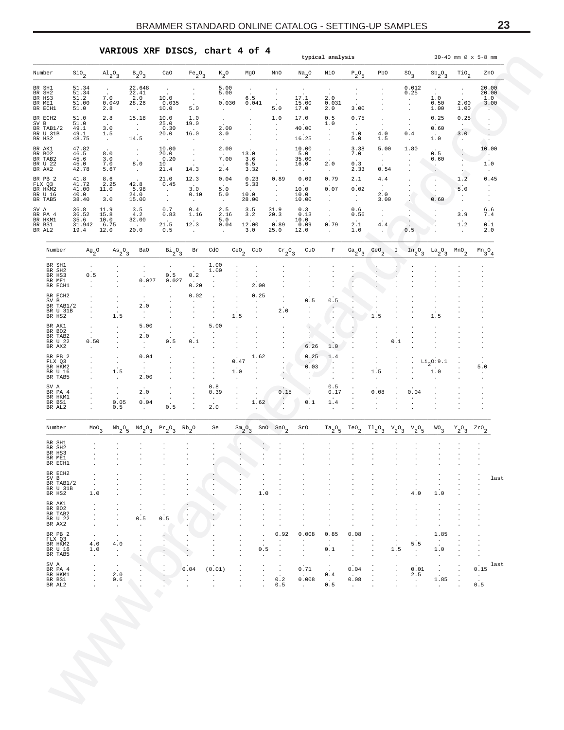## VARIOUS XRF DISCS, chart 4 of 4

typical analysis — 30-40 mm Ø x 5-8 mm

| Number | $SiO_2$ | $Al_2O_3$ | $B_2O_3$ | CaO | $Fe_2O_3$ | $K_2O$ | MgO | MnO | $Na_2O$ | NiO | $P_2O_5$ | PbO | $SO_3$ | $Sb_2O_3$ | $TiO_2$ | ZnO |
|---|---|---|---|---|---|---|---|---|---|---|---|---|---|---|---|---|
| BR SH1 | 51.34 | . | 22.648 | . | . | 5.00 | . | . | . | . | . | . | 0.012 | . | . | 20.00 |
| BR SH2 | 51.34 | . | 22.41 | . | . | 5.00 | . | . | . | . | . | . | 0.25 | . | . | 20.00 |
| BR HS3 | 51.2 | 7.0 | 2.0 | 10.0 | . | . | 6.5 | . | 17.1 | 2.0 | . | . | . | 1.0 | . | 1.0 |
| BR ME1 | 51.00 | 0.049 | 28.26 | 0.035 | . | 0.030 | 0.041 | . | 15.00 | 0.031 | . | . | . | 0.50 | 2.00 | 3.00 |
| BR ECH1 | 51.0 | 2.8 | . | 10.0 | 5.0 | . | . | 5.0 | 17.0 | 2.0 | 3.00 | . | . | 1.00 | 1.00 | . |
| BR ECH2 | 51.0 | 2.8 | 15.18 | 10.0 | 1.0 | . | . | 1.0 | 17.0 | 0.5 | 0.75 | . | . | 0.25 | 0.25 | . |
| SV B | 51.0 | . | . | 25.0 | 19.0 | . | . | . | . | 1.0 | . | . | . | . | . | . |
| BR TAB1/2 | 49.1 | 3.0 | . | 0.30 | . | 2.00 | . | . | 40.00 | . | . | . | . | 0.60 | . | . |
| BR U 31B | 49.1 | 1.5 | . | 20.0 | 16.0 | 3.0 | . | . | . | . | 1.0 | 4.0 | 0.4 | . | 3.0 | . |
| BR HS2 | 48.75 | . | 14.5 | . | . | . | . | . | 16.25 | . | 5.0 | 1.5 | . | 1.0 | . | . |
| BR AK1 | 47.82 | . | . | 10.00 | . | 2.00 | . | . | 10.00 | . | 3.38 | 5.00 | 1.80 | . | . | 10.00 |
| BR BO2 | 46.5 | 8.0 | . | 20.0 | . | . | 13.0 | . | 5.0 | . | 7.0 | . | . | 0.5 | . | . |
| BR TAB2 | 45.6 | 3.0 | . | 0.20 | . | 7.00 | 3.6 | . | 35.00 | . | . | . | . | 0.60 | . | . |
| BR U 22 | 45.0 | 7.0 | 8.0 | 10 | . | . | 6.5 | . | 16.0 | 2.0 | 0.3 | . | . | . | . | 1.0 |
| BR AX2 | 42.78 | 5.67 | . | 21.4 | 14.3 | 2.4 | 3.32 | . | . | . | 2.33 | 0.54 | . | . | . | . |
| BR PB 2 | 41.8 | 8.6 | . | 21.0 | 12.3 | 0.04 | 0.23 | 0.89 | 0.09 | 0.79 | 2.1 | 4.4 | . | . | 1.2 | 0.45 |
| FLX Q3 | 41.72 | 2.25 | 42.8 | 0.45 | . | . | 5.33 | . | . | . | . | . | . | . | . | . |
| BR HKM2 | 41.00 | 11.0 | 5.98 | . | 3.0 | 5.0 | . | . | 10.0 | 0.07 | 0.02 | . | . | . | 5.0 | . |
| BR U 16 | 40.0 | . | 24.0 | . | 0.10 | 5.0 | 10.0 | . | 10.0 | . | . | 2.0 | . | . | . | . |
| BR TAB5 | 38.40 | 3.0 | 15.00 | . | . | . | 28.00 | . | 10.00 | . | . | 3.00 | . | 0.60 | . | . |
| SV A | 36.8 | 11.9 | 3.5 | 0.7 | 0.4 | 2.5 | 3.5 | 31.9 | 0.3 | . | 0.6 | . | . | . | . | 6.6 |
| BR PA 4 | 36.52 | 15.8 | 4.2 | 0.83 | 1.16 | 2.16 | 3.2 | 20.3 | 0.13 | . | 0.56 | . | . | . | 3.9 | 7.4 |
| BR HKM1 | 35.6 | 10.0 | 32.00 | . | . | 5.0 | . | . | 10.0 | . | . | . | . | . | . | . |
| BR BS1 | 31.942 | 6.75 | . | 21.5 | 12.3 | 0.04 | 12.00 | 0.89 | 0.09 | 0.79 | 2.1 | 4.4 | . | . | 1.2 | 0.1 |
| BR AL2 | 19.4 | 12.0 | 20.0 | 0.5 | . | . | 3.0 | 25.0 | 12.0 | . | 1.0 | . | 0.5 | . | . | 2.0 |

| Number | $Ag_2O$ | $As_2O_3$ | BaO | $Bi_2O_3$ | Br | CdO | $CeO_2$ | CoO | $Cr_2O_3$ | CuO | F | $Ga_2O_3$ | $GeO_2$ | I | $In_2O_3$ | $La_2O_3$ | $MnO_2$ | $Mn_3O_4$ |
|---|---|---|---|---|---|---|---|---|---|---|---|---|---|---|---|---|---|---|
| BR SH1 | . | . | . | . | . | 1.00 | . | . | . | . | . | . | . | . | . | . | . | . |
| BR SH2 | . | . | . | . | . | 1.00 | . | . | . | . | . | . | . | . | . | . | . | . |
| BR HS3 | 0.5 | . | . | 0.5 | 0.2 | . | . | . | . | . | . | . | . | . | . | . | . | . |
| BR ME1 | . | . | 0.027 | 0.027 | . | . | . | . | . | . | . | . | . | . | . | . | . | . |
| BR ECH1 | . | . | . | . | 0.20 | . | . | 2.00 | . | . | . | . | . | . | . | . | . | . |
| BR ECH2 | . | . | . | . | 0.02 | . | . | 0.25 | . | . | . | . | . | . | . | . | . | . |
| SV B | . | . | . | . | . | . | . | . | . | 0.5 | 0.5 | . | . | . | . | . | . | . |
| BR TAB1/2 | . | . | 2.0 | . | . | . | . | . | . | . | . | . | . | . | . | . | . | . |
| BR U 31B | . | . | . | . | . | . | . | . | 2.0 | . | . | . | . | . | . | . | . | . |
| BR HS2 | . | 1.5 | . | . | . | . | 1.5 | . | . | . | . | . | 1.5 | . | . | 1.5 | . | . |
| BR AK1 | . | . | 5.00 | . | . | 5.00 | . | . | . | . | . | . | . | . | . | . | . | . |
| BR BO2 | . | . | . | . | . | . | . | . | . | . | . | . | . | . | . | . | . | . |
| BR TAB2 | . | . | 2.0 | . | . | . | . | . | . | . | . | . | . | . | . | . | . | . |
| BR U 22 | 0.50 | . | . | 0.5 | 0.1 | . | . | . | . | . | . | . | . | 0.1 | . | . | . | . |
| BR AX2 | . | . | . | . | . | . | . | . | . | 6.26 | 1.0 | . | . | . | . | . | . | . |
| BR PB 2 | . | . | 0.04 | . | . | . | . | 1.62 | . | 0.25 | 1.4 | . | . | . | . | . | . | . |
| FLX Q3 | . | . | . | . | . | . | 0.47 | . | . | . | . | . | . | . | $Li_2O$:9.1 | | . | . |
| BR HKM2 | . | . | . | . | . | . | . | . | . | 0.03 | . | . | . | . | . | . | . | 5.0 |
| BR U 16 | . | 1.5 | . | . | . | . | 1.0 | . | . | . | . | . | 1.5 | . | . | 1.0 | . | . |
| BR TAB5 | . | . | 2.00 | . | . | . | . | . | . | . | . | . | . | . | . | . | . | . |
| SV A | . | . | . | . | . | 0.8 | . | . | . | . | 0.5 | . | . | . | . | . | . | . |
| BR PA 4 | . | . | 2.0 | . | . | 0.39 | . | . | 0.15 | . | 0.17 | . | 0.08 | . | 0.04 | . | . | . |
| BR HKM1 | . | . | . | . | . | . | . | . | . | . | . | . | . | . | . | . | . | . |
| BR BS1 | . | 0.05 | 0.04 | . | . | . | . | 1.62 | . | 0.1 | 1.4 | . | . | . | . | . | . | . |
| BR AL2 | . | 0.5 | . | 0.5 | . | 2.0 | . | . | . | . | . | . | . | . | . | . | . | . |

| Number | $MoO_3$ | $Nb_2O_5$ | $Nd_2O_3$ | $Pr_2O_3$ | $Rb_2O$ | Se | $Sm_2O_3$ | SnO | $SnO_2$ | SrO | $Ta_2O_5$ | $TeO_2$ | $Tl_2O_3$ | $V_2O_3$ | $V_2O_5$ | $WO_3$ | $Y_2O_3$ | $ZrO_2$ | |
|---|---|---|---|---|---|---|---|---|---|---|---|---|---|---|---|---|---|---|---|
| BR SH1 | . | . | . | . | . | . | . | . | . | . | . | . | . | . | . | . | . | . | |
| BR SH2 | . | . | . | . | . | . | . | . | . | . | . | . | . | . | . | . | . | . | |
| BR HS3 | . | . | . | . | . | . | . | . | . | . | . | . | . | . | . | . | . | . | |
| BR ME1 | . | . | . | . | . | . | . | . | . | . | . | . | . | . | . | . | . | . | |
| BR ECH1 | . | . | . | . | . | . | . | . | . | . | . | . | . | . | . | . | . | . | |
| BR ECH2 | . | . | . | . | . | . | . | . | . | . | . | . | . | . | . | . | . | . | |
| SV B | . | . | . | . | . | . | . | . | . | . | . | . | . | . | . | . | . | . | last |
| BR TAB1/2 | . | . | . | . | . | . | . | . | . | . | . | . | . | . | . | . | . | . | |
| BR U 31B | . | . | . | . | . | . | . | . | . | . | . | . | . | . | . | . | . | . | |
| BR HS2 | 1.0 | . | . | . | . | . | . | 1.0 | . | . | . | . | . | . | 4.0 | 1.0 | . | . | |
| BR AK1 | . | . | . | . | . | . | . | . | . | . | . | . | . | . | . | . | . | . | |
| BR BO2 | . | . | . | . | . | . | . | . | . | . | . | . | . | . | . | . | . | . | |
| BR TAB2 | . | . | . | . | . | . | . | . | . | . | . | . | . | . | . | . | . | . | |
| BR U 22 | . | . | 0.5 | 0.5 | . | . | . | . | . | . | . | . | . | . | . | . | . | . | |
| BR AX2 | . | . | . | . | . | . | . | . | . | . | . | . | . | . | . | . | . | . | |
| BR PB 2 | . | . | . | . | . | . | . | . | 0.92 | 0.008 | 0.85 | 0.08 | . | . | . | 1.85 | . | . | |
| FLX Q3 | . | . | . | . | . | . | . | . | . | . | . | . | . | . | . | . | . | . | |
| BR HKM2 | 4.0 | 4.0 | . | . | . | . | . | . | . | . | . | . | . | . | 5.5 | . | . | . | |
| BR U 16 | 1.0 | . | . | . | . | . | . | 0.5 | . | . | 0.1 | . | . | 1.5 | . | 1.0 | . | . | |
| BR TAB5 | . | . | . | . | . | . | . | . | . | . | . | . | . | . | . | . | . | . | |
| SV A | . | . | . | . | . | . | . | . | . | . | . | . | . | . | . | . | . | . | last |
| BR PA 4 | . | . | . | . | 0.04 | (0.01) | . | . | . | 0.71 | . | 0.04 | . | . | 0.01 | . | . | 0.15 | |
| BR HKM1 | . | 2.0 | . | . | . | . | . | . | . | . | 0.4 | . | . | . | 2.5 | . | . | . | |
| BR BS1 | . | 0.6 | . | . | . | . | . | . | 0.2 | 0.008 | . | 0.08 | . | . | . | 1.85 | . | . | |
| BR AL2 | . | . | . | . | . | . | . | . | 0.5 | . | 0.5 | . | . | . | . | . | . | 0.5 | |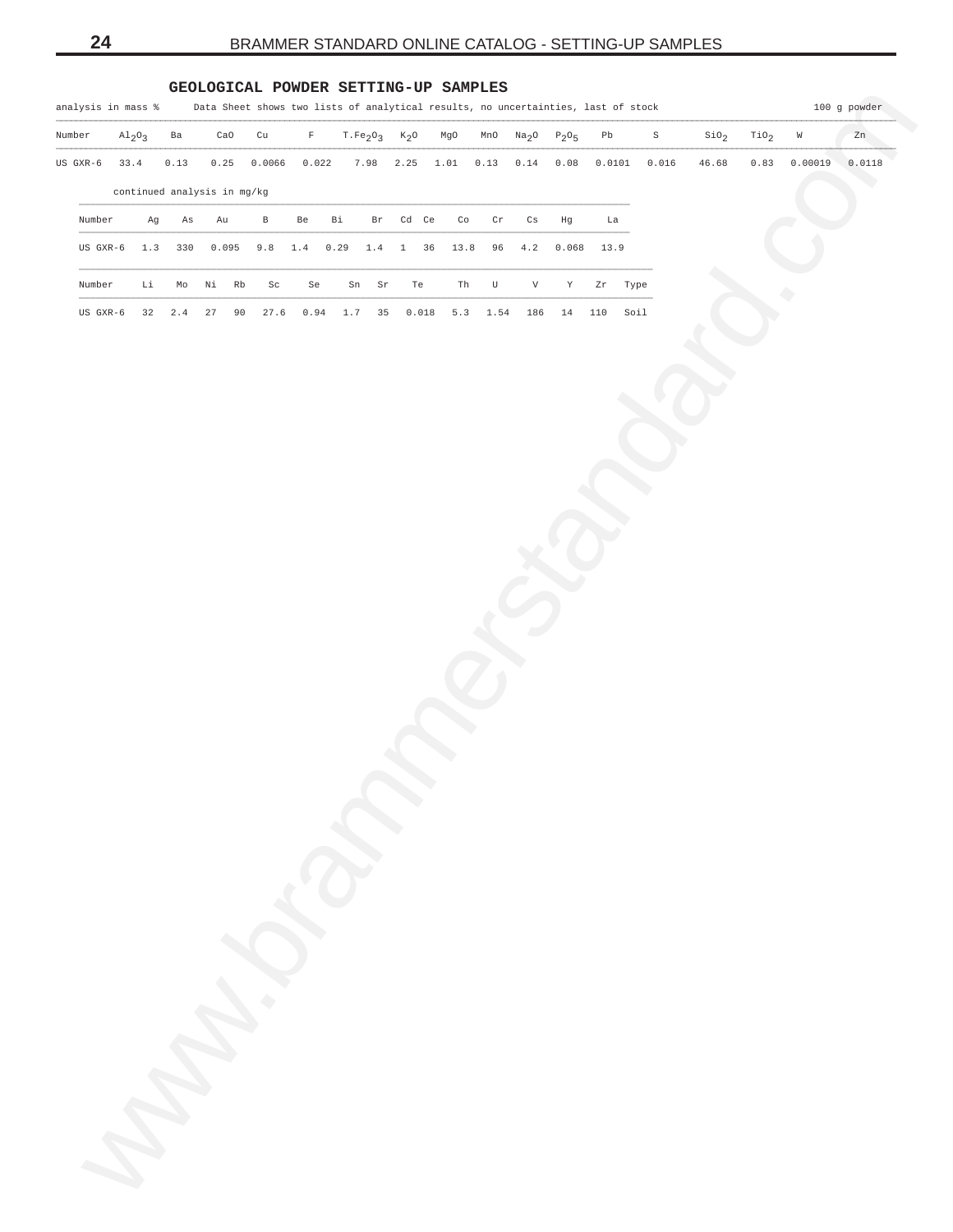## GEOLOGICAL POWDER SETTING-UP SAMPLES

analysis in mass %  Data Sheet shows two lists of analytical results, no uncertainties, last of stock  100 g powder

| Number | $Al_2O_3$ | Ba | CaO | Cu | F | $T.Fe_2O_3$ | $K_2O$ | MgO | MnO | $Na_2O$ | $P_2O_5$ | Pb | S | $SiO_2$ | $TiO_2$ | W | Zn |
|---|---|---|---|---|---|---|---|---|---|---|---|---|---|---|---|---|---|
| US GXR-6 | 33.4 | 0.13 | 0.25 | 0.0066 | 0.022 | 7.98 | 2.25 | 1.01 | 0.13 | 0.14 | 0.08 | 0.0101 | 0.016 | 46.68 | 0.83 | 0.00019 | 0.0118 |

continued analysis in mg/kg

| Number | Ag | As | Au | B | Be | Bi | Br | Cd | Ce | Co | Cr | Cs | Hg | La |
|---|---|---|---|---|---|---|---|---|---|---|---|---|---|---|
| US GXR-6 | 1.3 | 330 | 0.095 | 9.8 | 1.4 | 0.29 | 1.4 | 1 | 36 | 13.8 | 96 | 4.2 | 0.068 | 13.9 |

| Number | Li | Mo | Ni | Rb | Sc | Se | Sn | Sr | Te | Th | U | V | Y | Zr | Type |
|---|---|---|---|---|---|---|---|---|---|---|---|---|---|---|---|
| US GXR-6 | 32 | 2.4 | 27 | 90 | 27.6 | 0.94 | 1.7 | 35 | 0.018 | 5.3 | 1.54 | 186 | 14 | 110 | Soil |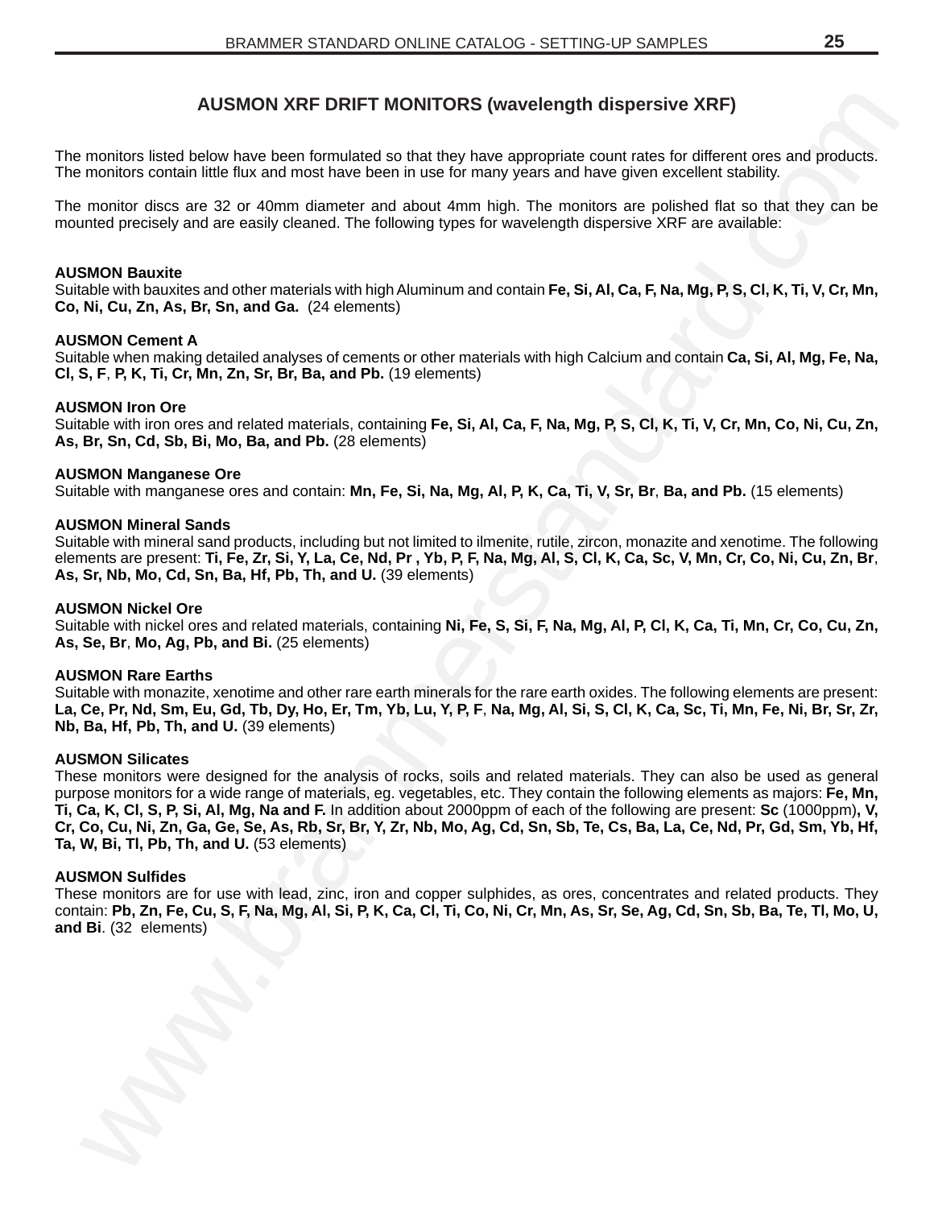## AUSMON XRF DRIFT MONITORS (wavelength dispersive XRF)

The monitors listed below have been formulated so that they have appropriate count rates for different ores and products. The monitors contain little flux and most have been in use for many years and have given excellent stability.

The monitor discs are 32 or 40mm diameter and about 4mm high. The monitors are polished flat so that they can be mounted precisely and are easily cleaned. The following types for wavelength dispersive XRF are available:

**AUSMON Bauxite**
Suitable with bauxites and other materials with high Aluminum and contain **Fe, Si, Al, Ca, F, Na, Mg, P, S, Cl, K, Ti, V, Cr, Mn, Co, Ni, Cu, Zn, As, Br, Sn, and Ga.** (24 elements)

**AUSMON Cement A**
Suitable when making detailed analyses of cements or other materials with high Calcium and contain **Ca, Si, Al, Mg, Fe, Na, Cl, S, F**, **P, K, Ti, Cr, Mn, Zn, Sr, Br, Ba, and Pb.** (19 elements)

**AUSMON Iron Ore**
Suitable with iron ores and related materials, containing **Fe, Si, Al, Ca, F, Na, Mg, P, S, Cl, K, Ti, V, Cr, Mn, Co, Ni, Cu, Zn, As, Br, Sn, Cd, Sb, Bi, Mo, Ba, and Pb.** (28 elements)

**AUSMON Manganese Ore**
Suitable with manganese ores and contain: **Mn, Fe, Si, Na, Mg, Al, P, K, Ca, Ti, V, Sr, Br**, **Ba, and Pb.** (15 elements)

**AUSMON Mineral Sands**
Suitable with mineral sand products, including but not limited to ilmenite, rutile, zircon, monazite and xenotime. The following elements are present: **Ti, Fe, Zr, Si, Y, La, Ce, Nd, Pr , Yb, P, F, Na, Mg, Al, S, Cl, K, Ca, Sc, V, Mn, Cr, Co, Ni, Cu, Zn, Br**, **As, Sr, Nb, Mo, Cd, Sn, Ba, Hf, Pb, Th, and U.** (39 elements)

**AUSMON Nickel Ore**
Suitable with nickel ores and related materials, containing **Ni, Fe, S, Si, F, Na, Mg, Al, P, Cl, K, Ca, Ti, Mn, Cr, Co, Cu, Zn, As, Se, Br**, **Mo, Ag, Pb, and Bi.** (25 elements)

**AUSMON Rare Earths**
Suitable with monazite, xenotime and other rare earth minerals for the rare earth oxides. The following elements are present: **La, Ce, Pr, Nd, Sm, Eu, Gd, Tb, Dy, Ho, Er, Tm, Yb, Lu, Y, P, F**, **Na, Mg, Al, Si, S, Cl, K, Ca, Sc, Ti, Mn, Fe, Ni, Br, Sr, Zr, Nb, Ba, Hf, Pb, Th, and U.** (39 elements)

**AUSMON Silicates**
These monitors were designed for the analysis of rocks, soils and related materials. They can also be used as general purpose monitors for a wide range of materials, eg. vegetables, etc. They contain the following elements as majors: **Fe, Mn, Ti, Ca, K, Cl, S, P, Si, Al, Mg, Na and F.** In addition about 2000ppm of each of the following are present: **Sc** (1000ppm)**, V, Cr, Co, Cu, Ni, Zn, Ga, Ge, Se, As, Rb, Sr, Br, Y, Zr, Nb, Mo, Ag, Cd, Sn, Sb, Te, Cs, Ba, La, Ce, Nd, Pr, Gd, Sm, Yb, Hf, Ta, W, Bi, Tl, Pb, Th, and U.** (53 elements)

**AUSMON Sulfides**
These monitors are for use with lead, zinc, iron and copper sulphides, as ores, concentrates and related products. They contain: **Pb, Zn, Fe, Cu, S, F, Na, Mg, Al, Si, P, K, Ca, Cl, Ti, Co, Ni, Cr, Mn, As, Sr, Se, Ag, Cd, Sn, Sb, Ba, Te, Tl, Mo, U, and Bi**. (32 elements)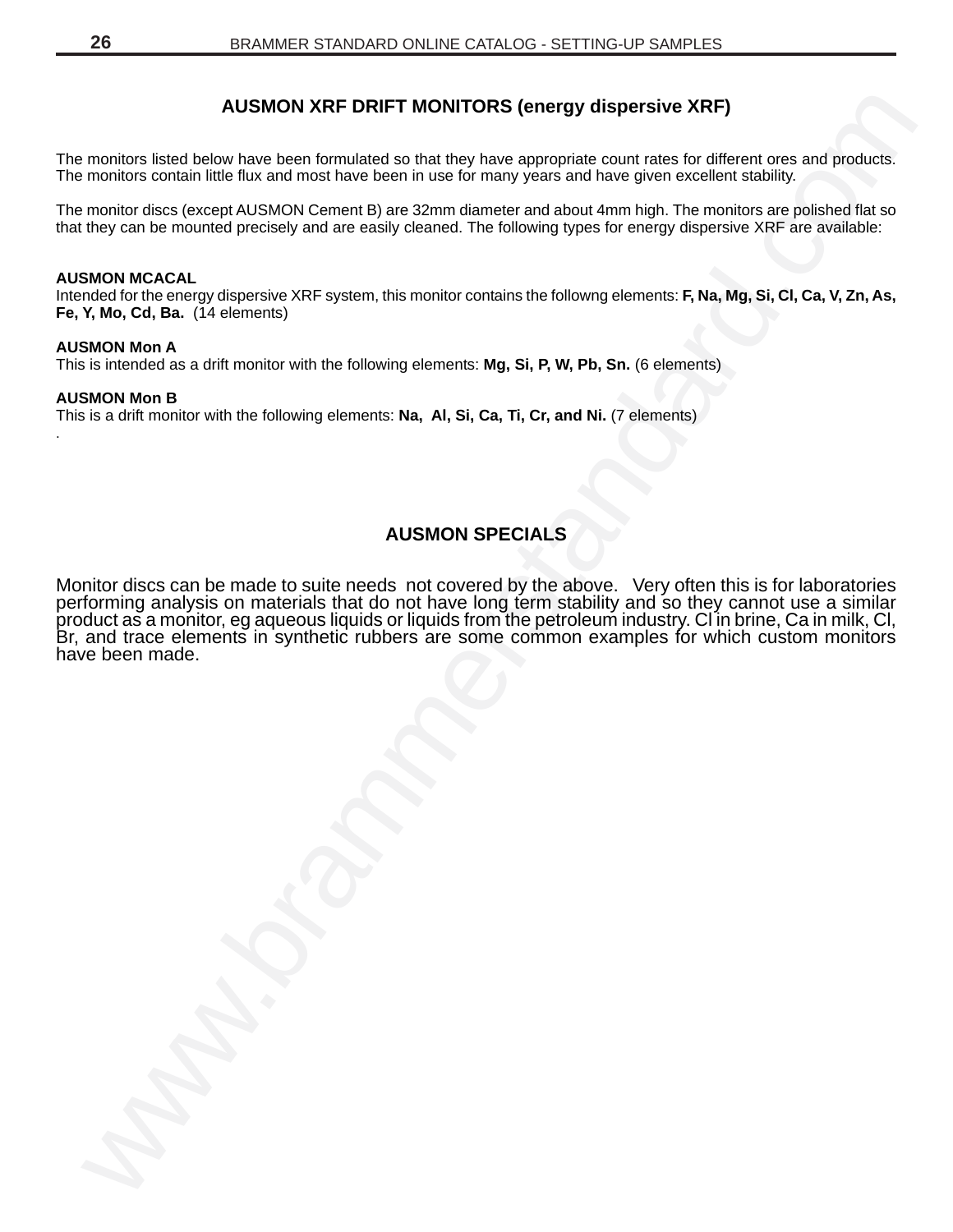## AUSMON XRF DRIFT MONITORS (energy dispersive XRF)

The monitors listed below have been formulated so that they have appropriate count rates for different ores and products. The monitors contain little flux and most have been in use for many years and have given excellent stability.

The monitor discs (except AUSMON Cement B) are 32mm diameter and about 4mm high. The monitors are polished flat so that they can be mounted precisely and are easily cleaned. The following types for energy dispersive XRF are available:

**AUSMON MCACAL**
Intended for the energy dispersive XRF system, this monitor contains the followng elements: **F, Na, Mg, Si, Cl, Ca, V, Zn, As, Fe, Y, Mo, Cd, Ba.** (14 elements)

**AUSMON Mon A**
This is intended as a drift monitor with the following elements: **Mg, Si, P, W, Pb, Sn.** (6 elements)

**AUSMON Mon B**
This is a drift monitor with the following elements: **Na, Al, Si, Ca, Ti, Cr, and Ni.** (7 elements)
.

## AUSMON SPECIALS

Monitor discs can be made to suite needs not covered by the above. Very often this is for laboratories performing analysis on materials that do not have long term stability and so they cannot use a similar product as a monitor, eg aqueous liquids or liquids from the petroleum industry. Cl in brine, Ca in milk, Cl, Br, and trace elements in synthetic rubbers are some common examples for which custom monitors have been made.